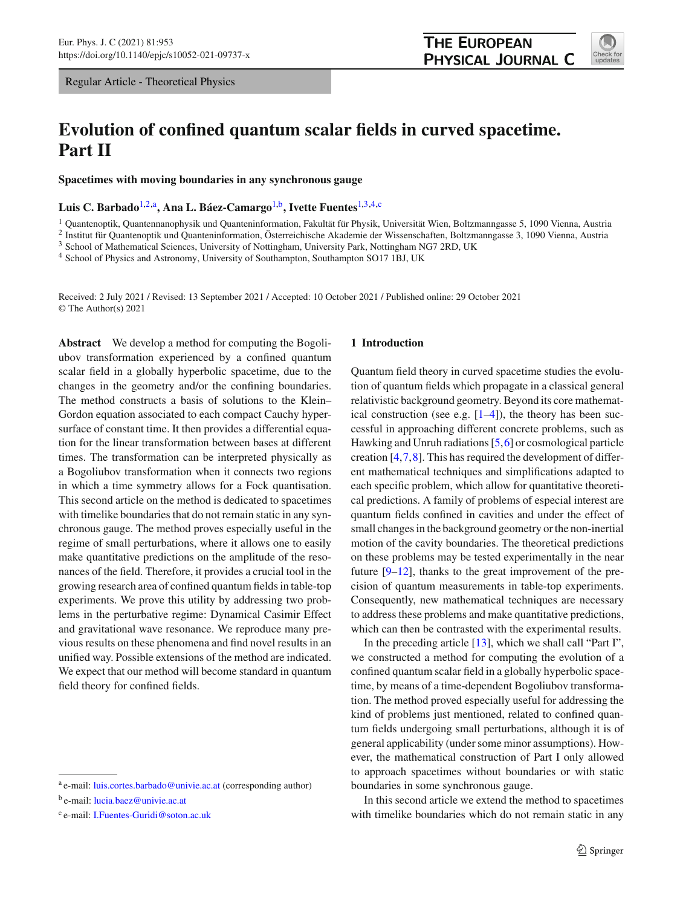Regular Article - Theoretical Physics

# Evolution of confined quantum scalar fields in curved spacetime. Part II

**Spacetimes with moving boundaries in any synchronous gauge**

**Luis C. Barbado**[1,2,a], **Ana L. Báez-Camargo**[1,b], **Ivette Fuentes**[1,3,4,c]

[1] Quantenoptik, Quantennanophysik und Quanteninformation, Fakultät für Physik, Universität Wien, Boltzmanngasse 5, 1090 Vienna, Austria
[2] Institut für Quantenoptik und Quanteninformation, Österreichische Akademie der Wissenschaften, Boltzmanngasse 3, 1090 Vienna, Austria
[3] School of Mathematical Sciences, University of Nottingham, University Park, Nottingham NG7 2RD, UK
[4] School of Physics and Astronomy, University of Southampton, Southampton SO17 1BJ, UK

Received: 2 July 2021 / Revised: 13 September 2021 / Accepted: 10 October 2021 / Published online: 29 October 2021
© The Author(s) 2021

**Abstract** We develop a method for computing the Bogoliubov transformation experienced by a confined quantum scalar field in a globally hyperbolic spacetime, due to the changes in the geometry and/or the confining boundaries. The method constructs a basis of solutions to the Klein–Gordon equation associated to each compact Cauchy hypersurface of constant time. It then provides a differential equation for the linear transformation between bases at different times. The transformation can be interpreted physically as a Bogoliubov transformation when it connects two regions in which a time symmetry allows for a Fock quantisation. This second article on the method is dedicated to spacetimes with timelike boundaries that do not remain static in any synchronous gauge. The method proves especially useful in the regime of small perturbations, where it allows one to easily make quantitative predictions on the amplitude of the resonances of the field. Therefore, it provides a crucial tool in the growing research area of confined quantum fields in table-top experiments. We prove this utility by addressing two problems in the perturbative regime: Dynamical Casimir Effect and gravitational wave resonance. We reproduce many previous results on these phenomena and find novel results in an unified way. Possible extensions of the method are indicated. We expect that our method will become standard in quantum field theory for confined fields.

## 1 Introduction

Quantum field theory in curved spacetime studies the evolution of quantum fields which propagate in a classical general relativistic background geometry. Beyond its core mathematical construction (see e.g. [1–4]), the theory has been successful in approaching different concrete problems, such as Hawking and Unruh radiations [5,6] or cosmological particle creation [4,7,8]. This has required the development of different mathematical techniques and simplifications adapted to each specific problem, which allow for quantitative theoretical predictions. A family of problems of especial interest are quantum fields confined in cavities and under the effect of small changes in the background geometry or the non-inertial motion of the cavity boundaries. The theoretical predictions on these problems may be tested experimentally in the near future [9–12], thanks to the great improvement of the precision of quantum measurements in table-top experiments. Consequently, new mathematical techniques are necessary to address these problems and make quantitative predictions, which can then be contrasted with the experimental results.

In the preceding article [13], which we shall call "Part I", we constructed a method for computing the evolution of a confined quantum scalar field in a globally hyperbolic spacetime, by means of a time-dependent Bogoliubov transformation. The method proved especially useful for addressing the kind of problems just mentioned, related to confined quantum fields undergoing small perturbations, although it is of general applicability (under some minor assumptions). However, the mathematical construction of Part I only allowed to approach spacetimes without boundaries or with static boundaries in some synchronous gauge.

In this second article we extend the method to spacetimes with timelike boundaries which do not remain static in any

---

[a] e-mail: luis.cortes.barbado@univie.ac.at (corresponding author)
[b] e-mail: lucia.baez@univie.ac.at
[c] e-mail: I.Fuentes-Guridi@soton.ac.uk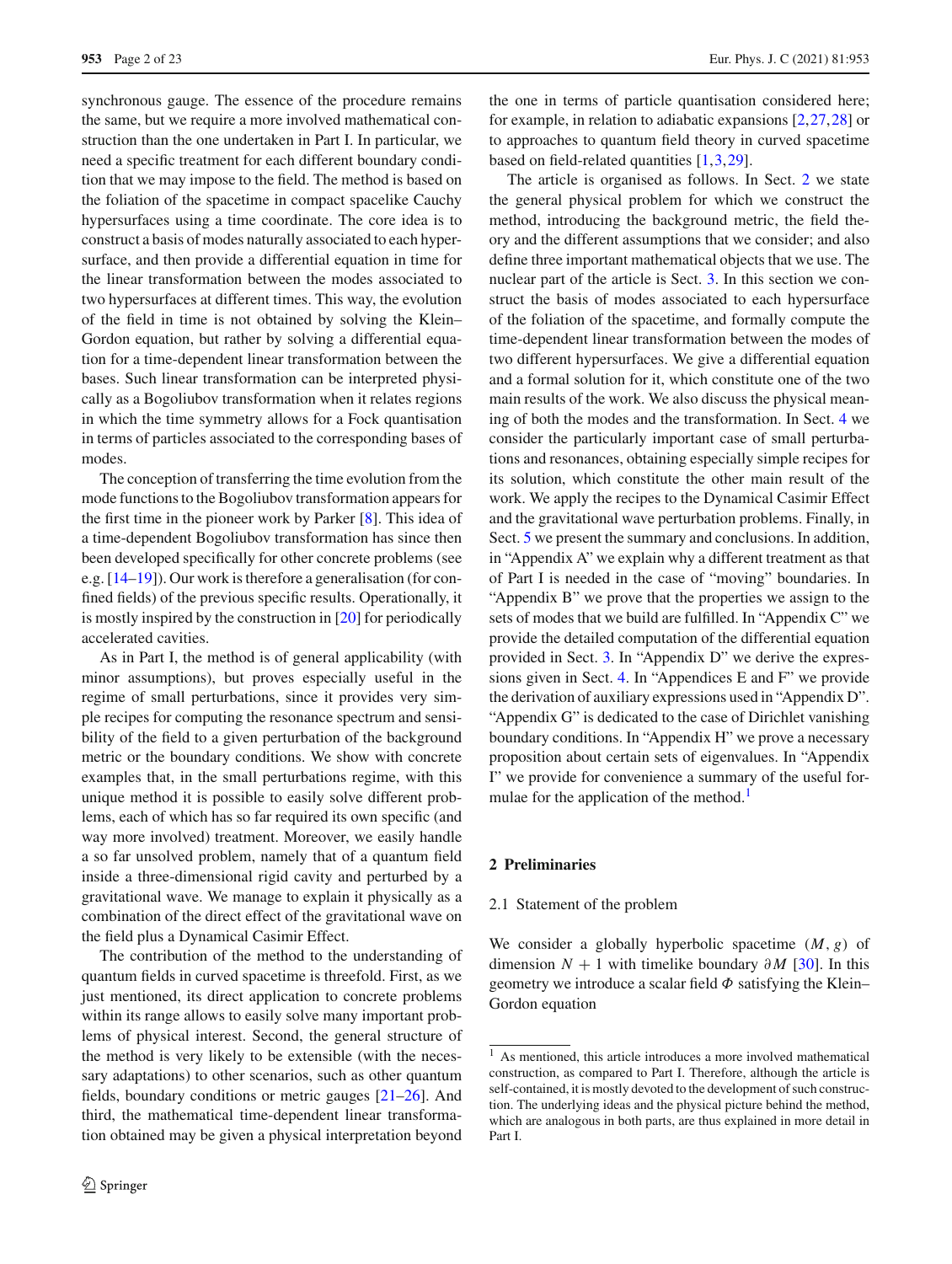synchronous gauge. The essence of the procedure remains the same, but we require a more involved mathematical construction than the one undertaken in Part I. In particular, we need a specific treatment for each different boundary condition that we may impose to the field. The method is based on the foliation of the spacetime in compact spacelike Cauchy hypersurfaces using a time coordinate. The core idea is to construct a basis of modes naturally associated to each hypersurface, and then provide a differential equation in time for the linear transformation between the modes associated to two hypersurfaces at different times. This way, the evolution of the field in time is not obtained by solving the Klein–Gordon equation, but rather by solving a differential equation for a time-dependent linear transformation between the bases. Such linear transformation can be interpreted physically as a Bogoliubov transformation when it relates regions in which the time symmetry allows for a Fock quantisation in terms of particles associated to the corresponding bases of modes.

The conception of transferring the time evolution from the mode functions to the Bogoliubov transformation appears for the first time in the pioneer work by Parker [8]. This idea of a time-dependent Bogoliubov transformation has since then been developed specifically for other concrete problems (see e.g. [14–19]). Our work is therefore a generalisation (for confined fields) of the previous specific results. Operationally, it is mostly inspired by the construction in [20] for periodically accelerated cavities.

As in Part I, the method is of general applicability (with minor assumptions), but proves especially useful in the regime of small perturbations, since it provides very simple recipes for computing the resonance spectrum and sensibility of the field to a given perturbation of the background metric or the boundary conditions. We show with concrete examples that, in the small perturbations regime, with this unique method it is possible to easily solve different problems, each of which has so far required its own specific (and way more involved) treatment. Moreover, we easily handle a so far unsolved problem, namely that of a quantum field inside a three-dimensional rigid cavity and perturbed by a gravitational wave. We manage to explain it physically as a combination of the direct effect of the gravitational wave on the field plus a Dynamical Casimir Effect.

The contribution of the method to the understanding of quantum fields in curved spacetime is threefold. First, as we just mentioned, its direct application to concrete problems within its range allows to easily solve many important problems of physical interest. Second, the general structure of the method is very likely to be extensible (with the necessary adaptations) to other scenarios, such as other quantum fields, boundary conditions or metric gauges [21–26]. And third, the mathematical time-dependent linear transformation obtained may be given a physical interpretation beyond the one in terms of particle quantisation considered here; for example, in relation to adiabatic expansions [2,27,28] or to approaches to quantum field theory in curved spacetime based on field-related quantities [1,3,29].

The article is organised as follows. In Sect. 2 we state the general physical problem for which we construct the method, introducing the background metric, the field theory and the different assumptions that we consider; and also define three important mathematical objects that we use. The nuclear part of the article is Sect. 3. In this section we construct the basis of modes associated to each hypersurface of the foliation of the spacetime, and formally compute the time-dependent linear transformation between the modes of two different hypersurfaces. We give a differential equation and a formal solution for it, which constitute one of the two main results of the work. We also discuss the physical meaning of both the modes and the transformation. In Sect. 4 we consider the particularly important case of small perturbations and resonances, obtaining especially simple recipes for its solution, which constitute the other main result of the work. We apply the recipes to the Dynamical Casimir Effect and the gravitational wave perturbation problems. Finally, in Sect. 5 we present the summary and conclusions. In addition, in "Appendix A" we explain why a different treatment as that of Part I is needed in the case of "moving" boundaries. In "Appendix B" we prove that the properties we assign to the sets of modes that we build are fulfilled. In "Appendix C" we provide the detailed computation of the differential equation provided in Sect. 3. In "Appendix D" we derive the expressions given in Sect. 4. In "Appendices E and F" we provide the derivation of auxiliary expressions used in "Appendix D". "Appendix G" is dedicated to the case of Dirichlet vanishing boundary conditions. In "Appendix H" we prove a necessary proposition about certain sets of eigenvalues. In "Appendix I" we provide for convenience a summary of the useful formulae for the application of the method.[1]

## 2 Preliminaries

### 2.1 Statement of the problem

We consider a globally hyperbolic spacetime $(M, g)$ of dimension $N+1$ with timelike boundary $\partial M$ [30]. In this geometry we introduce a scalar field $\Phi$ satisfying the Klein–Gordon equation

---

[1] As mentioned, this article introduces a more involved mathematical construction, as compared to Part I. Therefore, although the article is self-contained, it is mostly devoted to the development of such construction. The underlying ideas and the physical picture behind the method, which are analogous in both parts, are thus explained in more detail in Part I.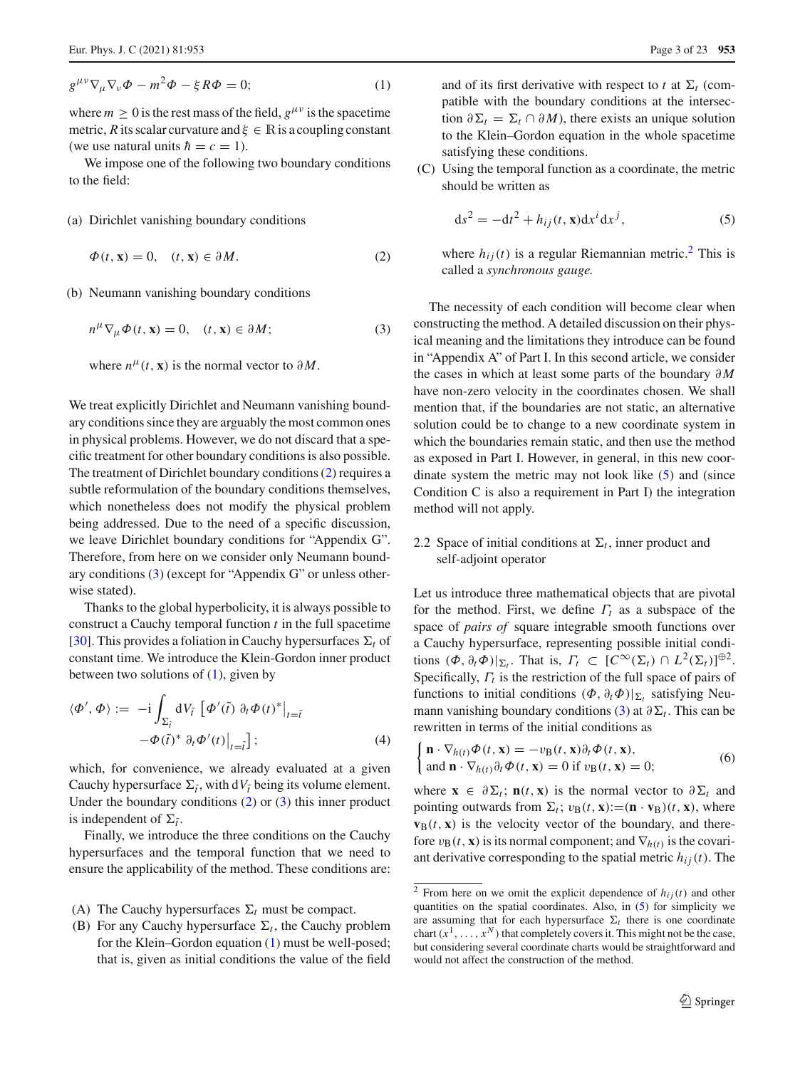$$g^{\mu\nu}\nabla_\mu\nabla_\nu\Phi - m^2\Phi - \xi R\Phi = 0; \tag{1}$$

where $m \geq 0$ is the rest mass of the field, $g^{\mu\nu}$ is the spacetime metric, $R$ its scalar curvature and $\xi \in \mathbb{R}$ is a coupling constant (we use natural units $\hbar = c = 1$).

We impose one of the following two boundary conditions to the field:

(a) Dirichlet vanishing boundary conditions

$$\Phi(t, \mathbf{x}) = 0, \quad (t, \mathbf{x}) \in \partial M. \tag{2}$$

(b) Neumann vanishing boundary conditions

$$n^\mu\nabla_\mu\Phi(t, \mathbf{x}) = 0, \quad (t, \mathbf{x}) \in \partial M; \tag{3}$$

where $n^\mu(t, \mathbf{x})$ is the normal vector to $\partial M$.

We treat explicitly Dirichlet and Neumann vanishing boundary conditions since they are arguably the most common ones in physical problems. However, we do not discard that a specific treatment for other boundary conditions is also possible. The treatment of Dirichlet boundary conditions (2) requires a subtle reformulation of the boundary conditions themselves, which nonetheless does not modify the physical problem being addressed. Due to the need of a specific discussion, we leave Dirichlet boundary conditions for "Appendix G". Therefore, from here on we consider only Neumann boundary conditions (3) (except for "Appendix G" or unless otherwise stated).

Thanks to the global hyperbolicity, it is always possible to construct a Cauchy temporal function $t$ in the full spacetime [30]. This provides a foliation in Cauchy hypersurfaces $\Sigma_t$ of constant time. We introduce the Klein-Gordon inner product between two solutions of (1), given by

$$\langle\Phi', \Phi\rangle := -\mathrm{i}\int_{\Sigma_{\tilde{t}}} \mathrm{d}V_{\tilde{t}}\left[\Phi'(\tilde{t})\ \partial_t\Phi(t)^*\big|_{t=\tilde{t}} - \Phi(\tilde{t})^*\ \partial_t\Phi'(t)\big|_{t=\tilde{t}}\right]; \tag{4}$$

which, for convenience, we already evaluated at a given Cauchy hypersurface $\Sigma_{\tilde{t}}$, with $\mathrm{d}V_{\tilde{t}}$ being its volume element. Under the boundary conditions (2) or (3) this inner product is independent of $\Sigma_{\tilde{t}}$.

Finally, we introduce the three conditions on the Cauchy hypersurfaces and the temporal function that we need to ensure the applicability of the method. These conditions are:

(A) The Cauchy hypersurfaces $\Sigma_t$ must be compact.

(B) For any Cauchy hypersurface $\Sigma_t$, the Cauchy problem for the Klein–Gordon equation (1) must be well-posed; that is, given as initial conditions the value of the field and of its first derivative with respect to $t$ at $\Sigma_t$ (compatible with the boundary conditions at the intersection $\partial\Sigma_t = \Sigma_t \cap \partial M$), there exists an unique solution to the Klein–Gordon equation in the whole spacetime satisfying these conditions.

(C) Using the temporal function as a coordinate, the metric should be written as

$$\mathrm{d}s^2 = -\mathrm{d}t^2 + h_{ij}(t, \mathbf{x})\mathrm{d}x^i\mathrm{d}x^j, \tag{5}$$

where $h_{ij}(t)$ is a regular Riemannian metric.[2] This is called a *synchronous gauge.*

The necessity of each condition will become clear when constructing the method. A detailed discussion on their physical meaning and the limitations they introduce can be found in "Appendix A" of Part I. In this second article, we consider the cases in which at least some parts of the boundary $\partial M$ have non-zero velocity in the coordinates chosen. We shall mention that, if the boundaries are not static, an alternative solution could be to change to a new coordinate system in which the boundaries remain static, and then use the method as exposed in Part I. However, in general, in this new coordinate system the metric may not look like (5) and (since Condition C is also a requirement in Part I) the integration method will not apply.

### 2.2 Space of initial conditions at $\Sigma_t$, inner product and self-adjoint operator

Let us introduce three mathematical objects that are pivotal for the method. First, we define $\Gamma_t$ as a subspace of the space of *pairs of* square integrable smooth functions over a Cauchy hypersurface, representing possible initial conditions $(\Phi, \partial_t\Phi)|_{\Sigma_t}$. That is, $\Gamma_t \subset [C^\infty(\Sigma_t) \cap L^2(\Sigma_t)]^{\oplus 2}$. Specifically, $\Gamma_t$ is the restriction of the full space of pairs of functions to initial conditions $(\Phi, \partial_t\Phi)|_{\Sigma_t}$ satisfying Neumann vanishing boundary conditions (3) at $\partial\Sigma_t$. This can be rewritten in terms of the initial conditions as

$$\begin{cases} \mathbf{n}\cdot\nabla_{h(t)}\Phi(t, \mathbf{x}) = -v_{\mathrm{B}}(t, \mathbf{x})\partial_t\Phi(t, \mathbf{x}), \\ \text{and } \mathbf{n}\cdot\nabla_{h(t)}\partial_t\Phi(t, \mathbf{x}) = 0 \text{ if } v_{\mathrm{B}}(t, \mathbf{x}) = 0; \end{cases} \tag{6}$$

where $\mathbf{x} \in \partial\Sigma_t$; $\mathbf{n}(t, \mathbf{x})$ is the normal vector to $\partial\Sigma_t$ and pointing outwards from $\Sigma_t$; $v_{\mathrm{B}}(t, \mathbf{x}) := (\mathbf{n}\cdot\mathbf{v}_{\mathrm{B}})(t, \mathbf{x})$, where $\mathbf{v}_{\mathrm{B}}(t, \mathbf{x})$ is the velocity vector of the boundary, and therefore $v_{\mathrm{B}}(t, \mathbf{x})$ is its normal component; and $\nabla_{h(t)}$ is the covariant derivative corresponding to the spatial metric $h_{ij}(t)$. The

[2] From here on we omit the explicit dependence of $h_{ij}(t)$ and other quantities on the spatial coordinates. Also, in (5) for simplicity we are assuming that for each hypersurface $\Sigma_t$ there is one coordinate chart $(x^1, \ldots, x^N)$ that completely covers it. This might not be the case, but considering several coordinate charts would be straightforward and would not affect the construction of the method.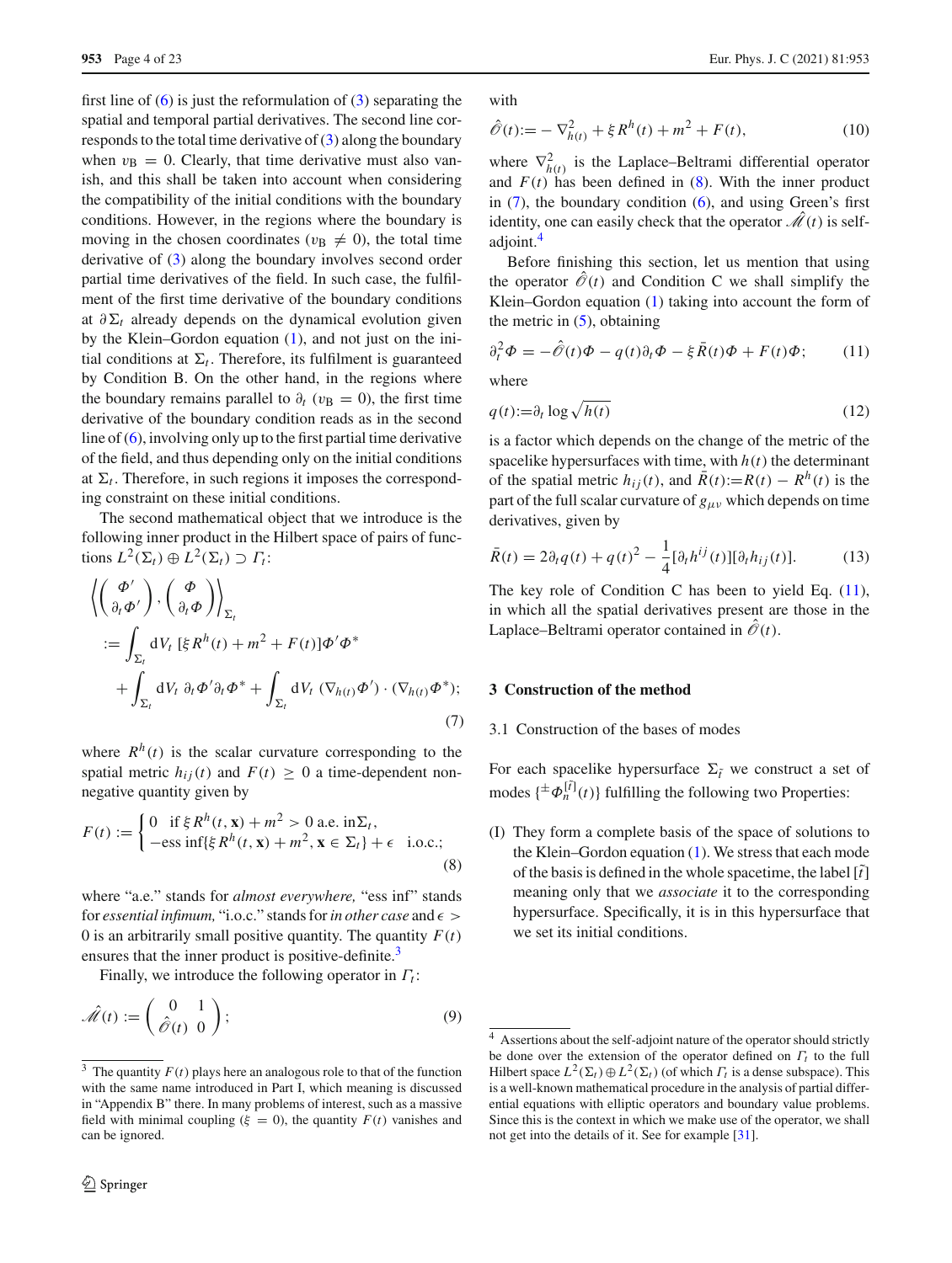first line of (6) is just the reformulation of (3) separating the spatial and temporal partial derivatives. The second line corresponds to the total time derivative of (3) along the boundary when $v_\mathrm{B} = 0$. Clearly, that time derivative must also vanish, and this shall be taken into account when considering the compatibility of the initial conditions with the boundary conditions. However, in the regions where the boundary is moving in the chosen coordinates ($v_\mathrm{B} \neq 0$), the total time derivative of (3) along the boundary involves second order partial time derivatives of the field. In such case, the fulfilment of the first time derivative of the boundary conditions at $\partial\Sigma_t$ already depends on the dynamical evolution given by the Klein–Gordon equation (1), and not just on the initial conditions at $\Sigma_t$. Therefore, its fulfilment is guaranteed by Condition B. On the other hand, in the regions where the boundary remains parallel to $\partial_t$ ($v_\mathrm{B} = 0$), the first time derivative of the boundary condition reads as in the second line of (6), involving only up to the first partial time derivative of the field, and thus depending only on the initial conditions at $\Sigma_t$. Therefore, in such regions it imposes the corresponding constraint on these initial conditions.

The second mathematical object that we introduce is the following inner product in the Hilbert space of pairs of functions $L^2(\Sigma_t) \oplus L^2(\Sigma_t) \supset \Gamma_t$:

$$
\begin{aligned}
\left\langle \begin{pmatrix} \Phi' \\ \partial_t \Phi' \end{pmatrix}, \begin{pmatrix} \Phi \\ \partial_t \Phi \end{pmatrix} \right\rangle_{\Sigma_t}
&:= \int_{\Sigma_t} \mathrm{d}V_t \; [\xi R^h(t) + m^2 + F(t)] \Phi' \Phi^* \\
&\quad + \int_{\Sigma_t} \mathrm{d}V_t \; \partial_t \Phi' \partial_t \Phi^* + \int_{\Sigma_t} \mathrm{d}V_t \; (\nabla_{h(t)} \Phi') \cdot (\nabla_{h(t)} \Phi^*);
\end{aligned}
\tag{7}
$$

where $R^h(t)$ is the scalar curvature corresponding to the spatial metric $h_{ij}(t)$ and $F(t) \geq 0$ a time-dependent non-negative quantity given by

$$
F(t) := \begin{cases} 0 & \text{if } \xi R^h(t, \mathbf{x}) + m^2 > 0 \text{ a.e. in} \Sigma_t, \\ -\text{ess inf}\{\xi R^h(t, \mathbf{x}) + m^2, \mathbf{x} \in \Sigma_t\} + \epsilon & \text{i.o.c.}; \end{cases}
\tag{8}
$$

where "a.e." stands for *almost everywhere,* "ess inf" stands for *essential infimum,* "i.o.c." stands for *in other case* and $\epsilon > 0$ is an arbitrarily small positive quantity. The quantity $F(t)$ ensures that the inner product is positive-definite.[3]

Finally, we introduce the following operator in $\Gamma_t$:

$$
\hat{\mathscr{M}}(t) := \begin{pmatrix} 0 & 1 \\ \hat{\mathscr{O}}(t) & 0 \end{pmatrix};
\tag{9}
$$

with

$$
\hat{\mathscr{O}}(t) := -\nabla^2_{h(t)} + \xi R^h(t) + m^2 + F(t),
\tag{10}
$$

where $\nabla^2_{h(t)}$ is the Laplace–Beltrami differential operator and $F(t)$ has been defined in (8). With the inner product in (7), the boundary condition (6), and using Green's first identity, one can easily check that the operator $\hat{\mathscr{M}}(t)$ is self-adjoint.[4]

Before finishing this section, let us mention that using the operator $\hat{\mathscr{O}}(t)$ and Condition C we shall simplify the Klein–Gordon equation (1) taking into account the form of the metric in (5), obtaining

$$
\partial_t^2 \Phi = -\hat{\mathscr{O}}(t)\Phi - q(t)\partial_t \Phi - \xi \bar{R}(t)\Phi + F(t)\Phi;
\tag{11}
$$

where

$$
q(t) := \partial_t \log \sqrt{h(t)}
\tag{12}
$$

is a factor which depends on the change of the metric of the spacelike hypersurfaces with time, with $h(t)$ the determinant of the spatial metric $h_{ij}(t)$, and $\bar{R}(t) := R(t) - R^h(t)$ is the part of the full scalar curvature of $g_{\mu\nu}$ which depends on time derivatives, given by

$$
\bar{R}(t) = 2\partial_t q(t) + q(t)^2 - \frac{1}{4}[\partial_t h^{ij}(t)][\partial_t h_{ij}(t)].
\tag{13}
$$

The key role of Condition C has been to yield Eq. (11), in which all the spatial derivatives present are those in the Laplace–Beltrami operator contained in $\hat{\mathscr{O}}(t)$.

## 3 Construction of the method

### 3.1 Construction of the bases of modes

For each spacelike hypersurface $\Sigma_{\tilde{t}}$ we construct a set of modes $\{{}^{\pm}\Phi_n^{[\tilde{t}]}(t)\}$ fulfilling the following two Properties:

(I) They form a complete basis of the space of solutions to the Klein–Gordon equation (1). We stress that each mode of the basis is defined in the whole spacetime, the label $[\tilde{t}]$ meaning only that we *associate* it to the corresponding hypersurface. Specifically, it is in this hypersurface that we set its initial conditions.

---

[3] The quantity $F(t)$ plays here an analogous role to that of the function with the same name introduced in Part I, which meaning is discussed in "Appendix B" there. In many problems of interest, such as a massive field with minimal coupling ($\xi = 0$), the quantity $F(t)$ vanishes and can be ignored.

[4] Assertions about the self-adjoint nature of the operator should strictly be done over the extension of the operator defined on $\Gamma_t$ to the full Hilbert space $L^2(\Sigma_t) \oplus L^2(\Sigma_t)$ (of which $\Gamma_t$ is a dense subspace). This is a well-known mathematical procedure in the analysis of partial differential equations with elliptic operators and boundary value problems. Since this is the context in which we make use of the operator, we shall not get into the details of it. See for example [31].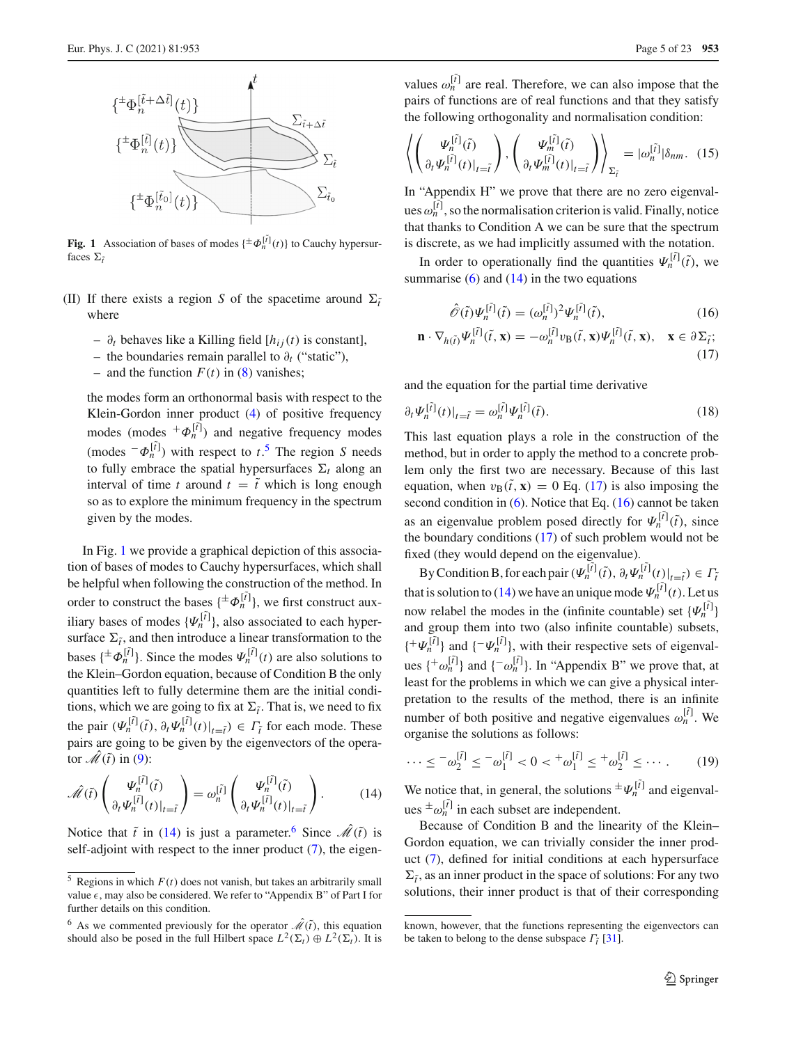**Fig. 1** Association of bases of modes $\{^{\pm}\Phi_n^{[\tilde{t}]}(t)\}$ to Cauchy hypersurfaces $\Sigma_{\tilde{t}}$

(II) If there exists a region $S$ of the spacetime around $\Sigma_{\tilde{t}}$ where

- $\partial_t$ behaves like a Killing field [$h_{ij}(t)$ is constant],
- the boundaries remain parallel to $\partial_t$ ("static"),
- and the function $F(t)$ in (8) vanishes;

the modes form an orthonormal basis with respect to the Klein-Gordon inner product (4) of positive frequency modes (modes $^{+}\Phi_n^{[\tilde{t}]}$) and negative frequency modes (modes $^{-}\Phi_n^{[\tilde{t}]}$) with respect to $t$.[5] The region $S$ needs to fully embrace the spatial hypersurfaces $\Sigma_t$ along an interval of time $t$ around $t = \tilde{t}$ which is long enough so as to explore the minimum frequency in the spectrum given by the modes.

In Fig. 1 we provide a graphical depiction of this association of bases of modes to Cauchy hypersurfaces, which shall be helpful when following the construction of the method. In order to construct the bases $\{^{\pm}\Phi_n^{[\tilde{t}]}\}$, we first construct auxiliary bases of modes $\{\Psi_n^{[\tilde{t}]}\}$, also associated to each hypersurface $\Sigma_{\tilde{t}}$, and then introduce a linear transformation to the bases $\{^{\pm}\Phi_n^{[\tilde{t}]}\}$. Since the modes $\Psi_n^{[\tilde{t}]}(t)$ are also solutions to the Klein–Gordon equation, because of Condition B the only quantities left to fully determine them are the initial conditions, which we are going to fix at $\Sigma_{\tilde{t}}$. That is, we need to fix the pair $(\Psi_n^{[\tilde{t}]}(\tilde{t}), \partial_t\Psi_n^{[\tilde{t}]}(t)|_{t=\tilde{t}}) \in \Gamma_{\tilde{t}}$ for each mode. These pairs are going to be given by the eigenvectors of the operator $\hat{\mathscr{M}}(\tilde{t})$ in (9):

$$\hat{\mathscr{M}}(\tilde{t})\begin{pmatrix}\Psi_n^{[\tilde{t}]}(\tilde{t})\\ \partial_t\Psi_n^{[\tilde{t}]}(t)|_{t=\tilde{t}}\end{pmatrix} = \omega_n^{[\tilde{t}]}\begin{pmatrix}\Psi_n^{[\tilde{t}]}(\tilde{t})\\ \partial_t\Psi_n^{[\tilde{t}]}(t)|_{t=\tilde{t}}\end{pmatrix}. \tag{14}$$

Notice that $\tilde{t}$ in (14) is just a parameter.[6] Since $\hat{\mathscr{M}}(\tilde{t})$ is self-adjoint with respect to the inner product (7), the eigenvalues $\omega_n^{[\tilde{t}]}$ are real. Therefore, we can also impose that the pairs of functions are of real functions and that they satisfy the following orthogonality and normalisation condition:

$$\left\langle \begin{pmatrix}\Psi_n^{[\tilde{t}]}(\tilde{t})\\ \partial_t\Psi_n^{[\tilde{t}]}(t)|_{t=\tilde{t}}\end{pmatrix}, \begin{pmatrix}\Psi_m^{[\tilde{t}]}(\tilde{t})\\ \partial_t\Psi_m^{[\tilde{t}]}(t)|_{t=\tilde{t}}\end{pmatrix}\right\rangle_{\Sigma_{\tilde{t}}} = |\omega_n^{[\tilde{t}]}|\delta_{nm}. \tag{15}$$

In "Appendix H" we prove that there are no zero eigenvalues $\omega_n^{[\tilde{t}]}$, so the normalisation criterion is valid. Finally, notice that thanks to Condition A we can be sure that the spectrum is discrete, as we had implicitly assumed with the notation.

In order to operationally find the quantities $\Psi_n^{[\tilde{t}]}(\tilde{t})$, we summarise (6) and (14) in the two equations

$$\hat{\mathscr{O}}(\tilde{t})\Psi_n^{[\tilde{t}]}(\tilde{t}) = (\omega_n^{[\tilde{t}]})^2\Psi_n^{[\tilde{t}]}(\tilde{t}), \tag{16}$$

$$\mathbf{n}\cdot\nabla_{h(\tilde{t})}\Psi_n^{[\tilde{t}]}(\tilde{t},\mathbf{x}) = -\omega_n^{[\tilde{t}]}v_{\mathrm{B}}(\tilde{t},\mathbf{x})\Psi_n^{[\tilde{t}]}(\tilde{t},\mathbf{x}), \quad \mathbf{x}\in\partial\Sigma_{\tilde{t}}; \tag{17}$$

and the equation for the partial time derivative

$$\partial_t\Psi_n^{[\tilde{t}]}(t)|_{t=\tilde{t}} = \omega_n^{[\tilde{t}]}\Psi_n^{[\tilde{t}]}(\tilde{t}). \tag{18}$$

This last equation plays a role in the construction of the method, but in order to apply the method to a concrete problem only the first two are necessary. Because of this last equation, when $v_{\mathrm{B}}(\tilde{t},\mathbf{x}) = 0$ Eq. (17) is also imposing the second condition in (6). Notice that Eq. (16) cannot be taken as an eigenvalue problem posed directly for $\Psi_n^{[\tilde{t}]}(\tilde{t})$, since the boundary conditions (17) of such problem would not be fixed (they would depend on the eigenvalue).

By Condition B, for each pair $(\Psi_n^{[\tilde{t}]}(\tilde{t}), \partial_t\Psi_n^{[\tilde{t}]}(t)|_{t=\tilde{t}}) \in \Gamma_{\tilde{t}}$ that is solution to (14) we have an unique mode $\Psi_n^{[\tilde{t}]}(t)$. Let us now relabel the modes in the (infinite countable) set $\{\Psi_n^{[\tilde{t}]}\}$ and group them into two (also infinite countable) subsets, $\{^{+}\Psi_n^{[\tilde{t}]}\}$ and $\{^{-}\Psi_n^{[\tilde{t}]}\}$, with their respective sets of eigenvalues $\{^{+}\omega_n^{[\tilde{t}]}\}$ and $\{^{-}\omega_n^{[\tilde{t}]}\}$. In "Appendix B" we prove that, at least for the problems in which we can give a physical interpretation to the results of the method, there is an infinite number of both positive and negative eigenvalues $\omega_n^{[\tilde{t}]}$. We organise the solutions as follows:

$$\cdots \leq {}^{-}\omega_2^{[\tilde{t}]} \leq {}^{-}\omega_1^{[\tilde{t}]} < 0 < {}^{+}\omega_1^{[\tilde{t}]} \leq {}^{+}\omega_2^{[\tilde{t}]} \leq \cdots. \tag{19}$$

We notice that, in general, the solutions $^{\pm}\Psi_n^{[\tilde{t}]}$ and eigenvalues $^{\pm}\omega_n^{[\tilde{t}]}$ in each subset are independent.

Because of Condition B and the linearity of the Klein–Gordon equation, we can trivially consider the inner product (7), defined for initial conditions at each hypersurface $\Sigma_{\tilde{t}}$, as an inner product in the space of solutions: For any two solutions, their inner product is that of their corresponding

---

[5] Regions in which $F(t)$ does not vanish, but takes an arbitrarily small value $\epsilon$, may also be considered. We refer to "Appendix B" of Part I for further details on this condition.

[6] As we commented previously for the operator $\hat{\mathscr{M}}(\tilde{t})$, this equation should also be posed in the full Hilbert space $L^2(\Sigma_t)\oplus L^2(\Sigma_t)$. It is known, however, that the functions representing the eigenvectors can be taken to belong to the dense subspace $\Gamma_{\tilde{t}}$ [31].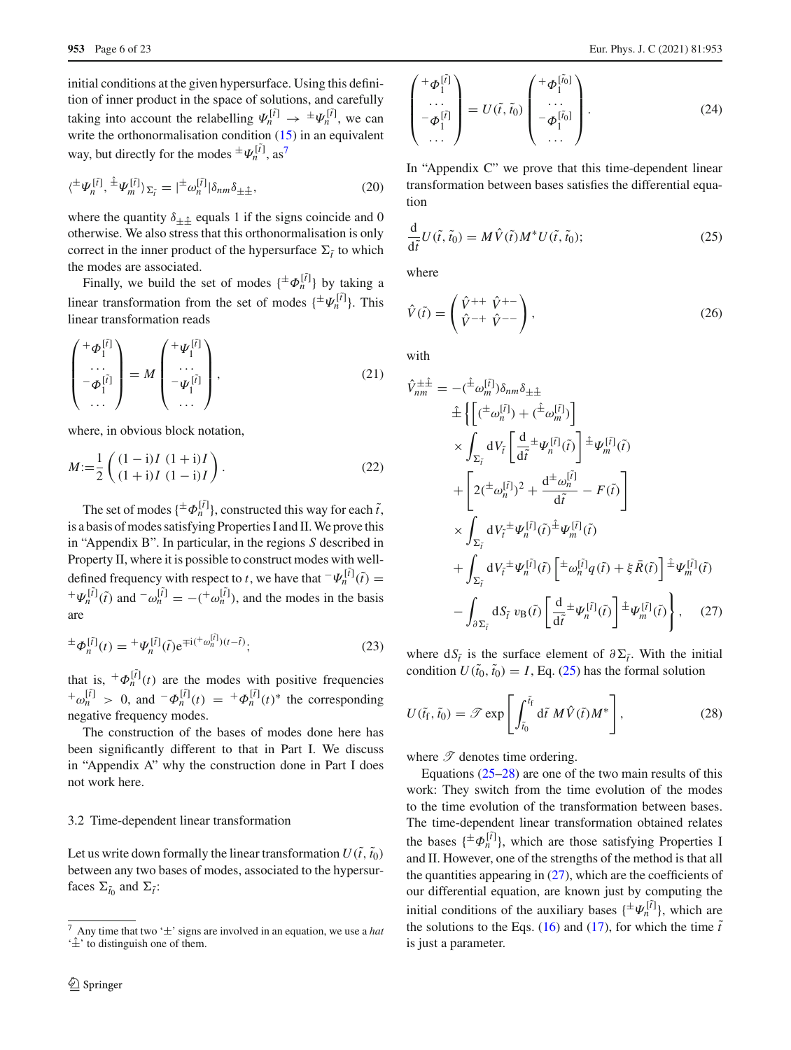initial conditions at the given hypersurface. Using this definition of inner product in the space of solutions, and carefully taking into account the relabelling $\Psi_n^{[\tilde{t}]} \rightarrow {}^{\pm}\Psi_n^{[\tilde{t}]}$, we can write the orthonormalisation condition (15) in an equivalent way, but directly for the modes ${}^{\pm}\Psi_n^{[\tilde{t}]}$, as[7]

$$\langle {}^{\pm}\Psi_n^{[\tilde{t}]}, {}^{\hat{\pm}}\Psi_m^{[\tilde{t}]} \rangle_{\Sigma_{\tilde{t}}} = |{}^{\pm}\omega_n^{[\tilde{t}]}| \delta_{nm} \delta_{\pm\hat{\pm}}, \tag{20}$$

where the quantity $\delta_{\pm\hat{\pm}}$ equals 1 if the signs coincide and 0 otherwise. We also stress that this orthonormalisation is only correct in the inner product of the hypersurface $\Sigma_{\tilde{t}}$ to which the modes are associated.

Finally, we build the set of modes $\{{}^{\pm}\Phi_n^{[\tilde{t}]}\}$ by taking a linear transformation from the set of modes $\{{}^{\pm}\Psi_n^{[\tilde{t}]}\}$. This linear transformation reads

$$\begin{pmatrix} {}^{+}\Phi_1^{[\tilde{t}]} \\ \dots \\ {}^{-}\Phi_1^{[\tilde{t}]} \\ \dots \end{pmatrix} = M \begin{pmatrix} {}^{+}\Psi_1^{[\tilde{t}]} \\ \dots \\ {}^{-}\Psi_1^{[\tilde{t}]} \\ \dots \end{pmatrix}, \tag{21}$$

where, in obvious block notation,

$$M := \frac{1}{2} \begin{pmatrix} (1-\mathrm{i})I & (1+\mathrm{i})I \\ (1+\mathrm{i})I & (1-\mathrm{i})I \end{pmatrix}. \tag{22}$$

The set of modes $\{{}^{\pm}\Phi_n^{[\tilde{t}]}\}$, constructed this way for each $\tilde{t}$, is a basis of modes satisfying Properties I and II. We prove this in "Appendix B". In particular, in the regions $S$ described in Property II, where it is possible to construct modes with well-defined frequency with respect to $t$, we have that ${}^{-}\Psi_n^{[\tilde{t}]}(\tilde{t}) = {}^{+}\Psi_n^{[\tilde{t}]}(\tilde{t})$ and ${}^{-}\omega_n^{[\tilde{t}]} = -({}^{+}\omega_n^{[\tilde{t}]})$, and the modes in the basis are

$${}^{\pm}\Phi_n^{[\tilde{t}]}(t) = {}^{+}\Psi_n^{[\tilde{t}]}(\tilde{t}) e^{\mp \mathrm{i}({}^{+}\omega_n^{[\tilde{t}]})(t-\tilde{t})}; \tag{23}$$

that is, ${}^{+}\Phi_n^{[\tilde{t}]}(t)$ are the modes with positive frequencies ${}^{+}\omega_n^{[\tilde{t}]} > 0$, and ${}^{-}\Phi_n^{[\tilde{t}]}(t) = {}^{+}\Phi_n^{[\tilde{t}]}(t)^*$ the corresponding negative frequency modes.

The construction of the bases of modes done here has been significantly different to that in Part I. We discuss in "Appendix A" why the construction done in Part I does not work here.

### 3.2 Time-dependent linear transformation

Let us write down formally the linear transformation $U(\tilde{t}, \tilde{t}_0)$ between any two bases of modes, associated to the hypersurfaces $\Sigma_{\tilde{t}_0}$ and $\Sigma_{\tilde{t}}$:

$$\begin{pmatrix} {}^{+}\Phi_1^{[\tilde{t}]} \\ \dots \\ {}^{-}\Phi_1^{[\tilde{t}]} \\ \dots \end{pmatrix} = U(\tilde{t}, \tilde{t}_0) \begin{pmatrix} {}^{+}\Phi_1^{[\tilde{t}_0]} \\ \dots \\ {}^{-}\Phi_1^{[\tilde{t}_0]} \\ \dots \end{pmatrix}. \tag{24}$$

In "Appendix C" we prove that this time-dependent linear transformation between bases satisfies the differential equation

$$\frac{\mathrm{d}}{\mathrm{d}\tilde{t}} U(\tilde{t}, \tilde{t}_0) = M \hat{V}(\tilde{t}) M^* U(\tilde{t}, \tilde{t}_0); \tag{25}$$

where

$$\hat{V}(\tilde{t}) = \begin{pmatrix} \hat{V}^{++} & \hat{V}^{+-} \\ \hat{V}^{-+} & \hat{V}^{--} \end{pmatrix}, \tag{26}$$

with

$$\begin{aligned} \hat{V}_{nm}^{\pm\hat{\pm}} = & -({}^{\hat{\pm}}\omega_m^{[\tilde{t}]}) \delta_{nm} \delta_{\pm\hat{\pm}} \\ & \hat{\pm} \Bigg\{ \left[ ({}^{\pm}\omega_n^{[\tilde{t}]}) + ({}^{\hat{\pm}}\omega_m^{[\tilde{t}]}) \right] \\ & \times \int_{\Sigma_{\tilde{t}}} \mathrm{d}V_{\tilde{t}} \left[ \frac{\mathrm{d}}{\mathrm{d}\tilde{t}} {}^{\pm}\Psi_n^{[\tilde{t}]}(\tilde{t}) \right] {}^{\hat{\pm}}\Psi_m^{[\tilde{t}]}(\tilde{t}) \\ & + \left[ 2({}^{\pm}\omega_n^{[\tilde{t}]})^2 + \frac{\mathrm{d}^{\pm}\omega_n^{[\tilde{t}]}}{\mathrm{d}\tilde{t}} - F(\tilde{t}) \right] \\ & \times \int_{\Sigma_{\tilde{t}}} \mathrm{d}V_{\tilde{t}} {}^{\pm}\Psi_n^{[\tilde{t}]}(\tilde{t}) {}^{\hat{\pm}}\Psi_m^{[\tilde{t}]}(\tilde{t}) \\ & + \int_{\Sigma_{\tilde{t}}} \mathrm{d}V_{\tilde{t}} {}^{\pm}\Psi_n^{[\tilde{t}]}(\tilde{t}) \left[ {}^{\pm}\omega_n^{[\tilde{t}]} q(\tilde{t}) + \xi \bar{R}(\tilde{t}) \right] {}^{\hat{\pm}}\Psi_m^{[\tilde{t}]}(\tilde{t}) \\ & - \int_{\partial\Sigma_{\tilde{t}}} \mathrm{d}S_{\tilde{t}}\, v_{\mathrm{B}}(\tilde{t}) \left[ \frac{\mathrm{d}}{\mathrm{d}\tilde{t}} {}^{\pm}\Psi_n^{[\tilde{t}]}(\tilde{t}) \right] {}^{\hat{\pm}}\Psi_m^{[\tilde{t}]}(\tilde{t}) \Bigg\}, \end{aligned} \tag{27}$$

where $\mathrm{d}S_{\tilde{t}}$ is the surface element of $\partial\Sigma_{\tilde{t}}$. With the initial condition $U(\tilde{t}_0, \tilde{t}_0) = I$, Eq. (25) has the formal solution

$$U(\tilde{t}_{\mathrm{f}}, \tilde{t}_0) = \mathscr{T} \exp\left[ \int_{\tilde{t}_0}^{\tilde{t}_{\mathrm{f}}} \mathrm{d}\tilde{t}\, M \hat{V}(\tilde{t}) M^* \right], \tag{28}$$

where $\mathscr{T}$ denotes time ordering.

Equations (25–28) are one of the two main results of this work: They switch from the time evolution of the modes to the time evolution of the transformation between bases. The time-dependent linear transformation obtained relates the bases $\{{}^{\pm}\Phi_n^{[\tilde{t}]}\}$, which are those satisfying Properties I and II. However, one of the strengths of the method is that all the quantities appearing in (27), which are the coefficients of our differential equation, are known just by computing the initial conditions of the auxiliary bases $\{{}^{\pm}\Psi_n^{[\tilde{t}]}\}$, which are the solutions to the Eqs. (16) and (17), for which the time $\tilde{t}$ is just a parameter.

---

[7] Any time that two '$\pm$' signs are involved in an equation, we use a *hat* '$\hat{\pm}$' to distinguish one of them.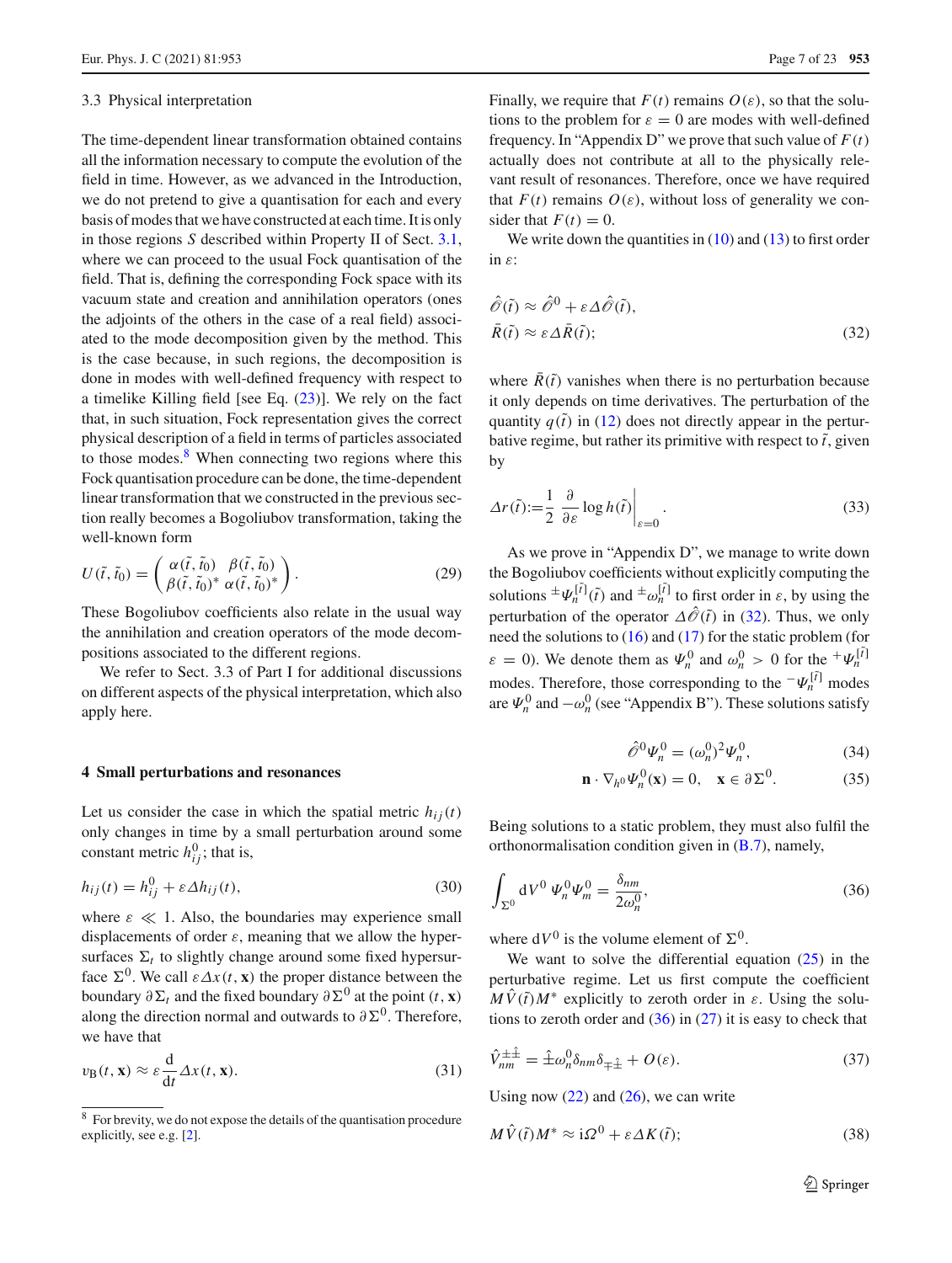### 3.3 Physical interpretation

The time-dependent linear transformation obtained contains all the information necessary to compute the evolution of the field in time. However, as we advanced in the Introduction, we do not pretend to give a quantisation for each and every basis of modes that we have constructed at each time. It is only in those regions $S$ described within Property II of Sect. 3.1, where we can proceed to the usual Fock quantisation of the field. That is, defining the corresponding Fock space with its vacuum state and creation and annihilation operators (ones the adjoints of the others in the case of a real field) associated to the mode decomposition given by the method. This is the case because, in such regions, the decomposition is done in modes with well-defined frequency with respect to a timelike Killing field [see Eq. (23)]. We rely on the fact that, in such situation, Fock representation gives the correct physical description of a field in terms of particles associated to those modes.[8] When connecting two regions where this Fock quantisation procedure can be done, the time-dependent linear transformation that we constructed in the previous section really becomes a Bogoliubov transformation, taking the well-known form

$$U(\tilde{t}, \tilde{t}_0) = \begin{pmatrix} \alpha(\tilde{t}, \tilde{t}_0) & \beta(\tilde{t}, \tilde{t}_0) \\ \beta(\tilde{t}, \tilde{t}_0)^* & \alpha(\tilde{t}, \tilde{t}_0)^* \end{pmatrix}. \tag{29}$$

These Bogoliubov coefficients also relate in the usual way the annihilation and creation operators of the mode decompositions associated to the different regions.

We refer to Sect. 3.3 of Part I for additional discussions on different aspects of the physical interpretation, which also apply here.

## 4 Small perturbations and resonances

Let us consider the case in which the spatial metric $h_{ij}(t)$ only changes in time by a small perturbation around some constant metric $h^0_{ij}$; that is,

$$h_{ij}(t) = h^0_{ij} + \varepsilon \Delta h_{ij}(t), \tag{30}$$

where $\varepsilon \ll 1$. Also, the boundaries may experience small displacements of order $\varepsilon$, meaning that we allow the hypersurfaces $\Sigma_t$ to slightly change around some fixed hypersurface $\Sigma^0$. We call $\varepsilon \Delta x(t, \mathbf{x})$ the proper distance between the boundary $\partial\Sigma_t$ and the fixed boundary $\partial\Sigma^0$ at the point $(t, \mathbf{x})$ along the direction normal and outwards to $\partial\Sigma^0$. Therefore, we have that

$$v_{\mathrm{B}}(t, \mathbf{x}) \approx \varepsilon \frac{\mathrm{d}}{\mathrm{d}t} \Delta x(t, \mathbf{x}). \tag{31}$$

Finally, we require that $F(t)$ remains $O(\varepsilon)$, so that the solutions to the problem for $\varepsilon = 0$ are modes with well-defined frequency. In "Appendix D" we prove that such value of $F(t)$ actually does not contribute at all to the physically relevant result of resonances. Therefore, once we have required that $F(t)$ remains $O(\varepsilon)$, without loss of generality we consider that $F(t) = 0$.

We write down the quantities in (10) and (13) to first order in $\varepsilon$:

$$\begin{aligned} \hat{\mathscr{O}}(\tilde{t}) &\approx \hat{\mathscr{O}}^0 + \varepsilon \Delta \hat{\mathscr{O}}(\tilde{t}), \\ \bar{R}(\tilde{t}) &\approx \varepsilon \Delta \bar{R}(\tilde{t}); \end{aligned} \tag{32}$$

where $\bar{R}(\tilde{t})$ vanishes when there is no perturbation because it only depends on time derivatives. The perturbation of the quantity $q(\tilde{t})$ in (12) does not directly appear in the perturbative regime, but rather its primitive with respect to $\tilde{t}$, given by

$$\Delta r(\tilde{t}) := \frac{1}{2} \left. \frac{\partial}{\partial \varepsilon} \log h(\tilde{t}) \right|_{\varepsilon=0}. \tag{33}$$

As we prove in "Appendix D", we manage to write down the Bogoliubov coefficients without explicitly computing the solutions ${}^{\pm}\Psi_n^{[\tilde{t}]}(\tilde{t})$ and ${}^{\pm}\omega_n^{[\tilde{t}]}$ to first order in $\varepsilon$, by using the perturbation of the operator $\Delta\hat{\mathscr{O}}(\tilde{t})$ in (32). Thus, we only need the solutions to (16) and (17) for the static problem (for $\varepsilon = 0$). We denote them as $\Psi_n^0$ and $\omega_n^0 > 0$ for the ${}^{+}\Psi_n^{[\tilde{t}]}$ modes. Therefore, those corresponding to the ${}^{-}\Psi_n^{[\tilde{t}]}$ modes are $\Psi_n^0$ and $-\omega_n^0$ (see "Appendix B"). These solutions satisfy

$$\hat{\mathscr{O}}^0 \Psi_n^0 = (\omega_n^0)^2 \Psi_n^0, \tag{34}$$

$$\mathbf{n} \cdot \nabla_{h^0} \Psi_n^0(\mathbf{x}) = 0, \quad \mathbf{x} \in \partial\Sigma^0. \tag{35}$$

Being solutions to a static problem, they must also fulfil the orthonormalisation condition given in (B.7), namely,

$$\int_{\Sigma^0} \mathrm{d}V^0 \, \Psi_n^0 \Psi_m^0 = \frac{\delta_{nm}}{2\omega_n^0}, \tag{36}$$

where $\mathrm{d}V^0$ is the volume element of $\Sigma^0$.

We want to solve the differential equation (25) in the perturbative regime. Let us first compute the coefficient $M\hat{V}(\tilde{t})M^*$ explicitly to zeroth order in $\varepsilon$. Using the solutions to zeroth order and (36) in (27) it is easy to check that

$$\hat{V}_{nm}^{\pm\hat{\pm}} = \hat{\pm}\omega_n^0 \delta_{nm} \delta_{\mp\hat{\pm}} + O(\varepsilon). \tag{37}$$

Using now (22) and (26), we can write

$$M\hat{V}(\tilde{t})M^* \approx \mathrm{i}\Omega^0 + \varepsilon \Delta K(\tilde{t}); \tag{38}$$

[8] For brevity, we do not expose the details of the quantisation procedure explicitly, see e.g. [2].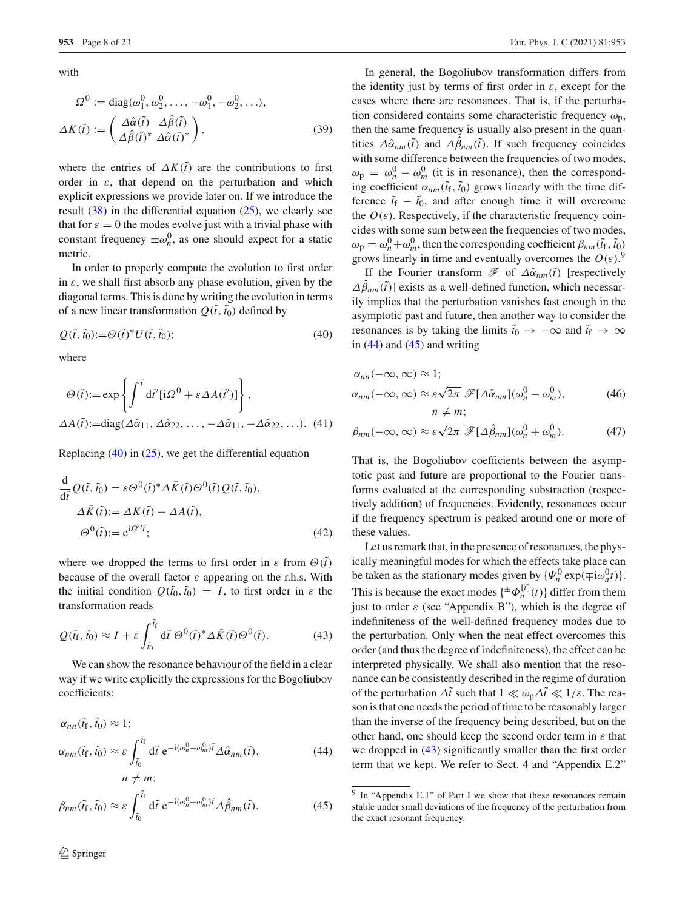with

$$\Omega^0 := \mathrm{diag}(\omega_1^0, \omega_2^0, \ldots, -\omega_1^0, -\omega_2^0, \ldots),$$

$$\Delta K(\tilde{t}) := \begin{pmatrix} \Delta\hat{\alpha}(\tilde{t}) & \Delta\hat{\beta}(\tilde{t}) \\ \Delta\hat{\beta}(\tilde{t})^* & \Delta\hat{\alpha}(\tilde{t})^* \end{pmatrix}, \tag{39}$$

where the entries of $\Delta K(\tilde{t})$ are the contributions to first order in $\varepsilon$, that depend on the perturbation and which explicit expressions we provide later on. If we introduce the result (38) in the differential equation (25), we clearly see that for $\varepsilon = 0$ the modes evolve just with a trivial phase with constant frequency $\pm\omega_n^0$, as one should expect for a static metric.

In order to properly compute the evolution to first order in $\varepsilon$, we shall first absorb any phase evolution, given by the diagonal terms. This is done by writing the evolution in terms of a new linear transformation $Q(\tilde{t}, \tilde{t}_0)$ defined by

$$Q(\tilde{t}, \tilde{t}_0) := \Theta(\tilde{t})^* U(\tilde{t}, \tilde{t}_0); \tag{40}$$

where

$$\Theta(\tilde{t}) := \exp\left\{ \int^{\tilde{t}} \mathrm{d}\tilde{t}' [\mathrm{i}\Omega^0 + \varepsilon \Delta A(\tilde{t}')] \right\},$$

$$\Delta A(\tilde{t}) := \mathrm{diag}(\Delta\hat{\alpha}_{11}, \Delta\hat{\alpha}_{22}, \ldots, -\Delta\hat{\alpha}_{11}, -\Delta\hat{\alpha}_{22}, \ldots). \tag{41}$$

Replacing (40) in (25), we get the differential equation

$$\frac{\mathrm{d}}{\mathrm{d}\tilde{t}} Q(\tilde{t}, \tilde{t}_0) = \varepsilon \Theta^0(\tilde{t})^* \Delta\bar{K}(\tilde{t}) \Theta^0(\tilde{t}) Q(\tilde{t}, \tilde{t}_0),$$

$$\Delta\bar{K}(\tilde{t}) := \Delta K(\tilde{t}) - \Delta A(\tilde{t}),$$

$$\Theta^0(\tilde{t}) := \mathrm{e}^{\mathrm{i}\Omega^0 \tilde{t}}; \tag{42}$$

where we dropped the terms to first order in $\varepsilon$ from $\Theta(\tilde{t})$ because of the overall factor $\varepsilon$ appearing on the r.h.s. With the initial condition $Q(\tilde{t}_0, \tilde{t}_0) = I$, to first order in $\varepsilon$ the transformation reads

$$Q(\tilde{t}_{\mathrm{f}}, \tilde{t}_0) \approx I + \varepsilon \int_{\tilde{t}_0}^{\tilde{t}_{\mathrm{f}}} \mathrm{d}\tilde{t}\, \Theta^0(\tilde{t})^* \Delta\bar{K}(\tilde{t}) \Theta^0(\tilde{t}). \tag{43}$$

We can show the resonance behaviour of the field in a clear way if we write explicitly the expressions for the Bogoliubov coefficients:

$$\alpha_{nn}(\tilde{t}_{\mathrm{f}}, \tilde{t}_0) \approx 1;$$

$$\alpha_{nm}(\tilde{t}_{\mathrm{f}}, \tilde{t}_0) \approx \varepsilon \int_{\tilde{t}_0}^{\tilde{t}_{\mathrm{f}}} \mathrm{d}\tilde{t}\, \mathrm{e}^{-\mathrm{i}(\omega_n^0 - \omega_m^0)\tilde{t}} \Delta\hat{\alpha}_{nm}(\tilde{t}), \tag{44}$$

$$n \neq m;$$

$$\beta_{nm}(\tilde{t}_{\mathrm{f}}, \tilde{t}_0) \approx \varepsilon \int_{\tilde{t}_0}^{\tilde{t}_{\mathrm{f}}} \mathrm{d}\tilde{t}\, \mathrm{e}^{-\mathrm{i}(\omega_n^0 + \omega_m^0)\tilde{t}} \Delta\hat{\beta}_{nm}(\tilde{t}). \tag{45}$$

In general, the Bogoliubov transformation differs from the identity just by terms of first order in $\varepsilon$, except for the cases where there are resonances. That is, if the perturbation considered contains some characteristic frequency $\omega_{\mathrm{p}}$, then the same frequency is usually also present in the quantities $\Delta\hat{\alpha}_{nm}(\tilde{t})$ and $\Delta\hat{\beta}_{nm}(\tilde{t})$. If such frequency coincides with some difference between the frequencies of two modes, $\omega_{\mathrm{p}} = \omega_n^0 - \omega_m^0$ (it is in resonance), then the corresponding coefficient $\alpha_{nm}(\tilde{t}_{\mathrm{f}}, \tilde{t}_0)$ grows linearly with the time difference $\tilde{t}_{\mathrm{f}} - \tilde{t}_0$, and after enough time it will overcome the $O(\varepsilon)$. Respectively, if the characteristic frequency coincides with some sum between the frequencies of two modes, $\omega_{\mathrm{p}} = \omega_n^0 + \omega_m^0$, then the corresponding coefficient $\beta_{nm}(\tilde{t}_{\mathrm{f}}, \tilde{t}_0)$ grows linearly in time and eventually overcomes the $O(\varepsilon)$.[9]

If the Fourier transform $\mathscr{F}$ of $\Delta\hat{\alpha}_{nm}(\tilde{t})$ [respectively $\Delta\hat{\beta}_{nm}(\tilde{t})$] exists as a well-defined function, which necessarily implies that the perturbation vanishes fast enough in the asymptotic past and future, then another way to consider the resonances is by taking the limits $\tilde{t}_0 \to -\infty$ and $\tilde{t}_{\mathrm{f}} \to \infty$ in (44) and (45) and writing

$$\alpha_{nn}(-\infty, \infty) \approx 1;$$

$$\alpha_{nm}(-\infty, \infty) \approx \varepsilon\sqrt{2\pi}\, \mathscr{F}[\Delta\hat{\alpha}_{nm}](\omega_n^0 - \omega_m^0), \tag{46}$$

$$n \neq m;$$

$$\beta_{nm}(-\infty, \infty) \approx \varepsilon\sqrt{2\pi}\, \mathscr{F}[\Delta\hat{\beta}_{nm}](\omega_n^0 + \omega_m^0). \tag{47}$$

That is, the Bogoliubov coefficients between the asymptotic past and future are proportional to the Fourier transforms evaluated at the corresponding substraction (respectively addition) of frequencies. Evidently, resonances occur if the frequency spectrum is peaked around one or more of these values.

Let us remark that, in the presence of resonances, the physically meaningful modes for which the effects take place can be taken as the stationary modes given by $\{\Psi_n^0 \exp(\mp\mathrm{i}\omega_n^0 t)\}$. This is because the exact modes $\{{}^{\pm}\Phi_n^{[\tilde{t}]}(t)\}$ differ from them just to order $\varepsilon$ (see "Appendix B"), which is the degree of indefiniteness of the well-defined frequency modes due to the perturbation. Only when the neat effect overcomes this order (and thus the degree of indefiniteness), the effect can be interpreted physically. We shall also mention that the resonance can be consistently described in the regime of duration of the perturbation $\Delta\tilde{t}$ such that $1 \ll \omega_{\mathrm{p}}\Delta\tilde{t} \ll 1/\varepsilon$. The reason is that one needs the period of time to be reasonably larger than the inverse of the frequency being described, but on the other hand, one should keep the second order term in $\varepsilon$ that we dropped in (43) significantly smaller than the first order term that we kept. We refer to Sect. 4 and "Appendix E.2"

---

[9] In "Appendix E.1" of Part I we show that these resonances remain stable under small deviations of the frequency of the perturbation from the exact resonant frequency.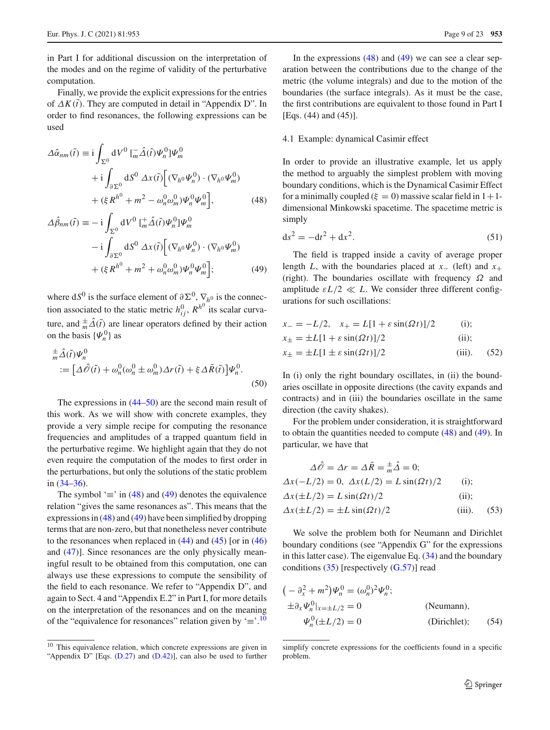in Part I for additional discussion on the interpretation of the modes and on the regime of validity of the perturbative computation.

Finally, we provide the explicit expressions for the entries of $\Delta K(\tilde{t})$. They are computed in detail in "Appendix D". In order to find resonances, the following expressions can be used

$$
\begin{aligned}
\Delta\hat{\alpha}_{nm}(\tilde{t}) \equiv\; & \mathrm{i}\int_{\Sigma^0} \mathrm{d}V^0\, [{}^{-}_{m}\hat{\Delta}(\tilde{t})\Psi^0_n]\Psi^0_m \\
& + \mathrm{i}\int_{\partial\Sigma^0} \mathrm{d}S^0\, \Delta x(\tilde{t})\Big[(\nabla_{h^0}\Psi^0_n)\cdot(\nabla_{h^0}\Psi^0_m) \\
& + (\xi R^{h^0} + m^2 - \omega^0_n\omega^0_m)\Psi^0_n\Psi^0_m\Big],
\end{aligned} \tag{48}
$$

$$
\begin{aligned}
\Delta\hat{\beta}_{nm}(\tilde{t}) \equiv & -\mathrm{i}\int_{\Sigma^0} \mathrm{d}V^0\, [{}^{+}_{m}\hat{\Delta}(\tilde{t})\Psi^0_n]\Psi^0_m \\
& - \mathrm{i}\int_{\partial\Sigma^0} \mathrm{d}S^0\, \Delta x(\tilde{t})\Big[(\nabla_{h^0}\Psi^0_n)\cdot(\nabla_{h^0}\Psi^0_m) \\
& + (\xi R^{h^0} + m^2 + \omega^0_n\omega^0_m)\Psi^0_n\Psi^0_m\Big];
\end{aligned} \tag{49}
$$

where $\mathrm{d}S^0$ is the surface element of $\partial\Sigma^0$, $\nabla_{h^0}$ is the connection associated to the static metric $h^0_{ij}$, $R^{h^0}$ its scalar curvature, and ${}^{\pm}_{m}\hat{\Delta}(\tilde{t})$ are linear operators defined by their action on the basis $\{\Psi^0_n\}$ as

$$
\begin{aligned}
& {}^{\pm}_{m}\hat{\Delta}(\tilde{t})\Psi^0_n \\
& := \big[\Delta\hat{\mathscr{O}}(\tilde{t}) + \omega^0_n(\omega^0_n \pm \omega^0_m)\Delta r(\tilde{t}) + \xi\Delta\bar{R}(\tilde{t})\big]\Psi^0_n.
\end{aligned} \tag{50}
$$

The expressions in (44–50) are the second main result of this work. As we will show with concrete examples, they provide a very simple recipe for computing the resonance frequencies and amplitudes of a trapped quantum field in the perturbative regime. We highlight again that they do not even require the computation of the modes to first order in the perturbations, but only the solutions of the static problem in (34–36).

The symbol '$\equiv$' in (48) and (49) denotes the equivalence relation "gives the same resonances as". This means that the expressions in (48) and (49) have been simplified by dropping terms that are non-zero, but that nonetheless never contribute to the resonances when replaced in (44) and (45) [or in (46) and (47)]. Since resonances are the only physically meaningful result to be obtained from this computation, one can always use these expressions to compute the sensibility of the field to each resonance. We refer to "Appendix D", and again to Sect. 4 and "Appendix E.2" in Part I, for more details on the interpretation of the resonances and on the meaning of the "equivalence for resonances" relation given by '$\equiv$'.[10]

In the expressions (48) and (49) we can see a clear separation between the contributions due to the change of the metric (the volume integrals) and due to the motion of the boundaries (the surface integrals). As it must be the case, the first contributions are equivalent to those found in Part I [Eqs. (44) and (45)].

### 4.1 Example: dynamical Casimir effect

In order to provide an illustrative example, let us apply the method to arguably the simplest problem with moving boundary conditions, which is the Dynamical Casimir Effect for a minimally coupled ($\xi = 0$) massive scalar field in 1+1-dimensional Minkowski spacetime. The spacetime metric is simply

$$
\mathrm{d}s^2 = -\mathrm{d}t^2 + \mathrm{d}x^2. \tag{51}
$$

The field is trapped inside a cavity of average proper length $L$, with the boundaries placed at $x_-$ (left) and $x_+$ (right). The boundaries oscillate with frequency $\Omega$ and amplitude $\varepsilon L/2 \ll L$. We consider three different configurations for such oscillations:

$$
\begin{aligned}
& x_- = -L/2, \quad x_+ = L[1+\varepsilon\sin(\Omega t)]/2 && \text{(i)}; \\
& x_\pm = \pm L[1+\varepsilon\sin(\Omega t)]/2 && \text{(ii)}; \\
& x_\pm = \pm L[1\pm\varepsilon\sin(\Omega t)]/2 && \text{(iii)}.
\end{aligned} \tag{52}
$$

In (i) only the right boundary oscillates, in (ii) the boundaries oscillate in opposite directions (the cavity expands and contracts) and in (iii) the boundaries oscillate in the same direction (the cavity shakes).

For the problem under consideration, it is straightforward to obtain the quantities needed to compute (48) and (49). In particular, we have that

$$
\begin{aligned}
& \Delta\hat{\mathscr{O}} = \Delta r = \Delta\bar{R} = {}^{\pm}_{m}\hat{\Delta} = 0; \\
& \Delta x(-L/2) = 0,\ \Delta x(L/2) = L\sin(\Omega t)/2 && \text{(i)}; \\
& \Delta x(\pm L/2) = L\sin(\Omega t)/2 && \text{(ii)}; \\
& \Delta x(\pm L/2) = \pm L\sin(\Omega t)/2 && \text{(iii)}.
\end{aligned} \tag{53}
$$

We solve the problem both for Neumann and Dirichlet boundary conditions (see "Appendix G" for the expressions in this latter case). The eigenvalue Eq. (34) and the boundary conditions (35) [respectively (G.57)] read

$$
\begin{aligned}
& \big(-\partial_x^2 + m^2\big)\Psi^0_n = (\omega^0_n)^2\Psi^0_n; \\
& \pm\partial_x\Psi^0_n|_{x=\pm L/2} = 0 && \text{(Neumann)}, \\
& \quad\Psi^0_n(\pm L/2) = 0 && \text{(Dirichlet)};
\end{aligned} \tag{54}
$$

---

[10] This equivalence relation, which concrete expressions are given in "Appendix D" [Eqs. (D.27) and (D.42)], can also be used to further simplify concrete expressions for the coefficients found in a specific problem.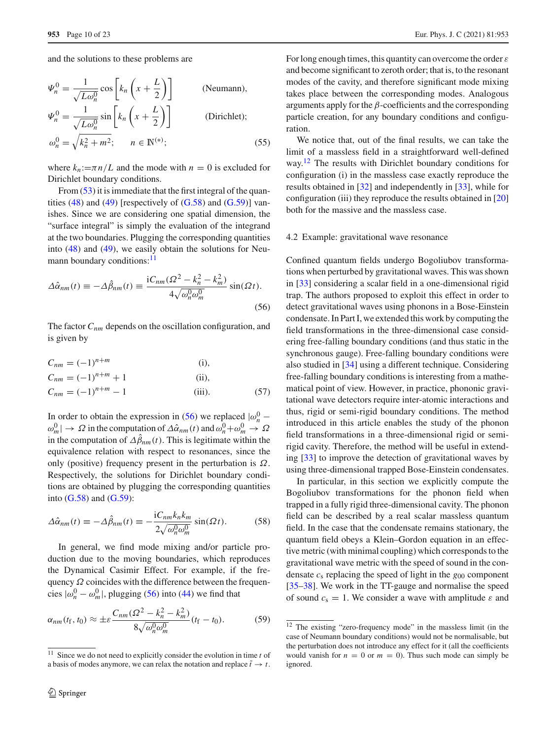and the solutions to these problems are

$$\Psi_n^0 = \frac{1}{\sqrt{L\omega_n^0}} \cos\left[k_n\left(x+\frac{L}{2}\right)\right] \qquad \text{(Neumann)},$$
$$\Psi_n^0 = \frac{1}{\sqrt{L\omega_n^0}} \sin\left[k_n\left(x+\frac{L}{2}\right)\right] \qquad \text{(Dirichlet)};$$
$$\omega_n^0 = \sqrt{k_n^2+m^2}; \qquad n \in \mathbb{N}^{(*)}; \tag{55}$$

where $k_n := \pi n/L$ and the mode with $n=0$ is excluded for Dirichlet boundary conditions.

From (53) it is immediate that the first integral of the quantities (48) and (49) [respectively of (G.58) and (G.59)] vanishes. Since we are considering one spatial dimension, the "surface integral" is simply the evaluation of the integrand at the two boundaries. Plugging the corresponding quantities into (48) and (49), we easily obtain the solutions for Neumann boundary conditions:[11]

$$\Delta\hat{\alpha}_{nm}(t) \equiv -\Delta\hat{\beta}_{nm}(t) \equiv \frac{\mathrm{i}C_{nm}(\Omega^2-k_n^2-k_m^2)}{4\sqrt{\omega_n^0\omega_m^0}}\sin(\Omega t). \tag{56}$$

The factor $C_{nm}$ depends on the oscillation configuration, and is given by

$$C_{nm} = (-1)^{n+m} \qquad \text{(i)},$$
$$C_{nm} = (-1)^{n+m}+1 \qquad \text{(ii)},$$
$$C_{nm} = (-1)^{n+m}-1 \qquad \text{(iii)}. \tag{57}$$

In order to obtain the expression in (56) we replaced $|\omega_n^0 - \omega_m^0| \to \Omega$ in the computation of $\Delta\hat{\alpha}_{nm}(t)$ and $\omega_n^0+\omega_m^0 \to \Omega$ in the computation of $\Delta\hat{\beta}_{nm}(t)$. This is legitimate within the equivalence relation with respect to resonances, since the only (positive) frequency present in the perturbation is $\Omega$. Respectively, the solutions for Dirichlet boundary conditions are obtained by plugging the corresponding quantities into (G.58) and (G.59):

$$\Delta\hat{\alpha}_{nm}(t) \equiv -\Delta\hat{\beta}_{nm}(t) \equiv -\frac{\mathrm{i}C_{nm}k_n k_m}{2\sqrt{\omega_n^0\omega_m^0}}\sin(\Omega t). \tag{58}$$

In general, we find mode mixing and/or particle production due to the moving boundaries, which reproduces the Dynamical Casimir Effect. For example, if the frequency $\Omega$ coincides with the difference between the frequencies $|\omega_n^0 - \omega_m^0|$, plugging (56) into (44) we find that

$$\alpha_{nm}(t_\mathrm{f}, t_0) \approx \pm\varepsilon\frac{C_{nm}(\Omega^2-k_n^2-k_m^2)}{8\sqrt{\omega_n^0\omega_m^0}}(t_\mathrm{f}-t_0). \tag{59}$$

For long enough times, this quantity can overcome the order $\varepsilon$ and become significant to zeroth order; that is, to the resonant modes of the cavity, and therefore significant mode mixing takes place between the corresponding modes. Analogous arguments apply for the $\beta$-coefficients and the corresponding particle creation, for any boundary conditions and configuration.

We notice that, out of the final results, we can take the limit of a massless field in a straightforward well-defined way.[12] The results with Dirichlet boundary conditions for configuration (i) in the massless case exactly reproduce the results obtained in [32] and independently in [33], while for configuration (iii) they reproduce the results obtained in [20] both for the massive and the massless case.

### 4.2 Example: gravitational wave resonance

Confined quantum fields undergo Bogoliubov transformations when perturbed by gravitational waves. This was shown in [33] considering a scalar field in a one-dimensional rigid trap. The authors proposed to exploit this effect in order to detect gravitational waves using phonons in a Bose-Einstein condensate. In Part I, we extended this work by computing the field transformations in the three-dimensional case considering free-falling boundary conditions (and thus static in the synchronous gauge). Free-falling boundary conditions were also studied in [34] using a different technique. Considering free-falling boundary conditions is interesting from a mathematical point of view. However, in practice, phononic gravitational wave detectors require inter-atomic interactions and thus, rigid or semi-rigid boundary conditions. The method introduced in this article enables the study of the phonon field transformations in a three-dimensional rigid or semi-rigid cavity. Therefore, the method will be useful in extending [33] to improve the detection of gravitational waves by using three-dimensional trapped Bose-Einstein condensates.

In particular, in this section we explicitly compute the Bogoliubov transformations for the phonon field when trapped in a fully rigid three-dimensional cavity. The phonon field can be described by a real scalar massless quantum field. In the case that the condensate remains stationary, the quantum field obeys a Klein–Gordon equation in an effective metric (with minimal coupling) which corresponds to the gravitational wave metric with the speed of sound in the condensate $c_\mathrm{s}$ replacing the speed of light in the $g_{00}$ component [35–38]. We work in the TT-gauge and normalise the speed of sound $c_\mathrm{s}=1$. We consider a wave with amplitude $\varepsilon$ and

---

[11] Since we do not need to explicitly consider the evolution in time $t$ of a basis of modes anymore, we can relax the notation and replace $\tilde{t} \to t$.

[12] The existing "zero-frequency mode" in the massless limit (in the case of Neumann boundary conditions) would not be normalisable, but the perturbation does not introduce any effect for it (all the coefficients would vanish for $n=0$ or $m=0$). Thus such mode can simply be ignored.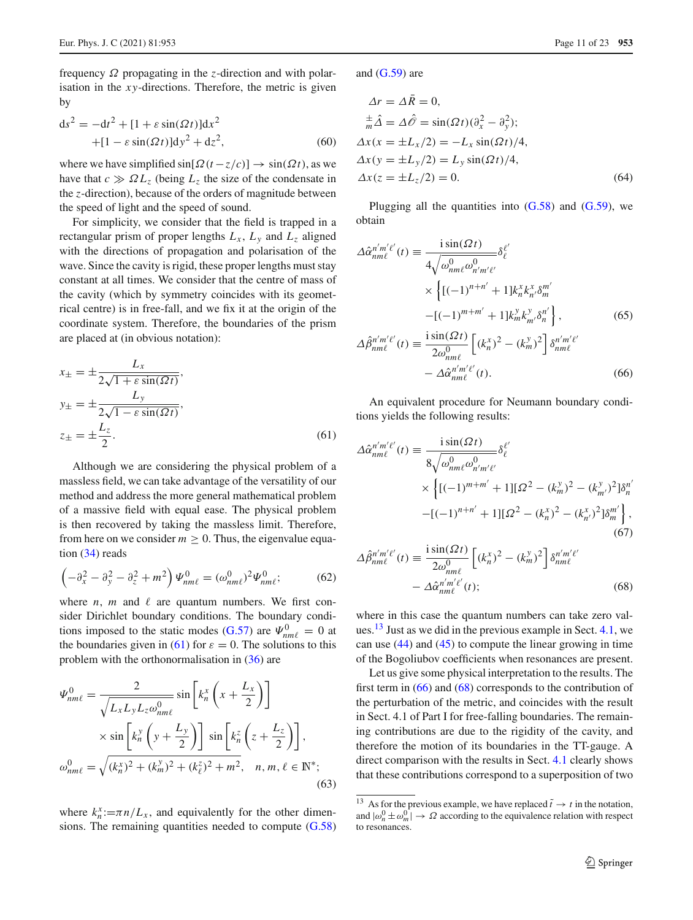frequency $\Omega$ propagating in the $z$-direction and with polarisation in the $xy$-directions. Therefore, the metric is given by

$$
\mathrm{d}s^2 = -\mathrm{d}t^2 + [1+\varepsilon\sin(\Omega t)]\mathrm{d}x^2 + [1-\varepsilon\sin(\Omega t)]\mathrm{d}y^2 + \mathrm{d}z^2, \tag{60}
$$

where we have simplified $\sin[\Omega(t-z/c)] \to \sin(\Omega t)$, as we have that $c \gg \Omega L_z$ (being $L_z$ the size of the condensate in the $z$-direction), because of the orders of magnitude between the speed of light and the speed of sound.

For simplicity, we consider that the field is trapped in a rectangular prism of proper lengths $L_x$, $L_y$ and $L_z$ aligned with the directions of propagation and polarisation of the wave. Since the cavity is rigid, these proper lengths must stay constant at all times. We consider that the centre of mass of the cavity (which by symmetry coincides with its geometrical centre) is in free-fall, and we fix it at the origin of the coordinate system. Therefore, the boundaries of the prism are placed at (in obvious notation):

$$
\begin{aligned}
x_\pm &= \pm\frac{L_x}{2\sqrt{1+\varepsilon\sin(\Omega t)}},\\
y_\pm &= \pm\frac{L_y}{2\sqrt{1-\varepsilon\sin(\Omega t)}},\\
z_\pm &= \pm\frac{L_z}{2}.
\end{aligned} \tag{61}
$$

Although we are considering the physical problem of a massless field, we can take advantage of the versatility of our method and address the more general mathematical problem of a massive field with equal ease. The physical problem is then recovered by taking the massless limit. Therefore, from here on we consider $m \geq 0$. Thus, the eigenvalue equation (34) reads

$$
\left(-\partial_x^2 - \partial_y^2 - \partial_z^2 + m^2\right)\Psi^0_{nm\ell} = (\omega^0_{nm\ell})^2\Psi^0_{nm\ell}; \tag{62}
$$

where $n$, $m$ and $\ell$ are quantum numbers. We first consider Dirichlet boundary conditions. The boundary conditions imposed to the static modes (G.57) are $\Psi^0_{nm\ell} = 0$ at the boundaries given in (61) for $\varepsilon = 0$. The solutions to this problem with the orthonormalisation in (36) are

$$
\begin{aligned}
\Psi^0_{nm\ell} &= \frac{2}{\sqrt{L_xL_yL_z\omega^0_{nm\ell}}}\sin\left[k^x_n\left(x+\frac{L_x}{2}\right)\right]\\
&\quad\times\sin\left[k^y_n\left(y+\frac{L_y}{2}\right)\right]\sin\left[k^z_n\left(z+\frac{L_z}{2}\right)\right],\\
\omega^0_{nm\ell} &= \sqrt{(k^x_n)^2+(k^y_m)^2+(k^z_\ell)^2+m^2}, \quad n,m,\ell\in\mathbb{N}^*;
\end{aligned} \tag{63}
$$

where $k^x_n := \pi n/L_x$, and equivalently for the other dimensions. The remaining quantities needed to compute (G.58) and (G.59) are

$$
\begin{aligned}
&\Delta r = \Delta\bar{R} = 0,\\
&\overset{\pm}{_m}\hat{\Delta} = \Delta\hat{\mathscr{O}} = \sin(\Omega t)(\partial_x^2 - \partial_y^2);\\
&\Delta x(x=\pm L_x/2) = -L_x\sin(\Omega t)/4,\\
&\Delta x(y=\pm L_y/2) = L_y\sin(\Omega t)/4,\\
&\Delta x(z=\pm L_z/2) = 0.
\end{aligned} \tag{64}
$$

Plugging all the quantities into (G.58) and (G.59), we obtain

$$
\begin{aligned}
\Delta\hat{\alpha}^{n'm'\ell'}_{nm\ell}(t) &\equiv \frac{\mathrm{i}\sin(\Omega t)}{4\sqrt{\omega^0_{nm\ell}\omega^0_{n'm'\ell'}}}\delta^{\ell'}_{\ell}\\
&\quad\times\Big\{[(-1)^{n+n'}+1]k^x_nk^x_{n'}\delta^{m'}_m\\
&\quad-[(-1)^{m+m'}+1]k^y_mk^y_{m'}\delta^{n'}_n\Big\},
\end{aligned} \tag{65}
$$

$$
\begin{aligned}
\Delta\hat{\beta}^{n'm'\ell'}_{nm\ell}(t) &\equiv \frac{\mathrm{i}\sin(\Omega t)}{2\omega^0_{nm\ell}}\left[(k^x_n)^2-(k^y_m)^2\right]\delta^{n'm'\ell'}_{nm\ell}\\
&\quad-\Delta\hat{\alpha}^{n'm'\ell'}_{nm\ell}(t).
\end{aligned} \tag{66}
$$

An equivalent procedure for Neumann boundary conditions yields the following results:

$$
\begin{aligned}
\Delta\hat{\alpha}^{n'm'\ell'}_{nm\ell}(t) &\equiv \frac{\mathrm{i}\sin(\Omega t)}{8\sqrt{\omega^0_{nm\ell}\omega^0_{n'm'\ell'}}}\delta^{\ell'}_{\ell}\\
&\quad\times\Big\{[(-1)^{m+m'}+1][\Omega^2-(k^y_m)^2-(k^y_{m'})^2]\delta^{n'}_n\\
&\quad-[(-1)^{n+n'}+1][\Omega^2-(k^x_n)^2-(k^x_{n'})^2]\delta^{m'}_m\Big\},
\end{aligned} \tag{67}
$$

$$
\begin{aligned}
\Delta\hat{\beta}^{n'm'\ell'}_{nm\ell}(t) &\equiv \frac{\mathrm{i}\sin(\Omega t)}{2\omega^0_{nm\ell}}\left[(k^x_n)^2-(k^y_m)^2\right]\delta^{n'm'\ell'}_{nm\ell}\\
&\quad-\Delta\hat{\alpha}^{n'm'\ell'}_{nm\ell}(t);
\end{aligned} \tag{68}
$$

where in this case the quantum numbers can take zero values.[13] Just as we did in the previous example in Sect. 4.1, we can use (44) and (45) to compute the linear growing in time of the Bogoliubov coefficients when resonances are present.

Let us give some physical interpretation to the results. The first term in (66) and (68) corresponds to the contribution of the perturbation of the metric, and coincides with the result in Sect. 4.1 of Part I for free-falling boundaries. The remaining contributions are due to the rigidity of the cavity, and therefore the motion of its boundaries in the TT-gauge. A direct comparison with the results in Sect. 4.1 clearly shows that these contributions correspond to a superposition of two

[13] As for the previous example, we have replaced $\tilde{t} \to t$ in the notation, and $|\omega^0_n \pm \omega^0_m| \to \Omega$ according to the equivalence relation with respect to resonances.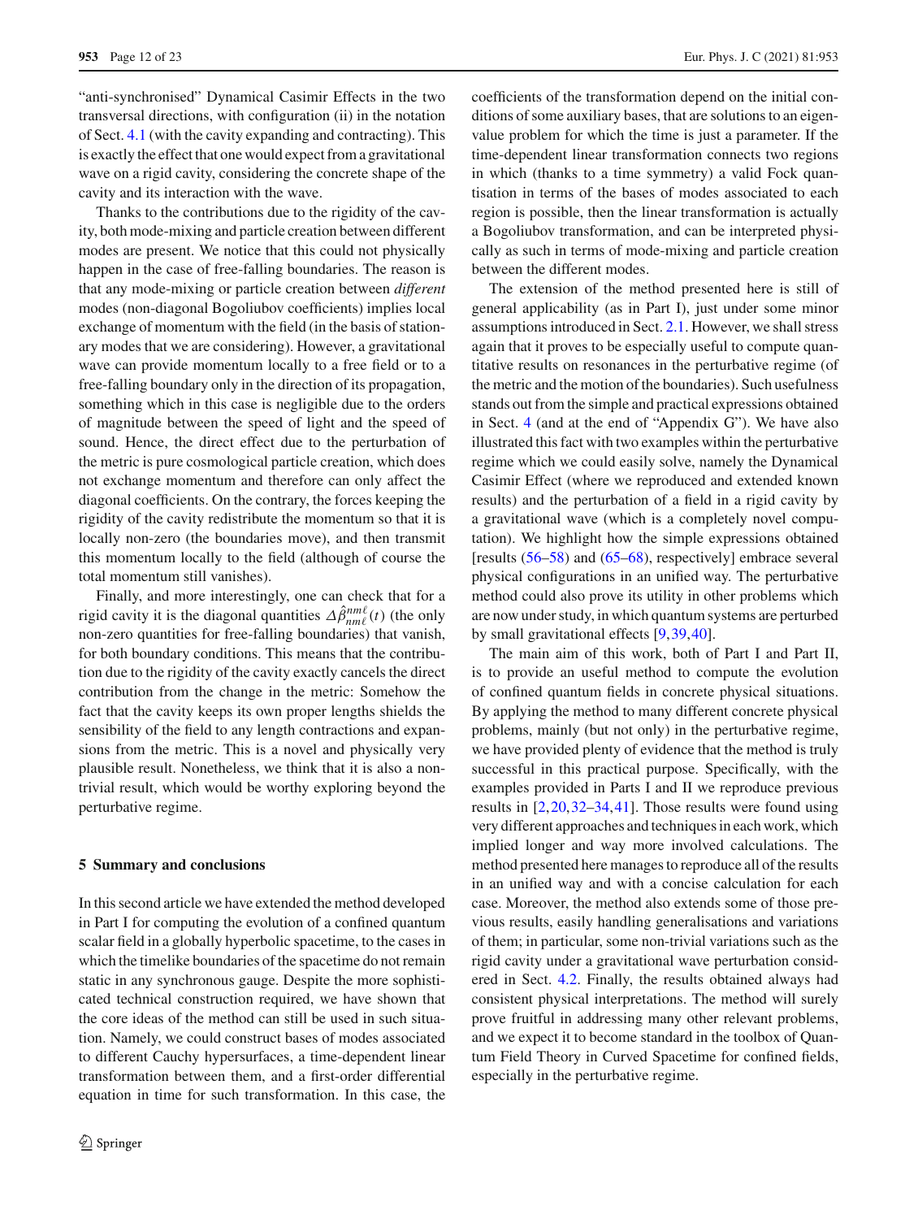"anti-synchronised" Dynamical Casimir Effects in the two transversal directions, with configuration (ii) in the notation of Sect. 4.1 (with the cavity expanding and contracting). This is exactly the effect that one would expect from a gravitational wave on a rigid cavity, considering the concrete shape of the cavity and its interaction with the wave.

Thanks to the contributions due to the rigidity of the cavity, both mode-mixing and particle creation between different modes are present. We notice that this could not physically happen in the case of free-falling boundaries. The reason is that any mode-mixing or particle creation between *different* modes (non-diagonal Bogoliubov coefficients) implies local exchange of momentum with the field (in the basis of stationary modes that we are considering). However, a gravitational wave can provide momentum locally to a free field or to a free-falling boundary only in the direction of its propagation, something which in this case is negligible due to the orders of magnitude between the speed of light and the speed of sound. Hence, the direct effect due to the perturbation of the metric is pure cosmological particle creation, which does not exchange momentum and therefore can only affect the diagonal coefficients. On the contrary, the forces keeping the rigidity of the cavity redistribute the momentum so that it is locally non-zero (the boundaries move), and then transmit this momentum locally to the field (although of course the total momentum still vanishes).

Finally, and more interestingly, one can check that for a rigid cavity it is the diagonal quantities $\Delta\hat{\beta}_{nm\ell}^{nm\ell}(t)$ (the only non-zero quantities for free-falling boundaries) that vanish, for both boundary conditions. This means that the contribution due to the rigidity of the cavity exactly cancels the direct contribution from the change in the metric: Somehow the fact that the cavity keeps its own proper lengths shields the sensibility of the field to any length contractions and expansions from the metric. This is a novel and physically very plausible result. Nonetheless, we think that it is also a non-trivial result, which would be worthy exploring beyond the perturbative regime.

## 5 Summary and conclusions

In this second article we have extended the method developed in Part I for computing the evolution of a confined quantum scalar field in a globally hyperbolic spacetime, to the cases in which the timelike boundaries of the spacetime do not remain static in any synchronous gauge. Despite the more sophisticated technical construction required, we have shown that the core ideas of the method can still be used in such situation. Namely, we could construct bases of modes associated to different Cauchy hypersurfaces, a time-dependent linear transformation between them, and a first-order differential equation in time for such transformation. In this case, the coefficients of the transformation depend on the initial conditions of some auxiliary bases, that are solutions to an eigenvalue problem for which the time is just a parameter. If the time-dependent linear transformation connects two regions in which (thanks to a time symmetry) a valid Fock quantisation in terms of the bases of modes associated to each region is possible, then the linear transformation is actually a Bogoliubov transformation, and can be interpreted physically as such in terms of mode-mixing and particle creation between the different modes.

The extension of the method presented here is still of general applicability (as in Part I), just under some minor assumptions introduced in Sect. 2.1. However, we shall stress again that it proves to be especially useful to compute quantitative results on resonances in the perturbative regime (of the metric and the motion of the boundaries). Such usefulness stands out from the simple and practical expressions obtained in Sect. 4 (and at the end of "Appendix G"). We have also illustrated this fact with two examples within the perturbative regime which we could easily solve, namely the Dynamical Casimir Effect (where we reproduced and extended known results) and the perturbation of a field in a rigid cavity by a gravitational wave (which is a completely novel computation). We highlight how the simple expressions obtained [results (56–58) and (65–68), respectively] embrace several physical configurations in an unified way. The perturbative method could also prove its utility in other problems which are now under study, in which quantum systems are perturbed by small gravitational effects [9,39,40].

The main aim of this work, both of Part I and Part II, is to provide an useful method to compute the evolution of confined quantum fields in concrete physical situations. By applying the method to many different concrete physical problems, mainly (but not only) in the perturbative regime, we have provided plenty of evidence that the method is truly successful in this practical purpose. Specifically, with the examples provided in Parts I and II we reproduce previous results in [2,20,32–34,41]. Those results were found using very different approaches and techniques in each work, which implied longer and way more involved calculations. The method presented here manages to reproduce all of the results in an unified way and with a concise calculation for each case. Moreover, the method also extends some of those previous results, easily handling generalisations and variations of them; in particular, some non-trivial variations such as the rigid cavity under a gravitational wave perturbation considered in Sect. 4.2. Finally, the results obtained always had consistent physical interpretations. The method will surely prove fruitful in addressing many other relevant problems, and we expect it to become standard in the toolbox of Quantum Field Theory in Curved Spacetime for confined fields, especially in the perturbative regime.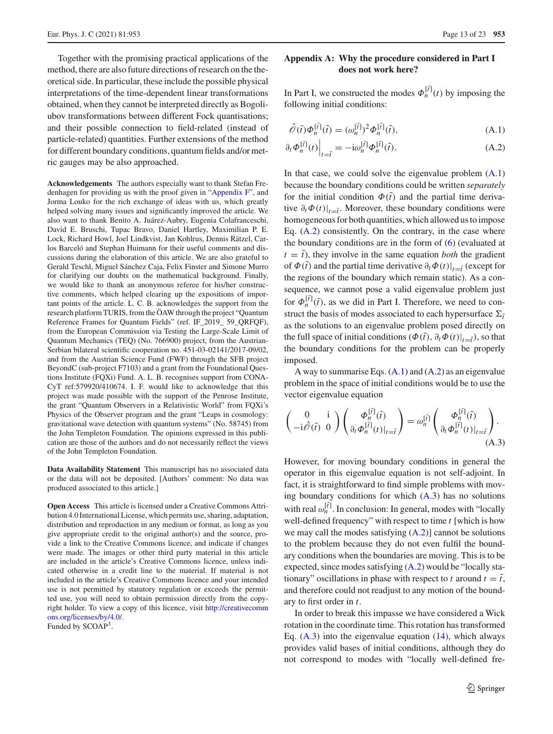Together with the promising practical applications of the method, there are also future directions of research on the theoretical side. In particular, these include the possible physical interpretations of the time-dependent linear transformations obtained, when they cannot be interpreted directly as Bogoliubov transformations between different Fock quantisations; and their possible connection to field-related (instead of particle-related) quantities. Further extensions of the method for different boundary conditions, quantum fields and/or metric gauges may be also approached.

**Acknowledgements** The authors especially want to thank Stefan Fredenhagen for providing us with the proof given in "Appendix F", and Jorma Louko for the rich exchange of ideas with us, which greatly helped solving many issues and significantly improved the article. We also want to thank Benito A. Juárez-Aubry, Eugenia Colafranceschi, David E. Bruschi, Tupac Bravo, Daniel Hartley, Maximilian P. E. Lock, Richard Howl, Joel Lindkvist, Jan Kohlrus, Dennis Rätzel, Carlos Barceló and Stephan Huimann for their useful comments and discussions during the elaboration of this article. We are also grateful to Gerald Teschl, Miguel Sánchez Caja, Felix Finster and Simone Murro for clarifying our doubts on the mathematical background. Finally, we would like to thank an anonymous referee for his/her constructive comments, which helped clearing up the expositions of important points of the article. L. C. B. acknowledges the support from the research platform TURIS, from the ÖAW through the project "Quantum Reference Frames for Quantum Fields" (ref. IF_2019_ 59_QRFQF), from the European Commission via Testing the Large-Scale Limit of Quantum Mechanics (TEQ) (No. 766900) project, from the Austrian-Serbian bilateral scientific cooperation no. 451-03-02141/2017-09/02, and from the Austrian Science Fund (FWF) through the SFB project BeyondC (sub-project F7103) and a grant from the Foundational Questions Institute (FQXi) Fund. A. L. B. recognises support from CONACyT ref:579920/410674. I. F. would like to acknowledge that this project was made possible with the support of the Penrose Institute, the grant "Quantum Observers in a Relativistic World" from FQXi's Physics of the Observer program and the grant "Leaps in cosmology: gravitational wave detection with quantum systems" (No. 58745) from the John Templeton Foundation. The opinions expressed in this publication are those of the authors and do not necessarily reflect the views of the John Templeton Foundation.

**Data Availability Statement** This manuscript has no associated data or the data will not be deposited. [Authors' comment: No data was produced associated to this article.]

**Open Access** This article is licensed under a Creative Commons Attribution 4.0 International License, which permits use, sharing, adaptation, distribution and reproduction in any medium or format, as long as you give appropriate credit to the original author(s) and the source, provide a link to the Creative Commons licence, and indicate if changes were made. The images or other third party material in this article are included in the article's Creative Commons licence, unless indicated otherwise in a credit line to the material. If material is not included in the article's Creative Commons licence and your intended use is not permitted by statutory regulation or exceeds the permitted use, you will need to obtain permission directly from the copyright holder. To view a copy of this licence, visit http://creativecommons.org/licenses/by/4.0/.
Funded by SCOAP[3].

## Appendix A: Why the procedure considered in Part I does not work here?

In Part I, we constructed the modes $\Phi_n^{[\tilde{t}]}(t)$ by imposing the following initial conditions:

$$\hat{\mathscr{O}}(\tilde{t})\Phi_n^{[\tilde{t}]}(\tilde{t}) = (\omega_n^{[\tilde{t}]})^2\Phi_n^{[\tilde{t}]}(\tilde{t}), \tag{A.1}$$

$$\partial_t\Phi_n^{[\tilde{t}]}(t)\Big|_{t=\tilde{t}} = -\mathrm{i}\omega_n^{[\tilde{t}]}\Phi_n^{[\tilde{t}]}(\tilde{t}). \tag{A.2}$$

In that case, we could solve the eigenvalue problem (A.1) because the boundary conditions could be written *separately* for the initial condition $\Phi(\tilde{t})$ and the partial time derivative $\partial_t\Phi(t)|_{t=\tilde{t}}$. Moreover, these boundary conditions were homogeneous for both quantities, which allowed us to impose Eq. (A.2) consistently. On the contrary, in the case where the boundary conditions are in the form of (6) (evaluated at $t = \tilde{t}$), they involve in the same equation *both* the gradient of $\Phi(\tilde{t})$ and the partial time derivative $\partial_t\Phi(t)|_{t=\tilde{t}}$ (except for the regions of the boundary which remain static). As a consequence, we cannot pose a valid eigenvalue problem just for $\Phi_n^{[\tilde{t}]}(\tilde{t})$, as we did in Part I. Therefore, we need to construct the basis of modes associated to each hypersurface $\Sigma_{\tilde{t}}$ as the solutions to an eigenvalue problem posed directly on the full space of initial conditions $(\Phi(\tilde{t}), \partial_t\Phi(t)|_{t=\tilde{t}})$, so that the boundary conditions for the problem can be properly imposed.

A way to summarise Eqs. (A.1) and (A.2) as an eigenvalue problem in the space of initial conditions would be to use the vector eigenvalue equation

$$\begin{pmatrix} 0 & \mathrm{i} \\ -\mathrm{i}\hat{\mathscr{O}}(\tilde{t}) & 0 \end{pmatrix}\begin{pmatrix} \Phi_n^{[\tilde{t}]}(\tilde{t}) \\ \partial_t\Phi_n^{[\tilde{t}]}(t)|_{t=\tilde{t}} \end{pmatrix} = \omega_n^{[\tilde{t}]}\begin{pmatrix} \Phi_n^{[\tilde{t}]}(\tilde{t}) \\ \partial_t\Phi_n^{[\tilde{t}]}(t)|_{t=\tilde{t}} \end{pmatrix}. \tag{A.3}$$

However, for moving boundary conditions in general the operator in this eigenvalue equation is not self-adjoint. In fact, it is straightforward to find simple problems with moving boundary conditions for which (A.3) has no solutions with real $\omega_n^{[\tilde{t}]}$. In conclusion: In general, modes with "locally well-defined frequency" with respect to time $t$ [which is how we may call the modes satisfying (A.2)] cannot be solutions to the problem because they do not even fulfil the boundary conditions when the boundaries are moving. This is to be expected, since modes satisfying (A.2) would be "locally stationary" oscillations in phase with respect to $t$ around $t = \tilde{t}$, and therefore could not readjust to any motion of the boundary to first order in $t$.

In order to break this impasse we have considered a Wick rotation in the coordinate time. This rotation has transformed Eq. (A.3) into the eigenvalue equation (14), which always provides valid bases of initial conditions, although they do not correspond to modes with "locally well-defined fre-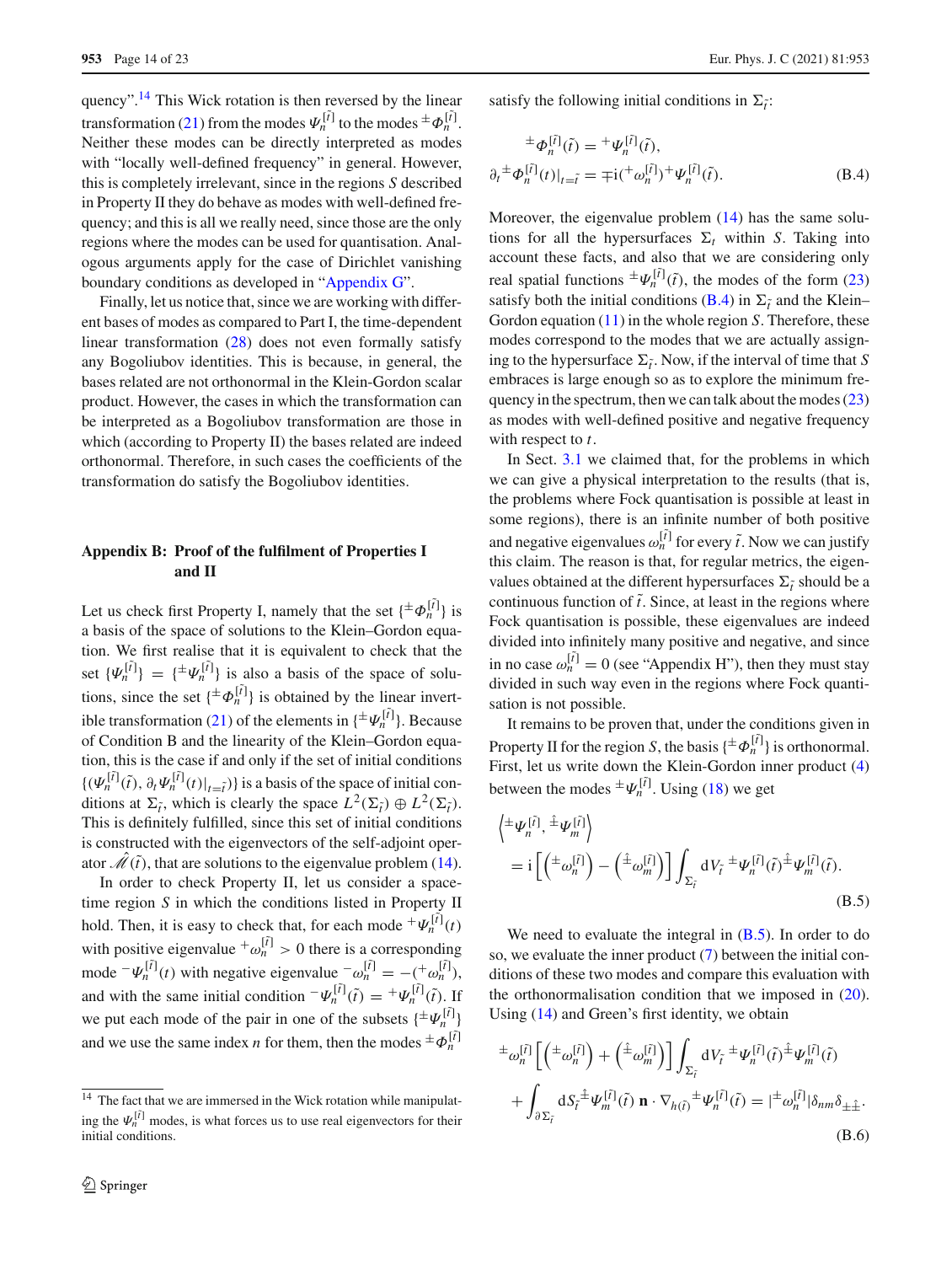quency".[14] This Wick rotation is then reversed by the linear transformation (21) from the modes $\Psi_n^{[\tilde{t}]}$ to the modes ${}^{\pm}\Phi_n^{[\tilde{t}]}$. Neither these modes can be directly interpreted as modes with "locally well-defined frequency" in general. However, this is completely irrelevant, since in the regions $S$ described in Property II they do behave as modes with well-defined frequency; and this is all we really need, since those are the only regions where the modes can be used for quantisation. Analogous arguments apply for the case of Dirichlet vanishing boundary conditions as developed in "Appendix G".

Finally, let us notice that, since we are working with different bases of modes as compared to Part I, the time-dependent linear transformation (28) does not even formally satisfy any Bogoliubov identities. This is because, in general, the bases related are not orthonormal in the Klein-Gordon scalar product. However, the cases in which the transformation can be interpreted as a Bogoliubov transformation are those in which (according to Property II) the bases related are indeed orthonormal. Therefore, in such cases the coefficients of the transformation do satisfy the Bogoliubov identities.

## Appendix B: Proof of the fulfilment of Properties I and II

Let us check first Property I, namely that the set $\{{}^{\pm}\Phi_n^{[\tilde{t}]}\}$ is a basis of the space of solutions to the Klein–Gordon equation. We first realise that it is equivalent to check that the set $\{\Psi_n^{[\tilde{t}]}\} = \{{}^{\pm}\Psi_n^{[\tilde{t}]}\}$ is also a basis of the space of solutions, since the set $\{{}^{\pm}\Phi_n^{[\tilde{t}]}\}$ is obtained by the linear invertible transformation (21) of the elements in $\{{}^{\pm}\Psi_n^{[\tilde{t}]}\}$. Because of Condition B and the linearity of the Klein–Gordon equation, this is the case if and only if the set of initial conditions $\{(\Psi_n^{[\tilde{t}]}(\tilde{t}), \partial_t \Psi_n^{[\tilde{t}]}(t)|_{t=\tilde{t}})\}$ is a basis of the space of initial conditions at $\Sigma_{\tilde{t}}$, which is clearly the space $L^2(\Sigma_{\tilde{t}}) \oplus L^2(\Sigma_{\tilde{t}})$. This is definitely fulfilled, since this set of initial conditions is constructed with the eigenvectors of the self-adjoint operator $\hat{\mathscr{M}}(\tilde{t})$, that are solutions to the eigenvalue problem (14).

In order to check Property II, let us consider a spacetime region $S$ in which the conditions listed in Property II hold. Then, it is easy to check that, for each mode ${}^{+}\Psi_n^{[\tilde{t}]}(t)$ with positive eigenvalue ${}^{+}\omega_n^{[\tilde{t}]} > 0$ there is a corresponding mode ${}^{-}\Psi_n^{[\tilde{t}]}(t)$ with negative eigenvalue ${}^{-}\omega_n^{[\tilde{t}]} = -({}^{+}\omega_n^{[\tilde{t}]})$, and with the same initial condition ${}^{-}\Psi_n^{[\tilde{t}]}(\tilde{t}) = {}^{+}\Psi_n^{[\tilde{t}]}(\tilde{t})$. If we put each mode of the pair in one of the subsets $\{{}^{\pm}\Psi_n^{[\tilde{t}]}\}$ and we use the same index $n$ for them, then the modes ${}^{\pm}\Phi_n^{[\tilde{t}]}$ satisfy the following initial conditions in $\Sigma_{\tilde{t}}$:

$$
\begin{aligned}
&{}^{\pm}\Phi_n^{[\tilde{t}]}(\tilde{t}) = {}^{+}\Psi_n^{[\tilde{t}]}(\tilde{t}),\\
&\partial_t {}^{\pm}\Phi_n^{[\tilde{t}]}(t)|_{t=\tilde{t}} = \mp \mathrm{i}({}^{+}\omega_n^{[\tilde{t}]}){}^{+}\Psi_n^{[\tilde{t}]}(\tilde{t}).
\end{aligned}
\tag{B.4}
$$

Moreover, the eigenvalue problem (14) has the same solutions for all the hypersurfaces $\Sigma_t$ within $S$. Taking into account these facts, and also that we are considering only real spatial functions ${}^{\pm}\Psi_n^{[\tilde{t}]}(\tilde{t})$, the modes of the form (23) satisfy both the initial conditions (B.4) in $\Sigma_{\tilde{t}}$ and the Klein–Gordon equation (11) in the whole region $S$. Therefore, these modes correspond to the modes that we are actually assigning to the hypersurface $\Sigma_{\tilde{t}}$. Now, if the interval of time that $S$ embraces is large enough so as to explore the minimum frequency in the spectrum, then we can talk about the modes (23) as modes with well-defined positive and negative frequency with respect to $t$.

In Sect. 3.1 we claimed that, for the problems in which we can give a physical interpretation to the results (that is, the problems where Fock quantisation is possible at least in some regions), there is an infinite number of both positive and negative eigenvalues $\omega_n^{[\tilde{t}]}$ for every $\tilde{t}$. Now we can justify this claim. The reason is that, for regular metrics, the eigenvalues obtained at the different hypersurfaces $\Sigma_{\tilde{t}}$ should be a continuous function of $\tilde{t}$. Since, at least in the regions where Fock quantisation is possible, these eigenvalues are indeed divided into infinitely many positive and negative, and since in no case $\omega_n^{[\tilde{t}]} = 0$ (see "Appendix H"), then they must stay divided in such way even in the regions where Fock quantisation is not possible.

It remains to be proven that, under the conditions given in Property II for the region $S$, the basis $\{{}^{\pm}\Phi_n^{[\tilde{t}]}\}$ is orthonormal. First, let us write down the Klein-Gordon inner product (4) between the modes ${}^{\pm}\Psi_n^{[\tilde{t}]}$. Using (18) we get

$$
\begin{aligned}
&\left\langle {}^{\pm}\Psi_n^{[\tilde{t}]}, {}^{\hat{\pm}}\Psi_m^{[\tilde{t}]} \right\rangle\\
&= \mathrm{i}\left[\left({}^{\pm}\omega_n^{[\tilde{t}]}\right) - \left({}^{\hat{\pm}}\omega_m^{[\tilde{t}]}\right)\right] \int_{\Sigma_{\tilde{t}}} \mathrm{d}V_{\tilde{t}}\, {}^{\pm}\Psi_n^{[\tilde{t}]}(\tilde{t}) {}^{\hat{\pm}}\Psi_m^{[\tilde{t}]}(\tilde{t}).
\end{aligned}
\tag{B.5}
$$

We need to evaluate the integral in (B.5). In order to do so, we evaluate the inner product (7) between the initial conditions of these two modes and compare this evaluation with the orthonormalisation condition that we imposed in (20). Using (14) and Green's first identity, we obtain

$$
\begin{aligned}
&{}^{\pm}\omega_n^{[\tilde{t}]}\left[\left({}^{\pm}\omega_n^{[\tilde{t}]}\right) + \left({}^{\hat{\pm}}\omega_m^{[\tilde{t}]}\right)\right] \int_{\Sigma_{\tilde{t}}} \mathrm{d}V_{\tilde{t}}\, {}^{\pm}\Psi_n^{[\tilde{t}]}(\tilde{t}) {}^{\hat{\pm}}\Psi_m^{[\tilde{t}]}(\tilde{t})\\
&+ \int_{\partial\Sigma_{\tilde{t}}} \mathrm{d}S_{\tilde{t}}\, {}^{\hat{\pm}}\Psi_m^{[\tilde{t}]}(\tilde{t})\, \mathbf{n} \cdot \nabla_{h(\tilde{t})} {}^{\pm}\Psi_n^{[\tilde{t}]}(\tilde{t}) = |{}^{\pm}\omega_n^{[\tilde{t}]}|\delta_{nm}\delta_{\pm\hat{\pm}}.
\end{aligned}
\tag{B.6}
$$

[14] The fact that we are immersed in the Wick rotation while manipulating the $\Psi_n^{[\tilde{t}]}$ modes, is what forces us to use real eigenvectors for their initial conditions.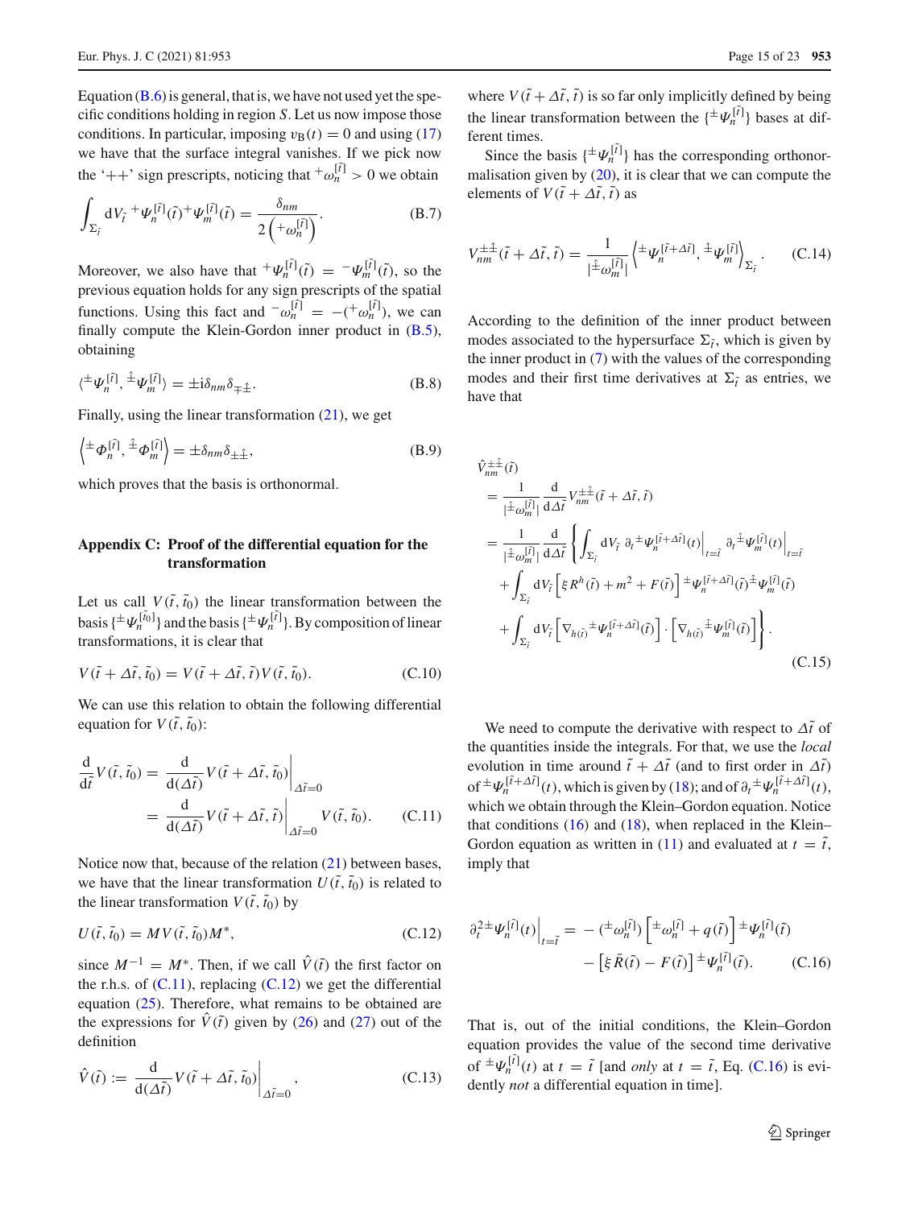Equation (B.6) is general, that is, we have not used yet the specific conditions holding in region $S$. Let us now impose those conditions. In particular, imposing $v_{\rm B}(t) = 0$ and using (17) we have that the surface integral vanishes. If we pick now the '++' sign prescripts, noticing that ${}^{+}\omega_n^{[\tilde{t}]} > 0$ we obtain

$$\int_{\Sigma_{\tilde{t}}} \mathrm{d}V_{\tilde{t}}\; {}^{+}\Psi_n^{[\tilde{t}]}(\tilde{t})\,{}^{+}\Psi_m^{[\tilde{t}]}(\tilde{t}) = \frac{\delta_{nm}}{2\left({}^{+}\omega_n^{[\tilde{t}]}\right)}. \tag{B.7}$$

Moreover, we also have that ${}^{+}\Psi_n^{[\tilde{t}]}(\tilde{t}) = {}^{-}\Psi_m^{[\tilde{t}]}(\tilde{t})$, so the previous equation holds for any sign prescripts of the spatial functions. Using this fact and ${}^{-}\omega_n^{[\tilde{t}]} = -({}^{+}\omega_n^{[\tilde{t}]})$, we can finally compute the Klein-Gordon inner product in (B.5), obtaining

$$\langle {}^{\pm}\Psi_n^{[\tilde{t}]}, {}^{\hat{\pm}}\Psi_m^{[\tilde{t}]} \rangle = \pm \mathrm{i}\delta_{nm}\delta_{\mp\hat{\pm}}. \tag{B.8}$$

Finally, using the linear transformation (21), we get

$$\left\langle {}^{\pm}\Phi_n^{[\tilde{t}]}, {}^{\hat{\pm}}\Phi_m^{[\tilde{t}]} \right\rangle = \pm\delta_{nm}\delta_{\pm\hat{\pm}}, \tag{B.9}$$

which proves that the basis is orthonormal.

## Appendix C: Proof of the differential equation for the transformation

Let us call $V(\tilde{t}, \tilde{t}_0)$ the linear transformation between the basis $\{{}^{\pm}\Psi_n^{[\tilde{t}_0]}\}$ and the basis $\{{}^{\pm}\Psi_n^{[\tilde{t}]}\}$. By composition of linear transformations, it is clear that

$$V(\tilde{t} + \Delta\tilde{t}, \tilde{t}_0) = V(\tilde{t} + \Delta\tilde{t}, \tilde{t})V(\tilde{t}, \tilde{t}_0). \tag{C.10}$$

We can use this relation to obtain the following differential equation for $V(\tilde{t}, \tilde{t}_0)$:

$$\begin{aligned}\frac{\mathrm{d}}{\mathrm{d}\tilde{t}}V(\tilde{t}, \tilde{t}_0) &= \frac{\mathrm{d}}{\mathrm{d}(\Delta\tilde{t})}V(\tilde{t} + \Delta\tilde{t}, \tilde{t}_0)\bigg|_{\Delta\tilde{t}=0} \\ &= \frac{\mathrm{d}}{\mathrm{d}(\Delta\tilde{t})}V(\tilde{t} + \Delta\tilde{t}, \tilde{t})\bigg|_{\Delta\tilde{t}=0} V(\tilde{t}, \tilde{t}_0).\end{aligned} \tag{C.11}$$

Notice now that, because of the relation (21) between bases, we have that the linear transformation $U(\tilde{t}, \tilde{t}_0)$ is related to the linear transformation $V(\tilde{t}, \tilde{t}_0)$ by

$$U(\tilde{t}, \tilde{t}_0) = MV(\tilde{t}, \tilde{t}_0)M^*, \tag{C.12}$$

since $M^{-1} = M^*$. Then, if we call $\hat{V}(\tilde{t})$ the first factor on the r.h.s. of (C.11), replacing (C.12) we get the differential equation (25). Therefore, what remains to be obtained are the expressions for $\hat{V}(\tilde{t})$ given by (26) and (27) out of the definition

$$\hat{V}(\tilde{t}) := \frac{\mathrm{d}}{\mathrm{d}(\Delta\tilde{t})}V(\tilde{t} + \Delta\tilde{t}, \tilde{t}_0)\bigg|_{\Delta\tilde{t}=0}, \tag{C.13}$$

where $V(\tilde{t} + \Delta\tilde{t}, \tilde{t})$ is so far only implicitly defined by being the linear transformation between the $\{{}^{\pm}\Psi_n^{[\tilde{t}]}\}$ bases at different times.

Since the basis $\{{}^{\pm}\Psi_n^{[\tilde{t}]}\}$ has the corresponding orthonormalisation given by (20), it is clear that we can compute the elements of $V(\tilde{t} + \Delta\tilde{t}, \tilde{t})$ as

$$V_{nm}^{\pm\hat{\pm}}(\tilde{t} + \Delta\tilde{t}, \tilde{t}) = \frac{1}{|{}^{\hat{\pm}}\omega_m^{[\tilde{t}]}|}\left\langle {}^{\pm}\Psi_n^{[\tilde{t}+\Delta\tilde{t}]}, {}^{\hat{\pm}}\Psi_m^{[\tilde{t}]}\right\rangle_{\Sigma_{\tilde{t}}}. \tag{C.14}$$

According to the definition of the inner product between modes associated to the hypersurface $\Sigma_{\tilde{t}}$, which is given by the inner product in (7) with the values of the corresponding modes and their first time derivatives at $\Sigma_{\tilde{t}}$ as entries, we have that

$$\begin{aligned}&\hat{V}_{nm}^{\pm\hat{\pm}}(\tilde{t}) \\ &= \frac{1}{|{}^{\hat{\pm}}\omega_m^{[\tilde{t}]}|}\frac{\mathrm{d}}{\mathrm{d}\Delta\tilde{t}}V_{nm}^{\pm\hat{\pm}}(\tilde{t} + \Delta\tilde{t}, \tilde{t}) \\ &= \frac{1}{|{}^{\hat{\pm}}\omega_m^{[\tilde{t}]}|}\frac{\mathrm{d}}{\mathrm{d}\Delta\tilde{t}}\Bigg\{\int_{\Sigma_{\tilde{t}}} \mathrm{d}V_{\tilde{t}}\; \partial_t{}^{\pm}\Psi_n^{[\tilde{t}+\Delta\tilde{t}]}(t)\Big|_{t=\tilde{t}}\;\partial_t{}^{\hat{\pm}}\Psi_m^{[\tilde{t}]}(t)\Big|_{t=\tilde{t}} \\ &\quad + \int_{\Sigma_{\tilde{t}}} \mathrm{d}V_{\tilde{t}}\left[\xi R^h(\tilde{t}) + m^2 + F(\tilde{t})\right]{}^{\pm}\Psi_n^{[\tilde{t}+\Delta\tilde{t}]}(\tilde{t})\,{}^{\hat{\pm}}\Psi_m^{[\tilde{t}]}(\tilde{t}) \\ &\quad + \int_{\Sigma_{\tilde{t}}} \mathrm{d}V_{\tilde{t}}\left[\nabla_{h(\tilde{t})}{}^{\pm}\Psi_n^{[\tilde{t}+\Delta\tilde{t}]}(\tilde{t})\right]\cdot\left[\nabla_{h(\tilde{t})}{}^{\hat{\pm}}\Psi_m^{[\tilde{t}]}(\tilde{t})\right]\Bigg\}.\end{aligned} \tag{C.15}$$

We need to compute the derivative with respect to $\Delta\tilde{t}$ of the quantities inside the integrals. For that, we use the *local* evolution in time around $\tilde{t} + \Delta\tilde{t}$ (and to first order in $\Delta\tilde{t}$) of ${}^{\pm}\Psi_n^{[\tilde{t}+\Delta\tilde{t}]}(t)$, which is given by (18); and of $\partial_t{}^{\pm}\Psi_n^{[\tilde{t}+\Delta\tilde{t}]}(t)$, which we obtain through the Klein–Gordon equation. Notice that conditions (16) and (18), when replaced in the Klein–Gordon equation as written in (11) and evaluated at $t = \tilde{t}$, imply that

$$\begin{aligned}\partial_t^2{}^{\pm}\Psi_n^{[\tilde{t}]}(t)\Big|_{t=\tilde{t}} = &-({}^{\pm}\omega_n^{[\tilde{t}]})\left[{}^{\pm}\omega_n^{[\tilde{t}]} + q(\tilde{t})\right]{}^{\pm}\Psi_n^{[\tilde{t}]}(\tilde{t}) \\ &- \left[\xi\bar{R}(\tilde{t}) - F(\tilde{t})\right]{}^{\pm}\Psi_n^{[\tilde{t}]}(\tilde{t}).\end{aligned} \tag{C.16}$$

That is, out of the initial conditions, the Klein–Gordon equation provides the value of the second time derivative of ${}^{\pm}\Psi_n^{[\tilde{t}]}(t)$ at $t = \tilde{t}$ [and *only* at $t = \tilde{t}$, Eq. (C.16) is evidently *not* a differential equation in time].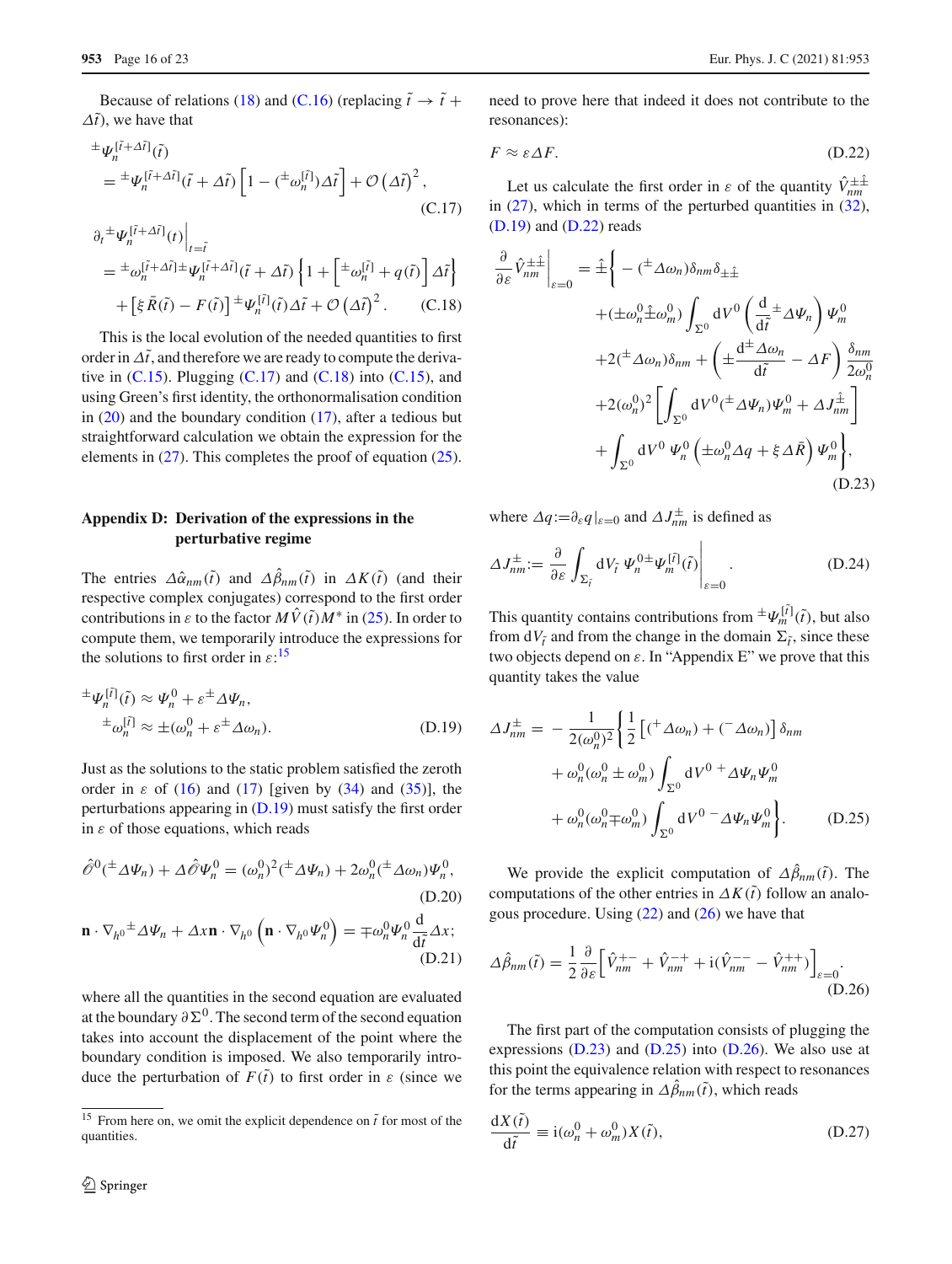Because of relations (18) and (C.16) (replacing $\tilde{t} \to \tilde{t} + \Delta\tilde{t}$), we have that

$$
\begin{aligned}
&{}^{\pm}\Psi_n^{[\tilde{t}+\Delta\tilde{t}]}(\tilde{t}) \\
&\quad = {}^{\pm}\Psi_n^{[\tilde{t}+\Delta\tilde{t}]}(\tilde{t}+\Delta\tilde{t})\left[1 - ({}^{\pm}\omega_n^{[\tilde{t}]})\Delta\tilde{t}\right] + \mathcal{O}\left(\Delta\tilde{t}\right)^2,
\end{aligned} \tag{C.17}
$$

$$
\begin{aligned}
&\partial_t {}^{\pm}\Psi_n^{[\tilde{t}+\Delta\tilde{t}]}(t)\Big|_{t=\tilde{t}} \\
&\quad = {}^{\pm}\omega_n^{[\tilde{t}+\Delta\tilde{t}]}{}^{\pm}\Psi_n^{[\tilde{t}+\Delta\tilde{t}]}(\tilde{t}+\Delta\tilde{t})\left\{1 + \left[{}^{\pm}\omega_n^{[\tilde{t}]} + q(\tilde{t})\right]\Delta\tilde{t}\right\} \\
&\qquad + \left[\xi\bar{R}(\tilde{t}) - F(\tilde{t})\right]{}^{\pm}\Psi_n^{[\tilde{t}]}(\tilde{t})\Delta\tilde{t} + \mathcal{O}\left(\Delta\tilde{t}\right)^2.
\end{aligned} \tag{C.18}
$$

This is the local evolution of the needed quantities to first order in $\Delta\tilde{t}$, and therefore we are ready to compute the derivative in (C.15). Plugging (C.17) and (C.18) into (C.15), and using Green's first identity, the orthonormalisation condition in (20) and the boundary condition (17), after a tedious but straightforward calculation we obtain the expression for the elements in (27). This completes the proof of equation (25).

## Appendix D: Derivation of the expressions in the perturbative regime

The entries $\Delta\hat{\alpha}_{nm}(\tilde{t})$ and $\Delta\hat{\beta}_{nm}(\tilde{t})$ in $\Delta K(\tilde{t})$ (and their respective complex conjugates) correspond to the first order contributions in $\varepsilon$ to the factor $M\hat{V}(\tilde{t})M^*$ in (25). In order to compute them, we temporarily introduce the expressions for the solutions to first order in $\varepsilon$:[15]

$$
\begin{aligned}
{}^{\pm}\Psi_n^{[\tilde{t}]}(\tilde{t}) &\approx \Psi_n^0 + \varepsilon\,{}^{\pm}\Delta\Psi_n, \\
{}^{\pm}\omega_n^{[\tilde{t}]} &\approx \pm(\omega_n^0 + \varepsilon\,{}^{\pm}\Delta\omega_n).
\end{aligned} \tag{D.19}
$$

Just as the solutions to the static problem satisfied the zeroth order in $\varepsilon$ of (16) and (17) [given by (34) and (35)], the perturbations appearing in (D.19) must satisfy the first order in $\varepsilon$ of those equations, which reads

$$
\hat{\mathscr{O}}^0({}^{\pm}\Delta\Psi_n) + \Delta\hat{\mathscr{O}}\Psi_n^0 = (\omega_n^0)^2({}^{\pm}\Delta\Psi_n) + 2\omega_n^0({}^{\pm}\Delta\omega_n)\Psi_n^0, \tag{D.20}
$$

$$
\mathbf{n}\cdot\nabla_{h^0}{}^{\pm}\Delta\Psi_n + \Delta x\,\mathbf{n}\cdot\nabla_{h^0}\left(\mathbf{n}\cdot\nabla_{h^0}\Psi_n^0\right) = \mp\omega_n^0\Psi_n^0\frac{\mathrm{d}}{\mathrm{d}\tilde{t}}\Delta x; \tag{D.21}
$$

where all the quantities in the second equation are evaluated at the boundary $\partial\Sigma^0$. The second term of the second equation takes into account the displacement of the point where the boundary condition is imposed. We also temporarily introduce the perturbation of $F(\tilde{t})$ to first order in $\varepsilon$ (since we need to prove here that indeed it does not contribute to the resonances):

$$
F \approx \varepsilon\Delta F. \tag{D.22}
$$

Let us calculate the first order in $\varepsilon$ of the quantity $\hat{V}_{nm}^{\pm\hat{\pm}}$ in (27), which in terms of the perturbed quantities in (32), (D.19) and (D.22) reads

$$
\begin{aligned}
\frac{\partial}{\partial\varepsilon}\hat{V}_{nm}^{\pm\hat{\pm}}\Big|_{\varepsilon=0} = \hat{\pm}\Bigg\{ &-({}^{\pm}\Delta\omega_n)\delta_{nm}\delta_{\pm\hat{\pm}} \\
&+(\pm\omega_n^0\hat{\pm}\omega_m^0)\int_{\Sigma^0}\mathrm{d}V^0\left(\frac{\mathrm{d}}{\mathrm{d}\tilde{t}}{}^{\pm}\Delta\Psi_n\right)\Psi_m^0 \\
&+2({}^{\pm}\Delta\omega_n)\delta_{nm} + \left(\pm\frac{\mathrm{d}^{\pm}\Delta\omega_n}{\mathrm{d}\tilde{t}} - \Delta F\right)\frac{\delta_{nm}}{2\omega_n^0} \\
&+2(\omega_n^0)^2\left[\int_{\Sigma^0}\mathrm{d}V^0({}^{\pm}\Delta\Psi_n)\Psi_m^0 + \Delta J_{nm}^{\hat{\pm}}\right] \\
&+\int_{\Sigma^0}\mathrm{d}V^0\,\Psi_n^0\left(\pm\omega_n^0\Delta q + \xi\Delta\bar{R}\right)\Psi_m^0\Bigg\},
\end{aligned} \tag{D.23}
$$

where $\Delta q := \partial_\varepsilon q|_{\varepsilon=0}$ and $\Delta J_{nm}^{\pm}$ is defined as

$$
\Delta J_{nm}^{\pm} := \frac{\partial}{\partial\varepsilon}\int_{\Sigma_{\tilde{t}}}\mathrm{d}V_{\tilde{t}}\,\Psi_n^{0\pm}\Psi_m^{[\tilde{t}]}(\tilde{t})\Bigg|_{\varepsilon=0}. \tag{D.24}
$$

This quantity contains contributions from ${}^{\pm}\Psi_m^{[\tilde{t}]}(\tilde{t})$, but also from $\mathrm{d}V_{\tilde{t}}$ and from the change in the domain $\Sigma_{\tilde{t}}$, since these two objects depend on $\varepsilon$. In "Appendix E" we prove that this quantity takes the value

$$
\begin{aligned}
\Delta J_{nm}^{\pm} = -\frac{1}{2(\omega_n^0)^2}\Bigg\{&\frac{1}{2}\left[({}^{+}\Delta\omega_n) + ({}^{-}\Delta\omega_n)\right]\delta_{nm} \\
&+\omega_n^0(\omega_n^0 \pm \omega_m^0)\int_{\Sigma^0}\mathrm{d}V^0\,{}^{+}\Delta\Psi_n\Psi_m^0 \\
&+\omega_n^0(\omega_n^0 \mp \omega_m^0)\int_{\Sigma^0}\mathrm{d}V^0\,{}^{-}\Delta\Psi_n\Psi_m^0\Bigg\}.
\end{aligned} \tag{D.25}
$$

We provide the explicit computation of $\Delta\hat{\beta}_{nm}(\tilde{t})$. The computations of the other entries in $\Delta K(\tilde{t})$ follow an analogous procedure. Using (22) and (26) we have that

$$
\Delta\hat{\beta}_{nm}(\tilde{t}) = \frac{1}{2}\frac{\partial}{\partial\varepsilon}\left[\hat{V}_{nm}^{+-} + \hat{V}_{nm}^{-+} + \mathrm{i}(\hat{V}_{nm}^{--} - \hat{V}_{nm}^{++})\right]_{\varepsilon=0}. \tag{D.26}
$$

The first part of the computation consists of plugging the expressions (D.23) and (D.25) into (D.26). We also use at this point the equivalence relation with respect to resonances for the terms appearing in $\Delta\hat{\beta}_{nm}(\tilde{t})$, which reads

$$
\frac{\mathrm{d}X(\tilde{t})}{\mathrm{d}\tilde{t}} \equiv \mathrm{i}(\omega_n^0 + \omega_m^0)X(\tilde{t}), \tag{D.27}
$$

[15] From here on, we omit the explicit dependence on $\tilde{t}$ for most of the quantities.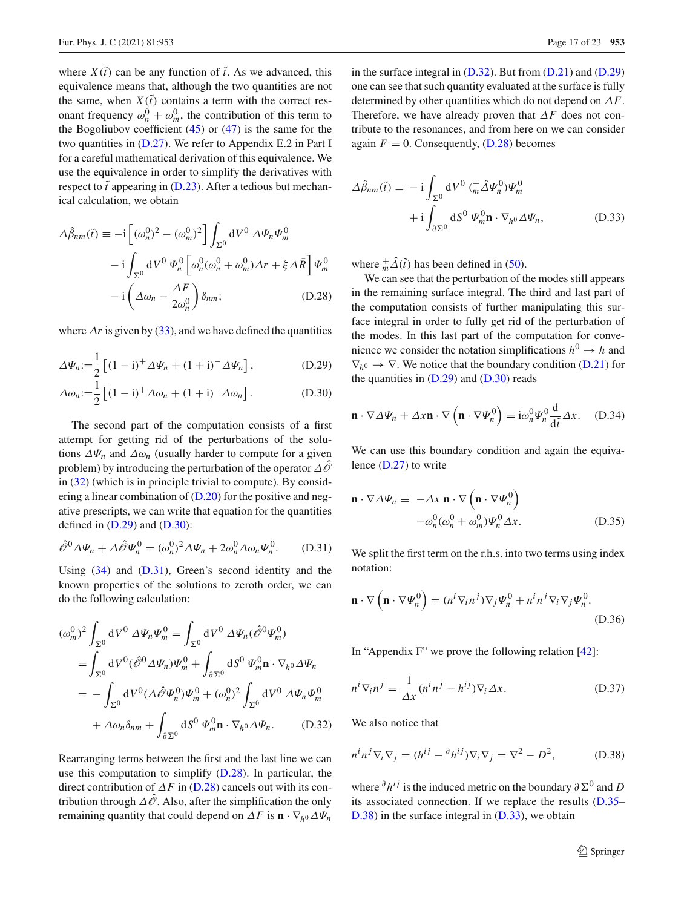where $X(\tilde{t})$ can be any function of $\tilde{t}$. As we advanced, this equivalence means that, although the two quantities are not the same, when $X(\tilde{t})$ contains a term with the correct resonant frequency $\omega_n^0 + \omega_m^0$, the contribution of this term to the Bogoliubov coefficient (45) or (47) is the same for the two quantities in (D.27). We refer to Appendix E.2 in Part I for a careful mathematical derivation of this equivalence. We use the equivalence in order to simplify the derivatives with respect to $\tilde{t}$ appearing in (D.23). After a tedious but mechanical calculation, we obtain

$$
\begin{aligned}
\Delta\hat{\beta}_{nm}(\tilde{t}) \equiv & -\mathrm{i}\left[(\omega_n^0)^2 - (\omega_m^0)^2\right]\int_{\Sigma^0} \mathrm{d}V^0 \, \Delta\Psi_n \Psi_m^0 \\
& - \mathrm{i}\int_{\Sigma^0} \mathrm{d}V^0 \, \Psi_n^0 \left[\omega_n^0(\omega_n^0 + \omega_m^0)\Delta r + \xi \Delta\bar{R}\right]\Psi_m^0 \\
& - \mathrm{i}\left(\Delta\omega_n - \frac{\Delta F}{2\omega_n^0}\right)\delta_{nm};
\end{aligned} \tag{D.28}
$$

where $\Delta r$ is given by (33), and we have defined the quantities

$$
\Delta\Psi_n := \frac{1}{2}\left[(1-\mathrm{i})^{+}\Delta\Psi_n + (1+\mathrm{i})^{-}\Delta\Psi_n\right], \tag{D.29}
$$

$$
\Delta\omega_n := \frac{1}{2}\left[(1-\mathrm{i})^{+}\Delta\omega_n + (1+\mathrm{i})^{-}\Delta\omega_n\right]. \tag{D.30}
$$

The second part of the computation consists of a first attempt for getting rid of the perturbations of the solutions $\Delta\Psi_n$ and $\Delta\omega_n$ (usually harder to compute for a given problem) by introducing the perturbation of the operator $\Delta\hat{\mathscr{O}}$ in (32) (which is in principle trivial to compute). By considering a linear combination of (D.20) for the positive and negative prescripts, we can write that equation for the quantities defined in (D.29) and (D.30):

$$
\hat{\mathscr{O}}^0\Delta\Psi_n + \Delta\hat{\mathscr{O}}\Psi_n^0 = (\omega_n^0)^2\Delta\Psi_n + 2\omega_n^0\Delta\omega_n\Psi_n^0. \tag{D.31}
$$

Using (34) and (D.31), Green's second identity and the known properties of the solutions to zeroth order, we can do the following calculation:

$$
\begin{aligned}
(\omega_m^0)^2\int_{\Sigma^0}\mathrm{d}V^0 \, \Delta\Psi_n\Psi_m^0 &= \int_{\Sigma^0}\mathrm{d}V^0 \, \Delta\Psi_n(\hat{\mathscr{O}}^0\Psi_m^0) \\
&= \int_{\Sigma^0}\mathrm{d}V^0(\hat{\mathscr{O}}^0\Delta\Psi_n)\Psi_m^0 + \int_{\partial\Sigma^0}\mathrm{d}S^0 \, \Psi_m^0\mathbf{n}\cdot\nabla_{h^0}\Delta\Psi_n \\
&= -\int_{\Sigma^0}\mathrm{d}V^0(\Delta\hat{\mathscr{O}}\Psi_n^0)\Psi_m^0 + (\omega_n^0)^2\int_{\Sigma^0}\mathrm{d}V^0 \, \Delta\Psi_n\Psi_m^0 \\
&\quad + \Delta\omega_n\delta_{nm} + \int_{\partial\Sigma^0}\mathrm{d}S^0 \, \Psi_m^0\mathbf{n}\cdot\nabla_{h^0}\Delta\Psi_n.
\end{aligned} \tag{D.32}
$$

Rearranging terms between the first and the last line we can use this computation to simplify (D.28). In particular, the direct contribution of $\Delta F$ in (D.28) cancels out with its contribution through $\Delta\hat{\mathscr{O}}$. Also, after the simplification the only remaining quantity that could depend on $\Delta F$ is $\mathbf{n}\cdot\nabla_{h^0}\Delta\Psi_n$ in the surface integral in (D.32). But from (D.21) and (D.29) one can see that such quantity evaluated at the surface is fully determined by other quantities which do not depend on $\Delta F$. Therefore, we have already proven that $\Delta F$ does not contribute to the resonances, and from here on we can consider again $F = 0$. Consequently, (D.28) becomes

$$
\begin{aligned}
\Delta\hat{\beta}_{nm}(\tilde{t}) \equiv & -\mathrm{i}\int_{\Sigma^0}\mathrm{d}V^0 \, ({}^{+}_{m}\hat{\Delta}\Psi_n^0)\Psi_m^0 \\
& + \mathrm{i}\int_{\partial\Sigma^0}\mathrm{d}S^0 \, \Psi_m^0\mathbf{n}\cdot\nabla_{h^0}\Delta\Psi_n,
\end{aligned} \tag{D.33}
$$

where ${}^{+}_{m}\hat{\Delta}(\tilde{t})$ has been defined in (50).

We can see that the perturbation of the modes still appears in the remaining surface integral. The third and last part of the computation consists of further manipulating this surface integral in order to fully get rid of the perturbation of the modes. In this last part of the computation for convenience we consider the notation simplifications $h^0 \to h$ and $\nabla_{h^0} \to \nabla$. We notice that the boundary condition (D.21) for the quantities in (D.29) and (D.30) reads

$$
\mathbf{n}\cdot\nabla\Delta\Psi_n + \Delta x\,\mathbf{n}\cdot\nabla\left(\mathbf{n}\cdot\nabla\Psi_n^0\right) = \mathrm{i}\omega_n^0\Psi_n^0\frac{\mathrm{d}}{\mathrm{d}\tilde{t}}\Delta x. \tag{D.34}
$$

We can use this boundary condition and again the equivalence (D.27) to write

$$
\begin{aligned}
\mathbf{n}\cdot\nabla\Delta\Psi_n \equiv & -\Delta x\,\mathbf{n}\cdot\nabla\left(\mathbf{n}\cdot\nabla\Psi_n^0\right) \\
& - \omega_n^0(\omega_n^0 + \omega_m^0)\Psi_n^0\Delta x.
\end{aligned} \tag{D.35}
$$

We split the first term on the r.h.s. into two terms using index notation:

$$
\mathbf{n}\cdot\nabla\left(\mathbf{n}\cdot\nabla\Psi_n^0\right) = (n^i\nabla_i n^j)\nabla_j\Psi_n^0 + n^i n^j\nabla_i\nabla_j\Psi_n^0. \tag{D.36}
$$

In "Appendix F" we prove the following relation [42]:

$$
n^i\nabla_i n^j = \frac{1}{\Delta x}(n^i n^j - h^{ij})\nabla_i\Delta x. \tag{D.37}
$$

We also notice that

$$
n^i n^j\nabla_i\nabla_j = (h^{ij} - {}^{\partial}h^{ij})\nabla_i\nabla_j = \nabla^2 - D^2, \tag{D.38}
$$

where ${}^{\partial}h^{ij}$ is the induced metric on the boundary $\partial\Sigma^0$ and $D$ its associated connection. If we replace the results (D.35–D.38) in the surface integral in (D.33), we obtain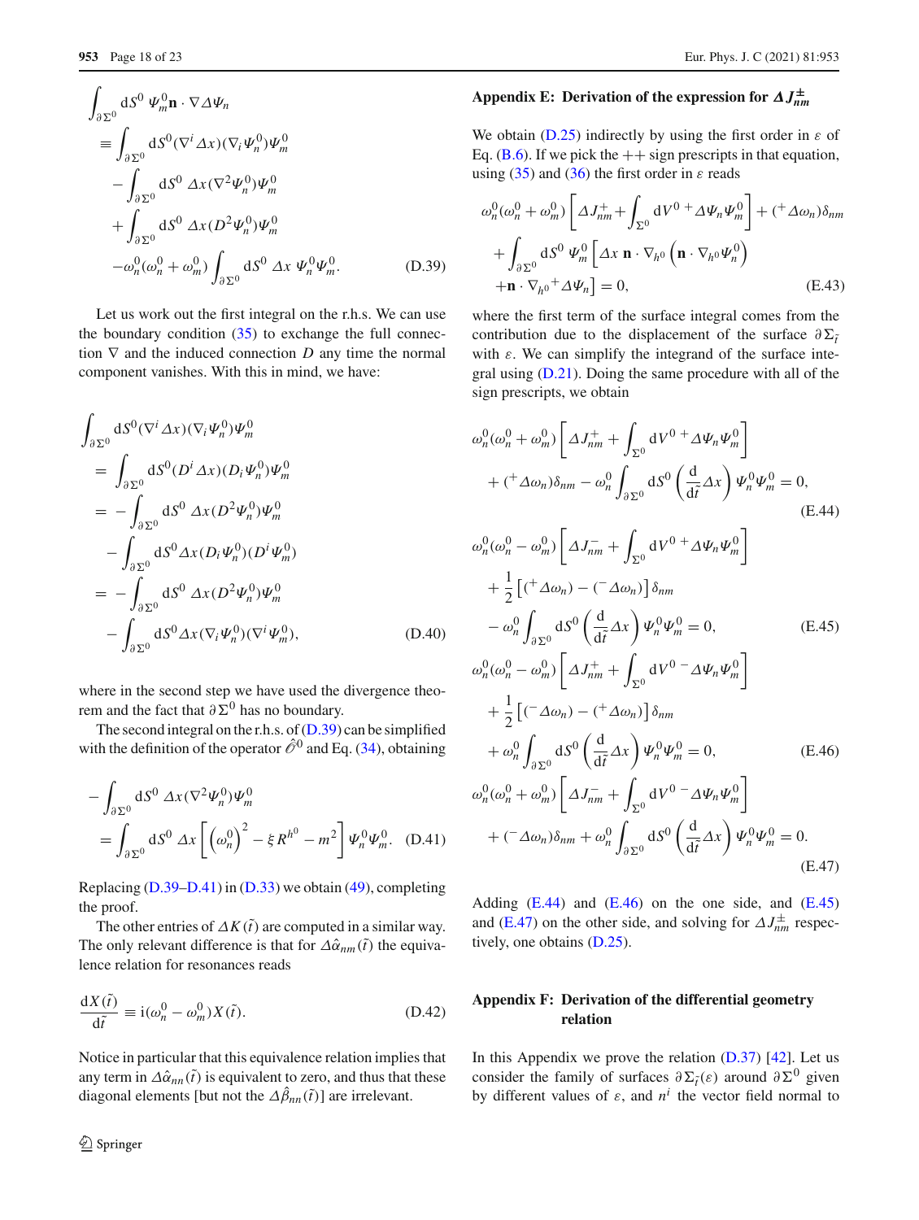$$
\begin{aligned}
&\int_{\partial\Sigma^0} \mathrm{d}S^0\, \Psi_m^0 \mathbf{n}\cdot\nabla\Delta\Psi_n \\
&\equiv \int_{\partial\Sigma^0} \mathrm{d}S^0 (\nabla^i\Delta x)(\nabla_i\Psi_n^0)\Psi_m^0 \\
&\quad - \int_{\partial\Sigma^0} \mathrm{d}S^0\, \Delta x(\nabla^2\Psi_n^0)\Psi_m^0 \\
&\quad + \int_{\partial\Sigma^0} \mathrm{d}S^0\, \Delta x(D^2\Psi_n^0)\Psi_m^0 \\
&\quad -\omega_n^0(\omega_n^0+\omega_m^0)\int_{\partial\Sigma^0} \mathrm{d}S^0\, \Delta x\, \Psi_n^0\Psi_m^0. 
\end{aligned}\tag{D.39}
$$

Let us work out the first integral on the r.h.s. We can use the boundary condition (35) to exchange the full connection $\nabla$ and the induced connection $D$ any time the normal component vanishes. With this in mind, we have:

$$
\begin{aligned}
&\int_{\partial\Sigma^0} \mathrm{d}S^0(\nabla^i\Delta x)(\nabla_i\Psi_n^0)\Psi_m^0 \\
&= \int_{\partial\Sigma^0} \mathrm{d}S^0(D^i\Delta x)(D_i\Psi_n^0)\Psi_m^0 \\
&= -\int_{\partial\Sigma^0} \mathrm{d}S^0\, \Delta x(D^2\Psi_n^0)\Psi_m^0 \\
&\quad -\int_{\partial\Sigma^0} \mathrm{d}S^0 \Delta x(D_i\Psi_n^0)(D^i\Psi_m^0) \\
&= -\int_{\partial\Sigma^0} \mathrm{d}S^0\, \Delta x(D^2\Psi_n^0)\Psi_m^0 \\
&\quad -\int_{\partial\Sigma^0} \mathrm{d}S^0 \Delta x(\nabla_i\Psi_n^0)(\nabla^i\Psi_m^0),
\end{aligned}\tag{D.40}
$$

where in the second step we have used the divergence theorem and the fact that $\partial\Sigma^0$ has no boundary.

The second integral on the r.h.s. of (D.39) can be simplified with the definition of the operator $\hat{\mathscr{O}}^0$ and Eq. (34), obtaining

$$
\begin{aligned}
&-\int_{\partial\Sigma^0} \mathrm{d}S^0\, \Delta x(\nabla^2\Psi_n^0)\Psi_m^0 \\
&= \int_{\partial\Sigma^0} \mathrm{d}S^0\, \Delta x\left[\left(\omega_n^0\right)^2 - \xi R^{h^0} - m^2\right]\Psi_n^0\Psi_m^0.
\end{aligned}\tag{D.41}
$$

Replacing (D.39–D.41) in (D.33) we obtain (49), completing the proof.

The other entries of $\Delta K(\tilde{t})$ are computed in a similar way. The only relevant difference is that for $\Delta\hat{\alpha}_{nm}(\tilde{t})$ the equivalence relation for resonances reads

$$
\frac{\mathrm{d}X(\tilde{t})}{\mathrm{d}\tilde{t}} \equiv \mathrm{i}(\omega_n^0-\omega_m^0)X(\tilde{t}). \tag{D.42}
$$

Notice in particular that this equivalence relation implies that any term in $\Delta\hat{\alpha}_{nn}(\tilde{t})$ is equivalent to zero, and thus that these diagonal elements [but not the $\Delta\hat{\beta}_{nn}(\tilde{t})$] are irrelevant.

## Appendix E: Derivation of the expression for $\Delta J^{\pm}_{nm}$

We obtain (D.25) indirectly by using the first order in $\varepsilon$ of Eq. (B.6). If we pick the $++$ sign prescripts in that equation, using (35) and (36) the first order in $\varepsilon$ reads

$$
\begin{aligned}
&\omega_n^0(\omega_n^0+\omega_m^0)\left[\Delta J^+_{nm} + \int_{\Sigma^0}\mathrm{d}V^0\, {}^+\Delta\Psi_n\Psi_m^0\right] + ({}^+\Delta\omega_n)\delta_{nm} \\
&\quad + \int_{\partial\Sigma^0}\mathrm{d}S^0\, \Psi_m^0\Big[\Delta x\, \mathbf{n}\cdot\nabla_{h^0}\left(\mathbf{n}\cdot\nabla_{h^0}\Psi_n^0\right) \\
&\quad + \mathbf{n}\cdot\nabla_{h^0}{}^+\Delta\Psi_n\Big] = 0,
\end{aligned}\tag{E.43}
$$

where the first term of the surface integral comes from the contribution due to the displacement of the surface $\partial\Sigma_{\tilde{t}}$ with $\varepsilon$. We can simplify the integrand of the surface integral using (D.21). Doing the same procedure with all of the sign prescripts, we obtain

$$
\begin{aligned}
&\omega_n^0(\omega_n^0+\omega_m^0)\left[\Delta J^+_{nm} + \int_{\Sigma^0}\mathrm{d}V^0\, {}^+\Delta\Psi_n\Psi_m^0\right] \\
&\quad + ({}^+\Delta\omega_n)\delta_{nm} - \omega_n^0\int_{\partial\Sigma^0}\mathrm{d}S^0\left(\frac{\mathrm{d}}{\mathrm{d}\tilde{t}}\Delta x\right)\Psi_n^0\Psi_m^0 = 0,
\end{aligned}\tag{E.44}
$$

$$
\begin{aligned}
&\omega_n^0(\omega_n^0-\omega_m^0)\left[\Delta J^-_{nm} + \int_{\Sigma^0}\mathrm{d}V^0\, {}^+\Delta\Psi_n\Psi_m^0\right] \\
&\quad + \frac{1}{2}\left[({}^+\Delta\omega_n) - ({}^-\Delta\omega_n)\right]\delta_{nm} \\
&\quad - \omega_n^0\int_{\partial\Sigma^0}\mathrm{d}S^0\left(\frac{\mathrm{d}}{\mathrm{d}\tilde{t}}\Delta x\right)\Psi_n^0\Psi_m^0 = 0,
\end{aligned}\tag{E.45}
$$

$$
\begin{aligned}
&\omega_n^0(\omega_n^0-\omega_m^0)\left[\Delta J^+_{nm} + \int_{\Sigma^0}\mathrm{d}V^0\, {}^-\Delta\Psi_n\Psi_m^0\right] \\
&\quad + \frac{1}{2}\left[({}^-\Delta\omega_n) - ({}^+\Delta\omega_n)\right]\delta_{nm} \\
&\quad + \omega_n^0\int_{\partial\Sigma^0}\mathrm{d}S^0\left(\frac{\mathrm{d}}{\mathrm{d}\tilde{t}}\Delta x\right)\Psi_n^0\Psi_m^0 = 0,
\end{aligned}\tag{E.46}
$$

$$
\begin{aligned}
&\omega_n^0(\omega_n^0+\omega_m^0)\left[\Delta J^-_{nm} + \int_{\Sigma^0}\mathrm{d}V^0\, {}^-\Delta\Psi_n\Psi_m^0\right] \\
&\quad + ({}^-\Delta\omega_n)\delta_{nm} + \omega_n^0\int_{\partial\Sigma^0}\mathrm{d}S^0\left(\frac{\mathrm{d}}{\mathrm{d}\tilde{t}}\Delta x\right)\Psi_n^0\Psi_m^0 = 0.
\end{aligned}\tag{E.47}
$$

Adding (E.44) and (E.46) on the one side, and (E.45) and (E.47) on the other side, and solving for $\Delta J^{\pm}_{nm}$ respectively, one obtains (D.25).

## Appendix F: Derivation of the differential geometry relation

In this Appendix we prove the relation (D.37) [42]. Let us consider the family of surfaces $\partial\Sigma_{\tilde{t}}(\varepsilon)$ around $\partial\Sigma^0$ given by different values of $\varepsilon$, and $n^i$ the vector field normal to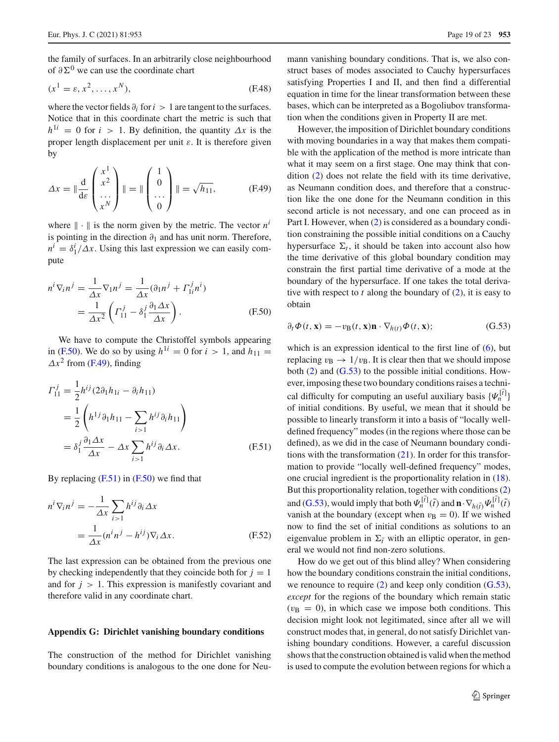the family of surfaces. In an arbitrarily close neighbourhood of $\partial \Sigma^0$ we can use the coordinate chart

$$(x^1 = \varepsilon, x^2, \ldots, x^N), \tag{F.48}$$

where the vector fields $\partial_i$ for $i > 1$ are tangent to the surfaces. Notice that in this coordinate chart the metric is such that $h^{1i} = 0$ for $i > 1$. By definition, the quantity $\Delta x$ is the proper length displacement per unit $\varepsilon$. It is therefore given by

$$\Delta x = \| \frac{\mathrm{d}}{\mathrm{d}\varepsilon} \begin{pmatrix} x^1 \\ x^2 \\ \ldots \\ x^N \end{pmatrix} \| = \| \begin{pmatrix} 1 \\ 0 \\ \ldots \\ 0 \end{pmatrix} \| = \sqrt{h_{11}}, \tag{F.49}$$

where $\| \cdot \|$ is the norm given by the metric. The vector $n^i$ is pointing in the direction $\partial_1$ and has unit norm. Therefore, $n^i = \delta^i_1 / \Delta x$. Using this last expression we can easily compute

$$\begin{aligned} n^i \nabla_i n^j &= \frac{1}{\Delta x} \nabla_1 n^j = \frac{1}{\Delta x} (\partial_1 n^j + \Gamma^j_{1i} n^i) \\ &= \frac{1}{\Delta x^2} \left( \Gamma^j_{11} - \delta^j_1 \frac{\partial_1 \Delta x}{\Delta x} \right). \end{aligned} \tag{F.50}$$

We have to compute the Christoffel symbols appearing in (F.50). We do so by using $h^{1i} = 0$ for $i > 1$, and $h_{11} = \Delta x^2$ from (F.49), finding

$$\begin{aligned} \Gamma^j_{11} &= \frac{1}{2} h^{ij} (2\partial_1 h_{1i} - \partial_i h_{11}) \\ &= \frac{1}{2} \left( h^{1j} \partial_1 h_{11} - \sum_{i>1} h^{ij} \partial_i h_{11} \right) \\ &= \delta^j_1 \frac{\partial_1 \Delta x}{\Delta x} - \Delta x \sum_{i>1} h^{ij} \partial_i \Delta x. \end{aligned} \tag{F.51}$$

By replacing (F.51) in (F.50) we find that

$$\begin{aligned} n^i \nabla_i n^j &= - \frac{1}{\Delta x} \sum_{i>1} h^{ij} \partial_i \Delta x \\ &= \frac{1}{\Delta x} (n^i n^j - h^{ij}) \nabla_i \Delta x. \end{aligned} \tag{F.52}$$

The last expression can be obtained from the previous one by checking independently that they coincide both for $j = 1$ and for $j > 1$. This expression is manifestly covariant and therefore valid in any coordinate chart.

## Appendix G: Dirichlet vanishing boundary conditions

The construction of the method for Dirichlet vanishing boundary conditions is analogous to the one done for Neumann vanishing boundary conditions. That is, we also construct bases of modes associated to Cauchy hypersurfaces satisfying Properties I and II, and then find a differential equation in time for the linear transformation between these bases, which can be interpreted as a Bogoliubov transformation when the conditions given in Property II are met.

However, the imposition of Dirichlet boundary conditions with moving boundaries in a way that makes them compatible with the application of the method is more intricate than what it may seem on a first stage. One may think that condition (2) does not relate the field with its time derivative, as Neumann condition does, and therefore that a construction like the one done for the Neumann condition in this second article is not necessary, and one can proceed as in Part I. However, when (2) is considered as a boundary condition constraining the possible initial conditions on a Cauchy hypersurface $\Sigma_t$, it should be taken into account also how the time derivative of this global boundary condition may constrain the first partial time derivative of a mode at the boundary of the hypersurface. If one takes the total derivative with respect to $t$ along the boundary of (2), it is easy to obtain

$$\partial_t \Phi(t, \mathbf{x}) = -v_\mathrm{B}(t, \mathbf{x}) \mathbf{n} \cdot \nabla_{h(t)} \Phi(t, \mathbf{x}); \tag{G.53}$$

which is an expression identical to the first line of (6), but replacing $v_\mathrm{B} \to 1/v_\mathrm{B}$. It is clear then that we should impose both (2) and (G.53) to the possible initial conditions. However, imposing these two boundary conditions raises a technical difficulty for computing an useful auxiliary basis $\{\Psi^{[\tilde{t}]}_n\}$ of initial conditions. By useful, we mean that it should be possible to linearly transform it into a basis of "locally well-defined frequency" modes (in the regions where those can be defined), as we did in the case of Neumann boundary conditions with the transformation (21). In order for this transformation to provide "locally well-defined frequency" modes, one crucial ingredient is the proportionality relation in (18). But this proportionality relation, together with conditions (2) and (G.53), would imply that both $\Psi^{[\tilde{t}]}_n(\tilde{t})$ and $\mathbf{n} \cdot \nabla_{h(\tilde{t})} \Psi^{[\tilde{t}]}_n(\tilde{t})$ vanish at the boundary (except when $v_\mathrm{B} = 0$). If we wished now to find the set of initial conditions as solutions to an eigenvalue problem in $\Sigma_{\tilde{t}}$ with an elliptic operator, in general we would not find non-zero solutions.

How do we get out of this blind alley? When considering how the boundary conditions constrain the initial conditions, we renounce to require (2) and keep only condition (G.53), *except* for the regions of the boundary which remain static ($v_\mathrm{B} = 0$), in which case we impose both conditions. This decision might look not legitimated, since after all we will construct modes that, in general, do not satisfy Dirichlet vanishing boundary conditions. However, a careful discussion shows that the construction obtained is valid when the method is used to compute the evolution between regions for which a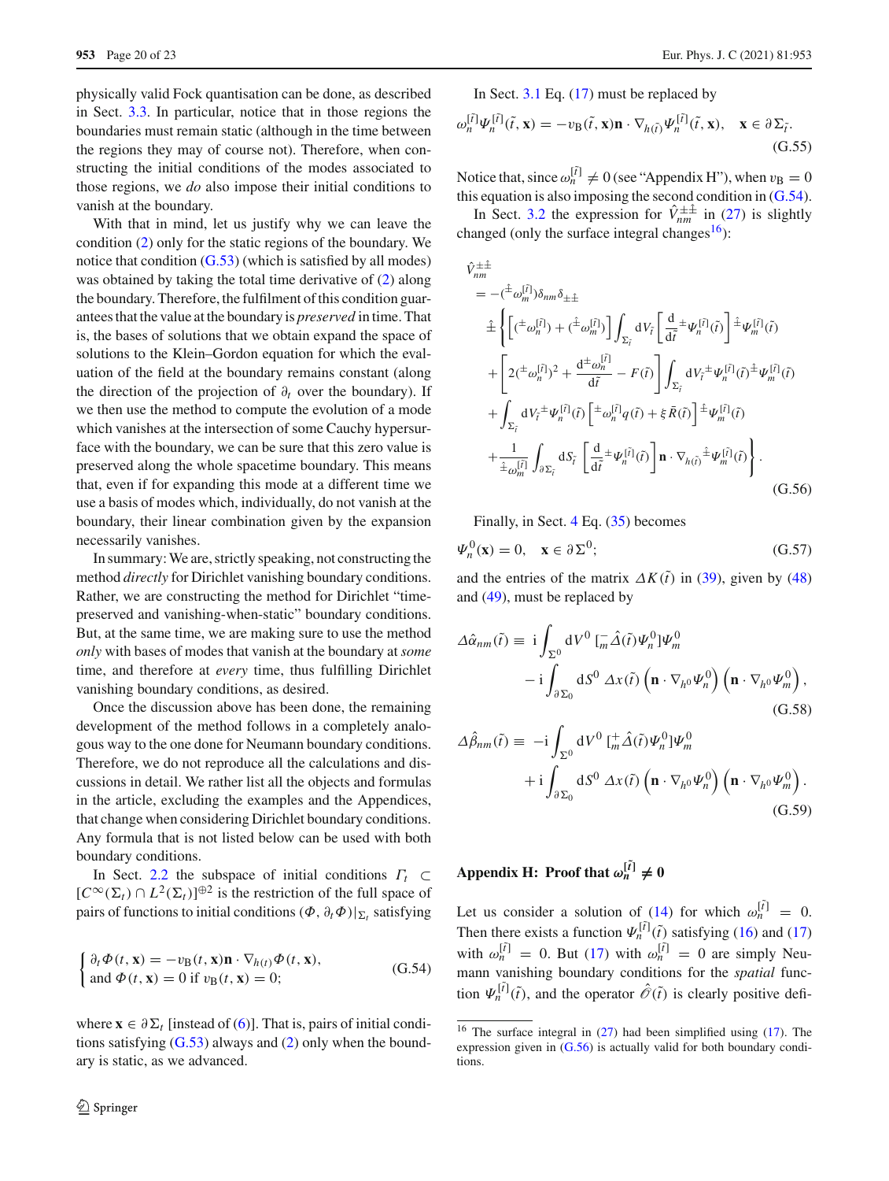physically valid Fock quantisation can be done, as described in Sect. 3.3. In particular, notice that in those regions the boundaries must remain static (although in the time between the regions they may of course not). Therefore, when constructing the initial conditions of the modes associated to those regions, we *do* also impose their initial conditions to vanish at the boundary.

With that in mind, let us justify why we can leave the condition (2) only for the static regions of the boundary. We notice that condition (G.53) (which is satisfied by all modes) was obtained by taking the total time derivative of (2) along the boundary. Therefore, the fulfilment of this condition guarantees that the value at the boundary is *preserved* in time. That is, the bases of solutions that we obtain expand the space of solutions to the Klein–Gordon equation for which the evaluation of the field at the boundary remains constant (along the direction of the projection of $\partial_t$ over the boundary). If we then use the method to compute the evolution of a mode which vanishes at the intersection of some Cauchy hypersurface with the boundary, we can be sure that this zero value is preserved along the whole spacetime boundary. This means that, even if for expanding this mode at a different time we use a basis of modes which, individually, do not vanish at the boundary, their linear combination given by the expansion necessarily vanishes.

In summary: We are, strictly speaking, not constructing the method *directly* for Dirichlet vanishing boundary conditions. Rather, we are constructing the method for Dirichlet "time-preserved and vanishing-when-static" boundary conditions. But, at the same time, we are making sure to use the method *only* with bases of modes that vanish at the boundary at *some* time, and therefore at *every* time, thus fulfilling Dirichlet vanishing boundary conditions, as desired.

Once the discussion above has been done, the remaining development of the method follows in a completely analogous way to the one done for Neumann boundary conditions. Therefore, we do not reproduce all the calculations and discussions in detail. We rather list all the objects and formulas in the article, excluding the examples and the Appendices, that change when considering Dirichlet boundary conditions. Any formula that is not listed below can be used with both boundary conditions.

In Sect. 2.2 the subspace of initial conditions $\Gamma_t \subset [C^\infty(\Sigma_t) \cap L^2(\Sigma_t)]^{\oplus 2}$ is the restriction of the full space of pairs of functions to initial conditions $(\Phi, \partial_t \Phi)|_{\Sigma_t}$ satisfying

$$\begin{cases} \partial_t \Phi(t, \mathbf{x}) = -v_{\mathrm{B}}(t, \mathbf{x}) \mathbf{n} \cdot \nabla_{h(t)} \Phi(t, \mathbf{x}), \\ \text{and } \Phi(t, \mathbf{x}) = 0 \text{ if } v_{\mathrm{B}}(t, \mathbf{x}) = 0; \end{cases} \tag{G.54}$$

where $\mathbf{x} \in \partial \Sigma_t$ [instead of (6)]. That is, pairs of initial conditions satisfying (G.53) always and (2) only when the boundary is static, as we advanced.

In Sect. 3.1 Eq. (17) must be replaced by

$$\omega_n^{[\tilde{t}]} \Psi_n^{[\tilde{t}]}(\tilde{t}, \mathbf{x}) = -v_{\mathrm{B}}(\tilde{t}, \mathbf{x}) \mathbf{n} \cdot \nabla_{h(\tilde{t})} \Psi_n^{[\tilde{t}]}(\tilde{t}, \mathbf{x}), \quad \mathbf{x} \in \partial \Sigma_{\tilde{t}}. \tag{G.55}$$

Notice that, since $\omega_n^{[\tilde{t}]} \neq 0$ (see "Appendix H"), when $v_{\mathrm{B}} = 0$ this equation is also imposing the second condition in (G.54).

In Sect. 3.2 the expression for $\hat{V}_{nm}^{\pm\hat{\pm}}$ in (27) is slightly changed (only the surface integral changes[16]):

$$\begin{aligned}
&\hat{V}_{nm}^{\pm\hat{\pm}} \\
&= -({}^{\hat{\pm}}\omega_m^{[\tilde{t}]}) \delta_{nm} \delta_{\pm\hat{\pm}} \\
&\quad \hat{\pm} \Bigg\{ \left[ ({}^{\pm}\omega_n^{[\tilde{t}]}) + ({}^{\hat{\pm}}\omega_m^{[\tilde{t}]}) \right] \int_{\Sigma_{\tilde{t}}} \mathrm{d}V_{\tilde{t}} \left[ \frac{\mathrm{d}}{\mathrm{d}\tilde{t}} {}^{\pm}\Psi_n^{[\tilde{t}]}(\tilde{t}) \right] {}^{\hat{\pm}}\Psi_m^{[\tilde{t}]}(\tilde{t}) \\
&\quad + \left[ 2({}^{\pm}\omega_n^{[\tilde{t}]})^2 + \frac{\mathrm{d}^{\pm}\omega_n^{[\tilde{t}]}}{\mathrm{d}\tilde{t}} - F(\tilde{t}) \right] \int_{\Sigma_{\tilde{t}}} \mathrm{d}V_{\tilde{t}} {}^{\pm}\Psi_n^{[\tilde{t}]}(\tilde{t}) {}^{\hat{\pm}}\Psi_m^{[\tilde{t}]}(\tilde{t}) \\
&\quad + \int_{\Sigma_{\tilde{t}}} \mathrm{d}V_{\tilde{t}} {}^{\pm}\Psi_n^{[\tilde{t}]}(\tilde{t}) \left[ {}^{\pm}\omega_n^{[\tilde{t}]} q(\tilde{t}) + \xi \bar{R}(\tilde{t}) \right] {}^{\hat{\pm}}\Psi_m^{[\tilde{t}]}(\tilde{t}) \\
&\quad + \frac{1}{{}^{\hat{\pm}}\omega_m^{[\tilde{t}]}} \int_{\partial \Sigma_{\tilde{t}}} \mathrm{d}S_{\tilde{t}} \left[ \frac{\mathrm{d}}{\mathrm{d}\tilde{t}} {}^{\pm}\Psi_n^{[\tilde{t}]}(\tilde{t}) \right] \mathbf{n} \cdot \nabla_{h(\tilde{t})} {}^{\hat{\pm}}\Psi_m^{[\tilde{t}]}(\tilde{t}) \Bigg\}.
\end{aligned} \tag{G.56}$$

Finally, in Sect. 4 Eq. (35) becomes

$$\Psi_n^0(\mathbf{x}) = 0, \quad \mathbf{x} \in \partial \Sigma^0; \tag{G.57}$$

and the entries of the matrix $\Delta K(\tilde{t})$ in (39), given by (48) and (49), must be replaced by

$$\begin{aligned}
\Delta \hat{\alpha}_{nm}(\tilde{t}) \equiv\ & \mathrm{i} \int_{\Sigma^0} \mathrm{d}V^0\, [{}^{-}_{m}\hat{\Delta}(\tilde{t}) \Psi_n^0] \Psi_m^0 \\
& - \mathrm{i} \int_{\partial \Sigma_0} \mathrm{d}S^0\, \Delta x(\tilde{t}) \left( \mathbf{n} \cdot \nabla_{h^0} \Psi_n^0 \right) \left( \mathbf{n} \cdot \nabla_{h^0} \Psi_m^0 \right),
\end{aligned} \tag{G.58}$$

$$\begin{aligned}
\Delta \hat{\beta}_{nm}(\tilde{t}) \equiv\ & -\mathrm{i} \int_{\Sigma^0} \mathrm{d}V^0\, [{}^{+}_{m}\hat{\Delta}(\tilde{t}) \Psi_n^0] \Psi_m^0 \\
& + \mathrm{i} \int_{\partial \Sigma_0} \mathrm{d}S^0\, \Delta x(\tilde{t}) \left( \mathbf{n} \cdot \nabla_{h^0} \Psi_n^0 \right) \left( \mathbf{n} \cdot \nabla_{h^0} \Psi_m^0 \right).
\end{aligned} \tag{G.59}$$

## Appendix H: Proof that $\omega_n^{[\tilde{t}]} \neq 0$

Let us consider a solution of (14) for which $\omega_n^{[\tilde{t}]} = 0$. Then there exists a function $\Psi_n^{[\tilde{t}]}(\tilde{t})$ satisfying (16) and (17) with $\omega_n^{[\tilde{t}]} = 0$. But (17) with $\omega_n^{[\tilde{t}]} = 0$ are simply Neumann vanishing boundary conditions for the *spatial* function $\Psi_n^{[\tilde{t}]}(\tilde{t})$, and the operator $\hat{\mathscr{O}}(\tilde{t})$ is clearly positive defi-

[16] The surface integral in (27) had been simplified using (17). The expression given in (G.56) is actually valid for both boundary conditions.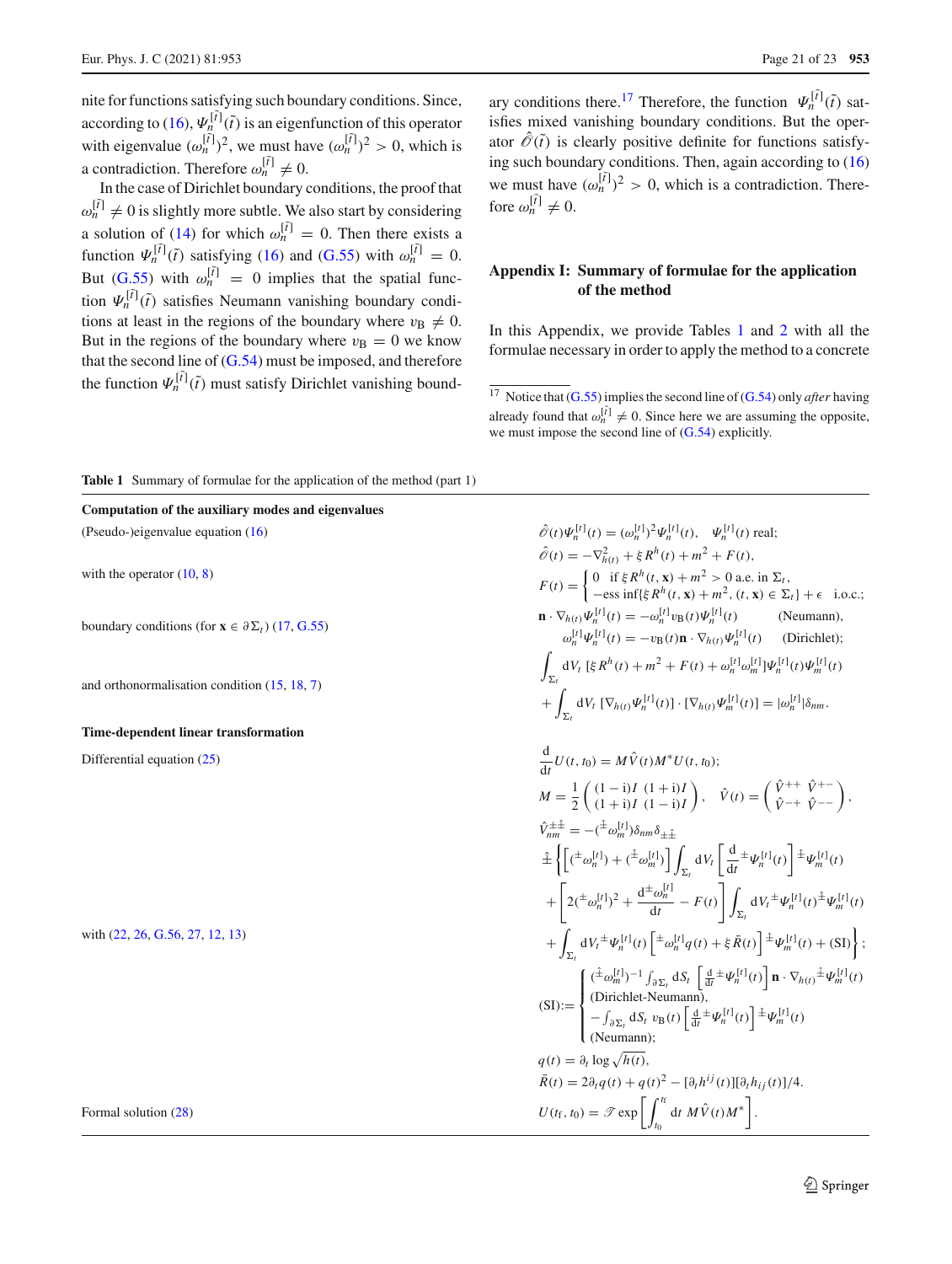nite for functions satisfying such boundary conditions. Since, according to (16), $\Psi_n^{[\tilde{t}]}(\tilde{t})$ is an eigenfunction of this operator with eigenvalue $(\omega_n^{[\tilde{t}]})^2$, we must have $(\omega_n^{[\tilde{t}]})^2 > 0$, which is a contradiction. Therefore $\omega_n^{[\tilde{t}]} \neq 0$.

In the case of Dirichlet boundary conditions, the proof that $\omega_n^{[\tilde{t}]} \neq 0$ is slightly more subtle. We also start by considering a solution of (14) for which $\omega_n^{[\tilde{t}]} = 0$. Then there exists a function $\Psi_n^{[\tilde{t}]}(\tilde{t})$ satisfying (16) and (G.55) with $\omega_n^{[\tilde{t}]} = 0$. But (G.55) with $\omega_n^{[\tilde{t}]} = 0$ implies that the spatial function $\Psi_n^{[\tilde{t}]}(\tilde{t})$ satisfies Neumann vanishing boundary conditions at least in the regions of the boundary where $v_{\mathrm{B}} \neq 0$. But in the regions of the boundary where $v_{\mathrm{B}} = 0$ we know that the second line of (G.54) must be imposed, and therefore the function $\Psi_n^{[\tilde{t}]}(\tilde{t})$ must satisfy Dirichlet vanishing boundary conditions there.[17] Therefore, the function $\Psi_n^{[\tilde{t}]}(\tilde{t})$ satisfies mixed vanishing boundary conditions. But the operator $\hat{\mathscr{O}}(\tilde{t})$ is clearly positive definite for functions satisfying such boundary conditions. Then, again according to (16) we must have $(\omega_n^{[\tilde{t}]})^2 > 0$, which is a contradiction. Therefore $\omega_n^{[\tilde{t}]} \neq 0$.

[17] Notice that (G.55) implies the second line of (G.54) only *after* having already found that $\omega_n^{[\tilde{t}]} \neq 0$. Since here we are assuming the opposite, we must impose the second line of (G.54) explicitly.

## Appendix I: Summary of formulae for the application of the method

In this Appendix, we provide Tables 1 and 2 with all the formulae necessary in order to apply the method to a concrete

**Table 1** Summary of formulae for the application of the method (part 1)

**Computation of the auxiliary modes and eigenvalues**

(Pseudo-)eigenvalue equation (16)

$$\hat{\mathscr{O}}(t)\Psi_n^{[t]}(t) = (\omega_n^{[t]})^2\Psi_n^{[t]}(t), \quad \Psi_n^{[t]}(t) \text{ real;}$$

with the operator (10, 8)

$$\hat{\mathscr{O}}(t) = -\nabla_{h(t)}^2 + \xi R^h(t) + m^2 + F(t),$$

$$F(t) = \begin{cases} 0 & \text{if } \xi R^h(t,\mathbf{x}) + m^2 > 0 \text{ a.e. in } \Sigma_t, \\ -\operatorname{ess\,inf}\{\xi R^h(t,\mathbf{x}) + m^2, (t,\mathbf{x}) \in \Sigma_t\} + \epsilon & \text{i.o.c.;} \end{cases}$$

boundary conditions (for $\mathbf{x} \in \partial\Sigma_t$) (17, G.55)

$$\mathbf{n}\cdot\nabla_{h(t)}\Psi_n^{[t]}(t) = -\omega_n^{[t]} v_{\mathrm{B}}(t)\Psi_n^{[t]}(t) \qquad \text{(Neumann),}$$

$$\omega_n^{[t]}\Psi_n^{[t]}(t) = -v_{\mathrm{B}}(t)\mathbf{n}\cdot\nabla_{h(t)}\Psi_n^{[t]}(t) \qquad \text{(Dirichlet);}$$

and orthonormalisation condition (15, 18, 7)

$$\int_{\Sigma_t} \mathrm{d}V_t\, [\xi R^h(t) + m^2 + F(t) + \omega_n^{[t]}\omega_m^{[t]}]\Psi_n^{[t]}(t)\Psi_m^{[t]}(t) + \int_{\Sigma_t} \mathrm{d}V_t\, [\nabla_{h(t)}\Psi_n^{[t]}(t)]\cdot[\nabla_{h(t)}\Psi_m^{[t]}(t)] = |\omega_n^{[t]}|\delta_{nm}.$$

**Time-dependent linear transformation**

Differential equation (25)

$$\frac{\mathrm{d}}{\mathrm{d}t}U(t,t_0) = M\hat{V}(t)M^*U(t,t_0);$$

$$M = \frac{1}{2}\begin{pmatrix} (1-\mathrm{i})I & (1+\mathrm{i})I \\ (1+\mathrm{i})I & (1-\mathrm{i})I \end{pmatrix}, \quad \hat{V}(t) = \begin{pmatrix} \hat{V}^{++} & \hat{V}^{+-} \\ \hat{V}^{-+} & \hat{V}^{--} \end{pmatrix},$$

with (22, 26, G.56, 27, 12, 13)

$$\begin{aligned} \hat{V}_{nm}^{\pm\hat{\pm}} = {} & -(^{\hat{\pm}}\omega_m^{[t]})\delta_{nm}\delta_{\pm\hat{\pm}} \\ & \hat{\pm}\Bigg\{\left[(^{\pm}\omega_n^{[t]}) + (^{\hat{\pm}}\omega_m^{[t]})\right]\int_{\Sigma_t}\mathrm{d}V_t\left[\frac{\mathrm{d}}{\mathrm{d}t}{}^{\pm}\Psi_n^{[t]}(t)\right]{}^{\hat{\pm}}\Psi_m^{[t]}(t) \\ & + \left[2(^{\pm}\omega_n^{[t]})^2 + \frac{\mathrm{d}^{\pm}\omega_n^{[t]}}{\mathrm{d}t} - F(t)\right]\int_{\Sigma_t}\mathrm{d}V_t\,{}^{\pm}\Psi_n^{[t]}(t)\,{}^{\hat{\pm}}\Psi_m^{[t]}(t) \\ & + \int_{\Sigma_t}\mathrm{d}V_t\,{}^{\pm}\Psi_n^{[t]}(t)\left[{}^{\pm}\omega_n^{[t]}q(t) + \xi\bar{R}(t)\right]{}^{\hat{\pm}}\Psi_m^{[t]}(t) + \text{(SI)}\Bigg\}; \end{aligned}$$

$$\text{(SI)} := \begin{cases} (^{\hat{\pm}}\omega_m^{[t]})^{-1}\int_{\partial\Sigma_t}\mathrm{d}S_t\left[\frac{\mathrm{d}}{\mathrm{d}t}{}^{\pm}\Psi_n^{[t]}(t)\right]\mathbf{n}\cdot\nabla_{h(t)}{}^{\hat{\pm}}\Psi_m^{[t]}(t) \\ \text{(Dirichlet-Neumann),} \\ -\int_{\partial\Sigma_t}\mathrm{d}S_t\, v_{\mathrm{B}}(t)\left[\frac{\mathrm{d}}{\mathrm{d}t}{}^{\pm}\Psi_n^{[t]}(t)\right]{}^{\hat{\pm}}\Psi_m^{[t]}(t) \\ \text{(Neumann);} \end{cases}$$

$$q(t) = \partial_t \log\sqrt{h(t)},$$

$$\bar{R}(t) = 2\partial_t q(t) + q(t)^2 - [\partial_t h^{ij}(t)][\partial_t h_{ij}(t)]/4.$$

Formal solution (28)

$$U(t_{\mathrm{f}},t_0) = \mathscr{T}\exp\left[\int_{t_0}^{t_{\mathrm{f}}}\mathrm{d}t\, M\hat{V}(t)M^*\right].$$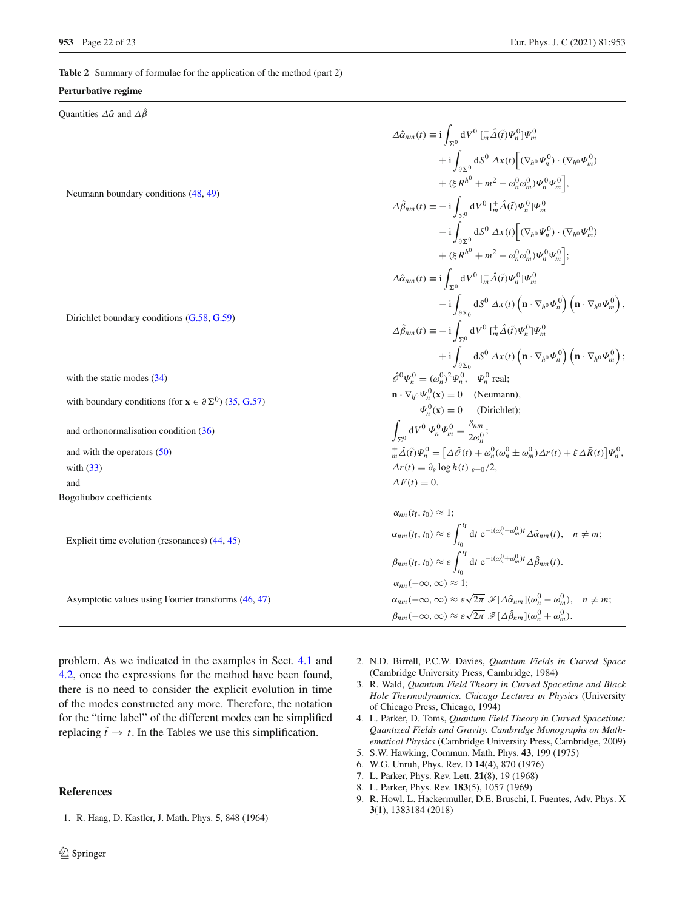**Table 2** Summary of formulae for the application of the method (part 2)

| **Perturbative regime** | |
|---|---|
| Quantities $\Delta\hat{\alpha}$ and $\Delta\hat{\beta}$ | |
| Neumann boundary conditions (48, 49) | $\Delta\hat{\alpha}_{nm}(t) \equiv \mathrm{i}\int_{\Sigma^0} \mathrm{d}V^0\, [{}^{-}_{m}\hat{\Delta}(\tilde{t})\Psi^0_n]\Psi^0_m + \mathrm{i}\int_{\partial\Sigma^0} \mathrm{d}S^0\, \Delta x(t)\Big[(\nabla_{h^0}\Psi^0_n)\cdot(\nabla_{h^0}\Psi^0_m) + (\xi R^{h^0} + m^2 - \omega^0_n\omega^0_m)\Psi^0_n\Psi^0_m\Big],$ $\Delta\hat{\beta}_{nm}(t) \equiv -\mathrm{i}\int_{\Sigma^0} \mathrm{d}V^0\, [{}^{+}_{m}\hat{\Delta}(\tilde{t})\Psi^0_n]\Psi^0_m - \mathrm{i}\int_{\partial\Sigma^0} \mathrm{d}S^0\, \Delta x(t)\Big[(\nabla_{h^0}\Psi^0_n)\cdot(\nabla_{h^0}\Psi^0_m) + (\xi R^{h^0} + m^2 + \omega^0_n\omega^0_m)\Psi^0_n\Psi^0_m\Big];$ |
| Dirichlet boundary conditions (G.58, G.59) | $\Delta\hat{\alpha}_{nm}(t) \equiv \mathrm{i}\int_{\Sigma^0} \mathrm{d}V^0\, [{}^{-}_{m}\hat{\Delta}(\tilde{t})\Psi^0_n]\Psi^0_m - \mathrm{i}\int_{\partial\Sigma_0} \mathrm{d}S^0\, \Delta x(t)\left(\mathbf{n}\cdot\nabla_{h^0}\Psi^0_n\right)\left(\mathbf{n}\cdot\nabla_{h^0}\Psi^0_m\right),$ $\Delta\hat{\beta}_{nm}(t) \equiv -\mathrm{i}\int_{\Sigma^0} \mathrm{d}V^0\, [{}^{+}_{m}\hat{\Delta}(\tilde{t})\Psi^0_n]\Psi^0_m + \mathrm{i}\int_{\partial\Sigma_0} \mathrm{d}S^0\, \Delta x(t)\left(\mathbf{n}\cdot\nabla_{h^0}\Psi^0_n\right)\left(\mathbf{n}\cdot\nabla_{h^0}\Psi^0_m\right);$ |
| with the static modes (34) | $\hat{\mathscr{O}}^0\Psi^0_n = (\omega^0_n)^2\Psi^0_n, \quad \Psi^0_n$ real; |
| with boundary conditions (for $\mathbf{x}\in\partial\Sigma^0$) (35, G.57) | $\mathbf{n}\cdot\nabla_{h^0}\Psi^0_n(\mathbf{x}) = 0$ (Neumann), $\Psi^0_n(\mathbf{x}) = 0$ (Dirichlet); |
| and orthonormalisation condition (36) | $\int_{\Sigma^0} \mathrm{d}V^0\, \Psi^0_n\Psi^0_m = \dfrac{\delta_{nm}}{2\omega^0_n};$ |
| and with the operators (50) | ${}^{\pm}_{m}\hat{\Delta}(\tilde{t})\Psi^0_n = \big[\Delta\hat{\mathscr{O}}(t) + \omega^0_n(\omega^0_n \pm \omega^0_m)\Delta r(t) + \xi\Delta\bar{R}(t)\big]\Psi^0_n,$ |
| with (33) | $\Delta r(t) = \partial_\varepsilon \log h(t)\vert_{\varepsilon=0}/2,$ |
| and | $\Delta F(t) = 0.$ |
| Bogoliubov coefficients | |
| Explicit time evolution (resonances) (44, 45) | $\alpha_{nn}(t_\mathrm{f}, t_0) \approx 1;$ $\alpha_{nm}(t_\mathrm{f}, t_0) \approx \varepsilon\int_{t_0}^{t_\mathrm{f}} \mathrm{d}t\, \mathrm{e}^{-\mathrm{i}(\omega^0_n - \omega^0_m)t}\,\Delta\hat{\alpha}_{nm}(t), \quad n \neq m;$ $\beta_{nm}(t_\mathrm{f}, t_0) \approx \varepsilon\int_{t_0}^{t_\mathrm{f}} \mathrm{d}t\, \mathrm{e}^{-\mathrm{i}(\omega^0_n + \omega^0_m)t}\,\Delta\hat{\beta}_{nm}(t).$ |
| Asymptotic values using Fourier transforms (46, 47) | $\alpha_{nn}(-\infty, \infty) \approx 1;$ $\alpha_{nm}(-\infty, \infty) \approx \varepsilon\sqrt{2\pi}\,\mathscr{F}[\Delta\hat{\alpha}_{nm}](\omega^0_n - \omega^0_m), \quad n \neq m;$ $\beta_{nm}(-\infty, \infty) \approx \varepsilon\sqrt{2\pi}\,\mathscr{F}[\Delta\hat{\beta}_{nm}](\omega^0_n + \omega^0_m).$ |

problem. As we indicated in the examples in Sect. 4.1 and 4.2, once the expressions for the method have been found, there is no need to consider the explicit evolution in time of the modes constructed any more. Therefore, the notation for the "time label" of the different modes can be simplified replacing $\tilde{t} \to t$. In the Tables we use this simplification.

## References

1. R. Haag, D. Kastler, J. Math. Phys. **5**, 848 (1964)
2. N.D. Birrell, P.C.W. Davies, *Quantum Fields in Curved Space* (Cambridge University Press, Cambridge, 1984)
3. R. Wald, *Quantum Field Theory in Curved Spacetime and Black Hole Thermodynamics. Chicago Lectures in Physics* (University of Chicago Press, Chicago, 1994)
4. L. Parker, D. Toms, *Quantum Field Theory in Curved Spacetime: Quantized Fields and Gravity. Cambridge Monographs on Mathematical Physics* (Cambridge University Press, Cambridge, 2009)
5. S.W. Hawking, Commun. Math. Phys. **43**, 199 (1975)
6. W.G. Unruh, Phys. Rev. D **14**(4), 870 (1976)
7. L. Parker, Phys. Rev. Lett. **21**(8), 19 (1968)
8. L. Parker, Phys. Rev. **183**(5), 1057 (1969)
9. R. Howl, L. Hackermuller, D.E. Bruschi, I. Fuentes, Adv. Phys. X **3**(1), 1383184 (2018)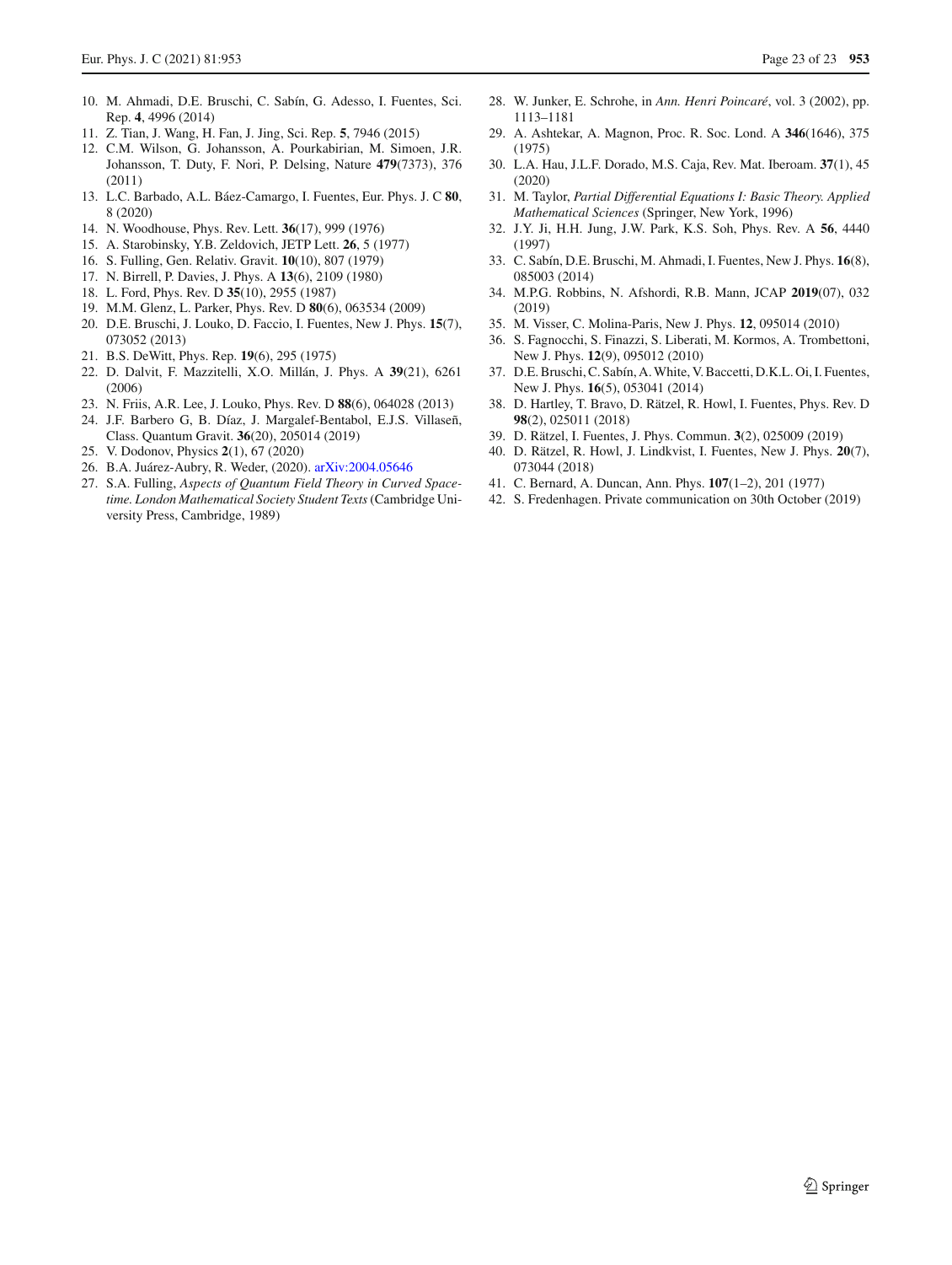10. M. Ahmadi, D.E. Bruschi, C. Sabín, G. Adesso, I. Fuentes, Sci. Rep. **4**, 4996 (2014)
11. Z. Tian, J. Wang, H. Fan, J. Jing, Sci. Rep. **5**, 7946 (2015)
12. C.M. Wilson, G. Johansson, A. Pourkabirian, M. Simoen, J.R. Johansson, T. Duty, F. Nori, P. Delsing, Nature **479**(7373), 376 (2011)
13. L.C. Barbado, A.L. Báez-Camargo, I. Fuentes, Eur. Phys. J. C **80**, 8 (2020)
14. N. Woodhouse, Phys. Rev. Lett. **36**(17), 999 (1976)
15. A. Starobinsky, Y.B. Zeldovich, JETP Lett. **26**, 5 (1977)
16. S. Fulling, Gen. Relativ. Gravit. **10**(10), 807 (1979)
17. N. Birrell, P. Davies, J. Phys. A **13**(6), 2109 (1980)
18. L. Ford, Phys. Rev. D **35**(10), 2955 (1987)
19. M.M. Glenz, L. Parker, Phys. Rev. D **80**(6), 063534 (2009)
20. D.E. Bruschi, J. Louko, D. Faccio, I. Fuentes, New J. Phys. **15**(7), 073052 (2013)
21. B.S. DeWitt, Phys. Rep. **19**(6), 295 (1975)
22. D. Dalvit, F. Mazzitelli, X.O. Millán, J. Phys. A **39**(21), 6261 (2006)
23. N. Friis, A.R. Lee, J. Louko, Phys. Rev. D **88**(6), 064028 (2013)
24. J.F. Barbero G, B. Díaz, J. Margalef-Bentabol, E.J.S. Villaseñ, Class. Quantum Gravit. **36**(20), 205014 (2019)
25. V. Dodonov, Physics **2**(1), 67 (2020)
26. B.A. Juárez-Aubry, R. Weder, (2020). arXiv:2004.05646
27. S.A. Fulling, *Aspects of Quantum Field Theory in Curved Spacetime. London Mathematical Society Student Texts* (Cambridge University Press, Cambridge, 1989)
28. W. Junker, E. Schrohe, in *Ann. Henri Poincaré*, vol. 3 (2002), pp. 1113–1181
29. A. Ashtekar, A. Magnon, Proc. R. Soc. Lond. A **346**(1646), 375 (1975)
30. L.A. Hau, J.L.F. Dorado, M.S. Caja, Rev. Mat. Iberoam. **37**(1), 45 (2020)
31. M. Taylor, *Partial Differential Equations I: Basic Theory. Applied Mathematical Sciences* (Springer, New York, 1996)
32. J.Y. Ji, H.H. Jung, J.W. Park, K.S. Soh, Phys. Rev. A **56**, 4440 (1997)
33. C. Sabín, D.E. Bruschi, M. Ahmadi, I. Fuentes, New J. Phys. **16**(8), 085003 (2014)
34. M.P.G. Robbins, N. Afshordi, R.B. Mann, JCAP **2019**(07), 032 (2019)
35. M. Visser, C. Molina-Paris, New J. Phys. **12**, 095014 (2010)
36. S. Fagnocchi, S. Finazzi, S. Liberati, M. Kormos, A. Trombettoni, New J. Phys. **12**(9), 095012 (2010)
37. D.E. Bruschi, C. Sabín, A. White, V. Baccetti, D.K.L. Oi, I. Fuentes, New J. Phys. **16**(5), 053041 (2014)
38. D. Hartley, T. Bravo, D. Rätzel, R. Howl, I. Fuentes, Phys. Rev. D **98**(2), 025011 (2018)
39. D. Rätzel, I. Fuentes, J. Phys. Commun. **3**(2), 025009 (2019)
40. D. Rätzel, R. Howl, J. Lindkvist, I. Fuentes, New J. Phys. **20**(7), 073044 (2018)
41. C. Bernard, A. Duncan, Ann. Phys. **107**(1–2), 201 (1977)
42. S. Fredenhagen. Private communication on 30th October (2019)